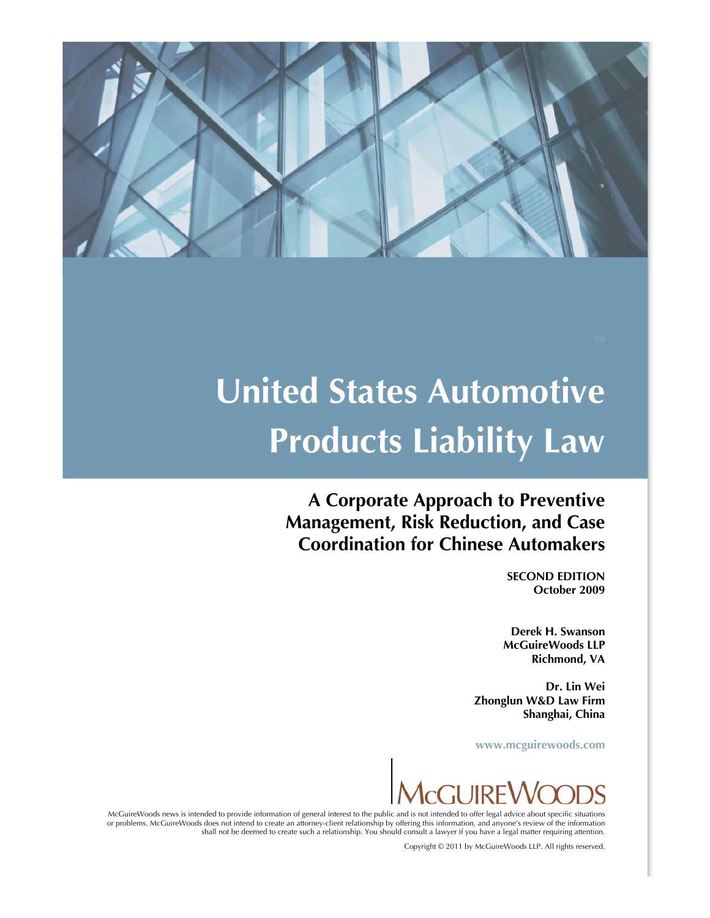# United States Automotive Products Liability Law

## A Corporate Approach to Preventive Management, Risk Reduction, and Case Coordination for Chinese Automakers

**SECOND EDITION**
**October 2009**

**Derek H. Swanson**
**McGuireWoods LLP**
**Richmond, VA**

**Dr. Lin Wei**
**Zhonglun W&D Law Firm**
**Shanghai, China**

www.mcguirewoods.com

McGUIREWOODS

McGuireWoods news is intended to provide information of general interest to the public and is not intended to offer legal advice about specific situations or problems. McGuireWoods does not intend to create an attorney-client relationship by offering this information, and anyone's review of the information shall not be deemed to create such a relationship. You should consult a lawyer if you have a legal matter requiring attention.

Copyright © 2011 by McGuireWoods LLP. All rights reserved.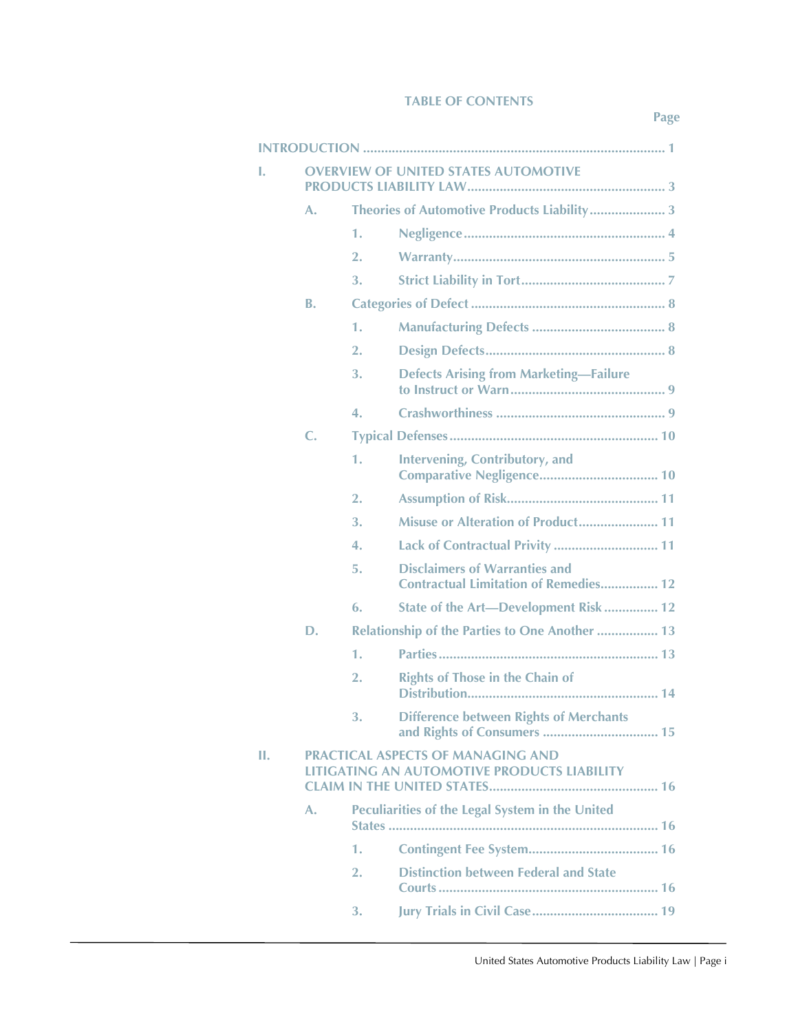# TABLE OF CONTENTS

Page

INTRODUCTION ..... 1

I. OVERVIEW OF UNITED STATES AUTOMOTIVE PRODUCTS LIABILITY LAW ..... 3

- A. Theories of Automotive Products Liability ..... 3
  - 1. Negligence ..... 4
  - 2. Warranty ..... 5
  - 3. Strict Liability in Tort ..... 7
- B. Categories of Defect ..... 8
  - 1. Manufacturing Defects ..... 8
  - 2. Design Defects ..... 8
  - 3. Defects Arising from Marketing—Failure to Instruct or Warn ..... 9
  - 4. Crashworthiness ..... 9
- C. Typical Defenses ..... 10
  - 1. Intervening, Contributory, and Comparative Negligence ..... 10
  - 2. Assumption of Risk ..... 11
  - 3. Misuse or Alteration of Product ..... 11
  - 4. Lack of Contractual Privity ..... 11
  - 5. Disclaimers of Warranties and Contractual Limitation of Remedies ..... 12
  - 6. State of the Art—Development Risk ..... 12
- D. Relationship of the Parties to One Another ..... 13
  - 1. Parties ..... 13
  - 2. Rights of Those in the Chain of Distribution ..... 14
  - 3. Difference between Rights of Merchants and Rights of Consumers ..... 15

II. PRACTICAL ASPECTS OF MANAGING AND LITIGATING AN AUTOMOTIVE PRODUCTS LIABILITY CLAIM IN THE UNITED STATES ..... 16

- A. Peculiarities of the Legal System in the United States ..... 16
  - 1. Contingent Fee System ..... 16
  - 2. Distinction between Federal and State Courts ..... 16
  - 3. Jury Trials in Civil Case ..... 19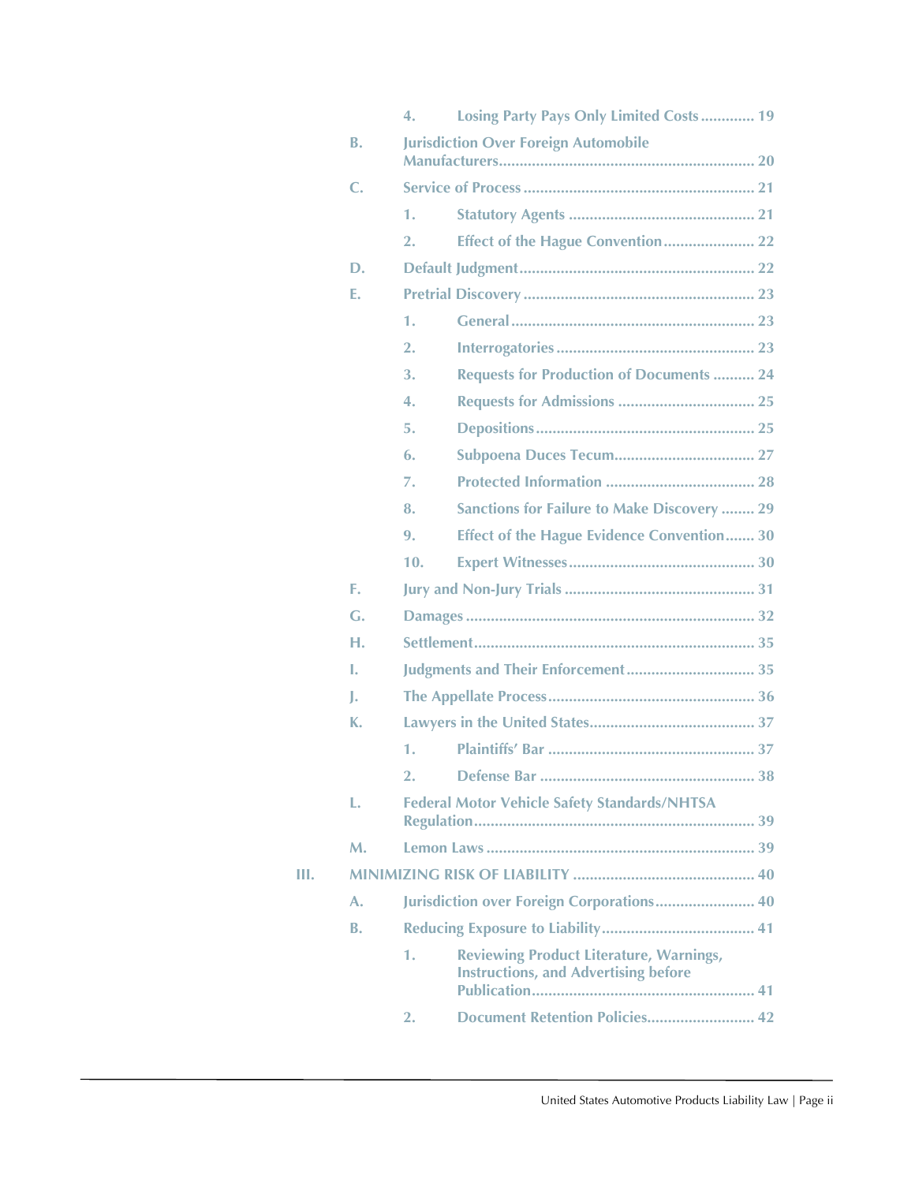- 4. Losing Party Pays Only Limited Costs ............. 19
- B. Jurisdiction Over Foreign Automobile Manufacturers............................................................. 20
- C. Service of Process ........................................................ 21
  - 1. Statutory Agents ............................................. 21
  - 2. Effect of the Hague Convention...................... 22
- D. Default Judgment......................................................... 22
- E. Pretrial Discovery ........................................................ 23
  - 1. General........................................................... 23
  - 2. Interrogatories ................................................ 23
  - 3. Requests for Production of Documents .......... 24
  - 4. Requests for Admissions ................................. 25
  - 5. Depositions..................................................... 25
  - 6. Subpoena Duces Tecum.................................. 27
  - 7. Protected Information .................................... 28
  - 8. Sanctions for Failure to Make Discovery ........ 29
  - 9. Effect of the Hague Evidence Convention....... 30
  - 10. Expert Witnesses............................................. 30
- F. Jury and Non-Jury Trials .............................................. 31
- G. Damages ...................................................................... 32
- H. Settlement.................................................................... 35
- I. Judgments and Their Enforcement ............................... 35
- J. The Appellate Process.................................................. 36
- K. Lawyers in the United States........................................ 37
  - 1. Plaintiffs' Bar .................................................. 37
  - 2. Defense Bar .................................................... 38
- L. Federal Motor Vehicle Safety Standards/NHTSA Regulation.................................................................... 39
- M. Lemon Laws ................................................................. 39

III. MINIMIZING RISK OF LIABILITY ............................................ 40

- A. Jurisdiction over Foreign Corporations........................ 40
- B. Reducing Exposure to Liability..................................... 41
  - 1. Reviewing Product Literature, Warnings, Instructions, and Advertising before Publication...................................................... 41
  - 2. Document Retention Policies.......................... 42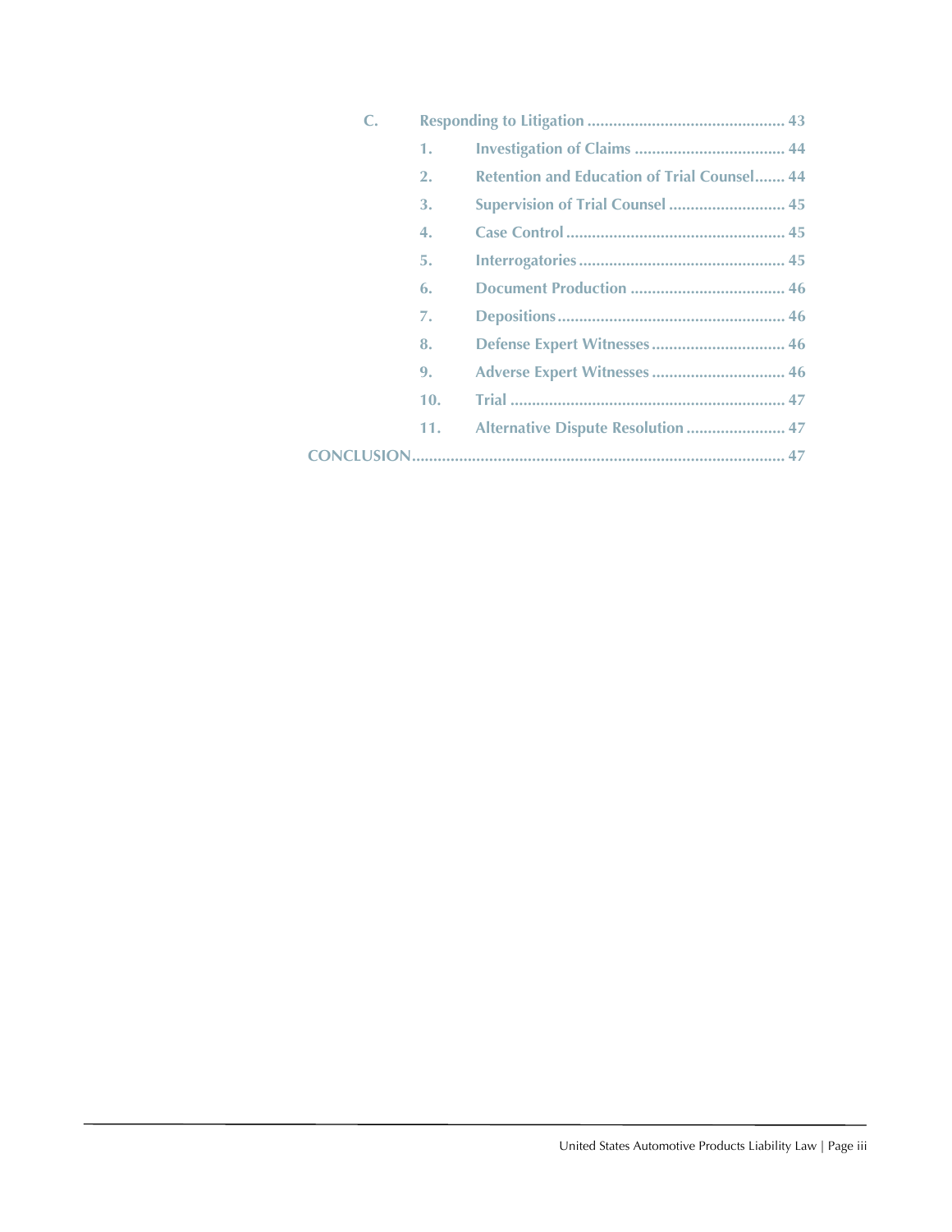C. Responding to Litigation ............................................. 43

1. Investigation of Claims ................................... 44
2. Retention and Education of Trial Counsel....... 44
3. Supervision of Trial Counsel ........................... 45
4. Case Control .................................................. 45
5. Interrogatories ................................................ 45
6. Document Production .................................... 46
7. Depositions..................................................... 46
8. Defense Expert Witnesses ............................... 46
9. Adverse Expert Witnesses ............................... 46
10. Trial ................................................................ 47
11. Alternative Dispute Resolution ....................... 47

CONCLUSION...................................................................................... 47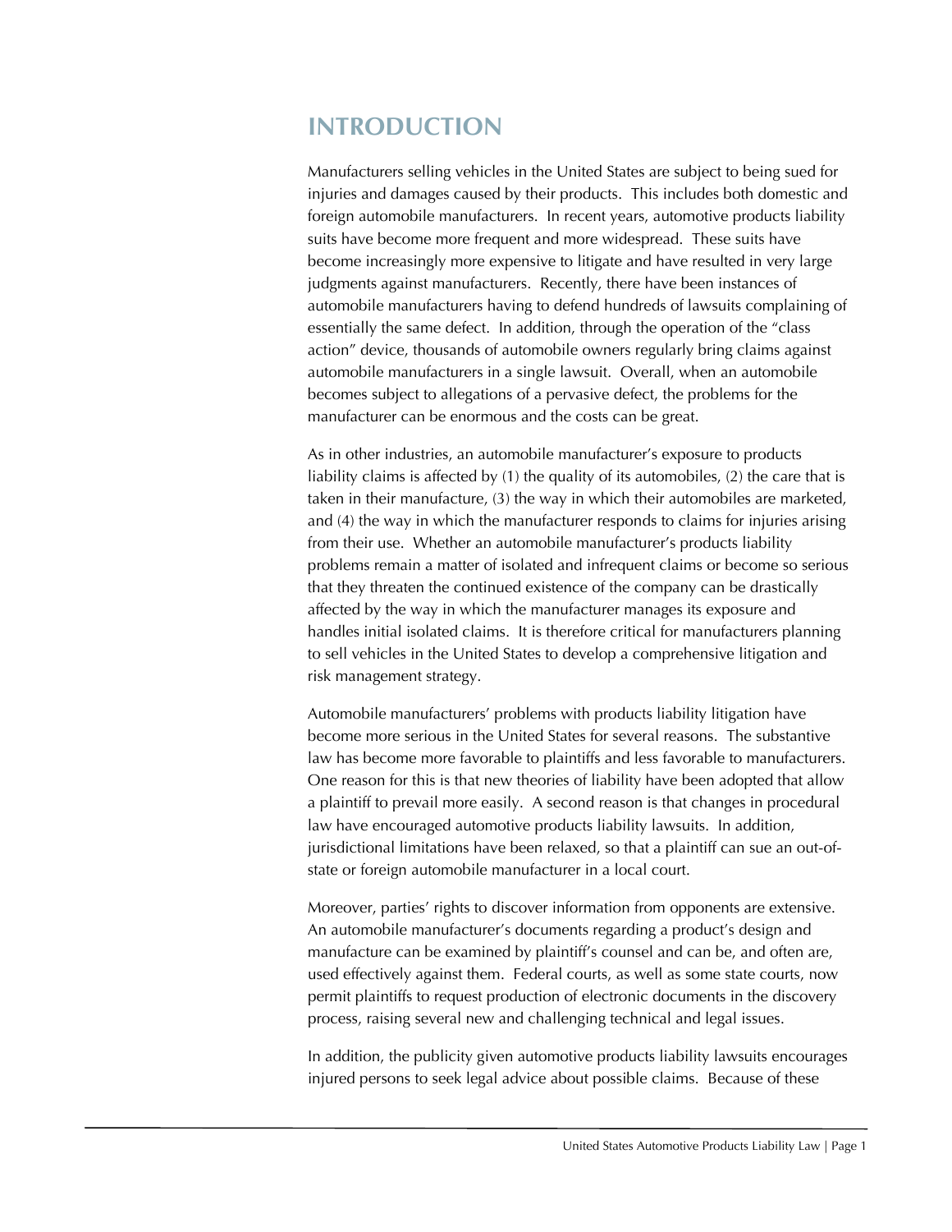# INTRODUCTION

Manufacturers selling vehicles in the United States are subject to being sued for injuries and damages caused by their products. This includes both domestic and foreign automobile manufacturers. In recent years, automotive products liability suits have become more frequent and more widespread. These suits have become increasingly more expensive to litigate and have resulted in very large judgments against manufacturers. Recently, there have been instances of automobile manufacturers having to defend hundreds of lawsuits complaining of essentially the same defect. In addition, through the operation of the "class action" device, thousands of automobile owners regularly bring claims against automobile manufacturers in a single lawsuit. Overall, when an automobile becomes subject to allegations of a pervasive defect, the problems for the manufacturer can be enormous and the costs can be great.

As in other industries, an automobile manufacturer's exposure to products liability claims is affected by (1) the quality of its automobiles, (2) the care that is taken in their manufacture, (3) the way in which their automobiles are marketed, and (4) the way in which the manufacturer responds to claims for injuries arising from their use. Whether an automobile manufacturer's products liability problems remain a matter of isolated and infrequent claims or become so serious that they threaten the continued existence of the company can be drastically affected by the way in which the manufacturer manages its exposure and handles initial isolated claims. It is therefore critical for manufacturers planning to sell vehicles in the United States to develop a comprehensive litigation and risk management strategy.

Automobile manufacturers' problems with products liability litigation have become more serious in the United States for several reasons. The substantive law has become more favorable to plaintiffs and less favorable to manufacturers. One reason for this is that new theories of liability have been adopted that allow a plaintiff to prevail more easily. A second reason is that changes in procedural law have encouraged automotive products liability lawsuits. In addition, jurisdictional limitations have been relaxed, so that a plaintiff can sue an out-of-state or foreign automobile manufacturer in a local court.

Moreover, parties' rights to discover information from opponents are extensive. An automobile manufacturer's documents regarding a product's design and manufacture can be examined by plaintiff's counsel and can be, and often are, used effectively against them. Federal courts, as well as some state courts, now permit plaintiffs to request production of electronic documents in the discovery process, raising several new and challenging technical and legal issues.

In addition, the publicity given automotive products liability lawsuits encourages injured persons to seek legal advice about possible claims. Because of these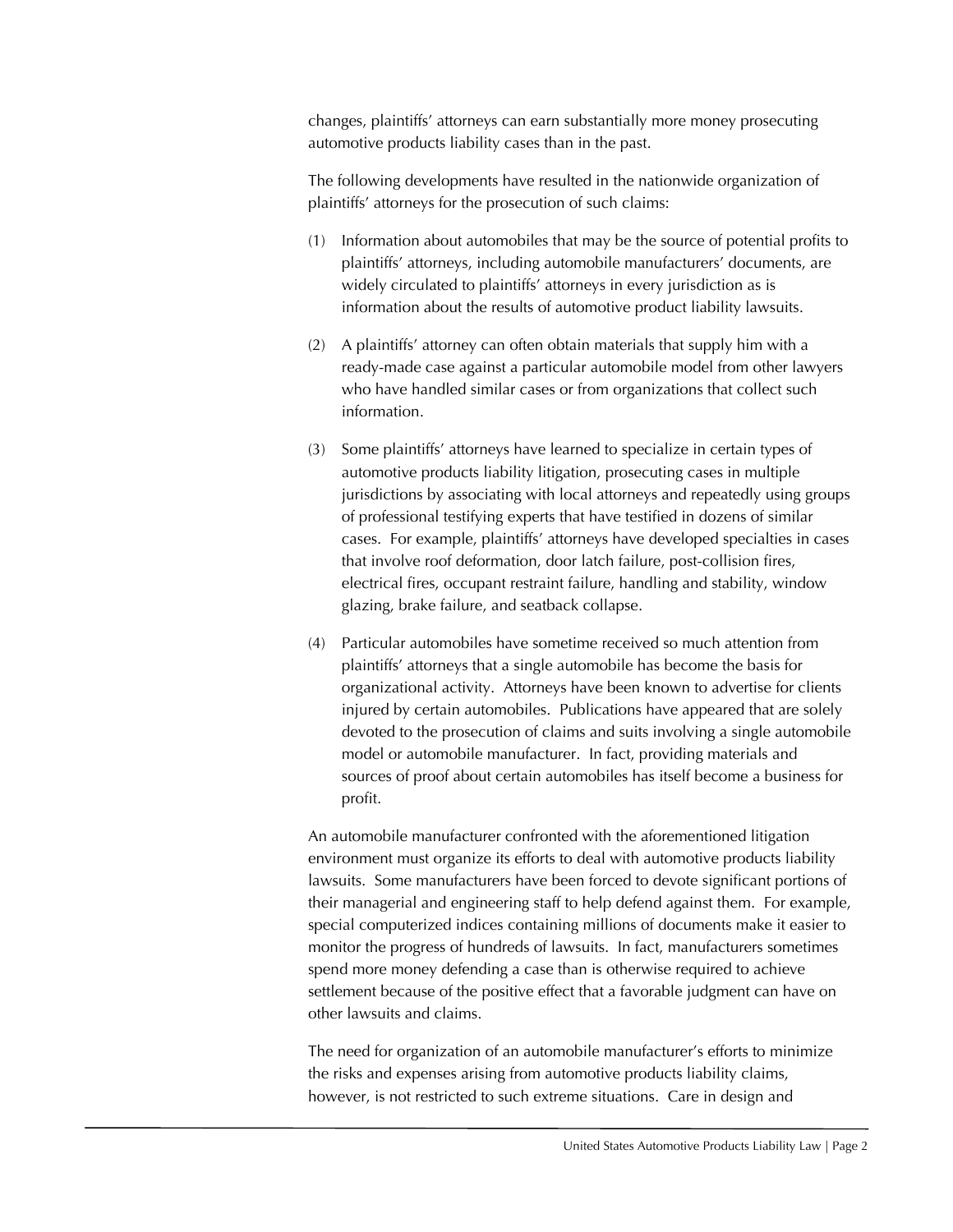changes, plaintiffs' attorneys can earn substantially more money prosecuting automotive products liability cases than in the past.

The following developments have resulted in the nationwide organization of plaintiffs' attorneys for the prosecution of such claims:

(1) Information about automobiles that may be the source of potential profits to plaintiffs' attorneys, including automobile manufacturers' documents, are widely circulated to plaintiffs' attorneys in every jurisdiction as is information about the results of automotive product liability lawsuits.

(2) A plaintiffs' attorney can often obtain materials that supply him with a ready-made case against a particular automobile model from other lawyers who have handled similar cases or from organizations that collect such information.

(3) Some plaintiffs' attorneys have learned to specialize in certain types of automotive products liability litigation, prosecuting cases in multiple jurisdictions by associating with local attorneys and repeatedly using groups of professional testifying experts that have testified in dozens of similar cases. For example, plaintiffs' attorneys have developed specialties in cases that involve roof deformation, door latch failure, post-collision fires, electrical fires, occupant restraint failure, handling and stability, window glazing, brake failure, and seatback collapse.

(4) Particular automobiles have sometime received so much attention from plaintiffs' attorneys that a single automobile has become the basis for organizational activity. Attorneys have been known to advertise for clients injured by certain automobiles. Publications have appeared that are solely devoted to the prosecution of claims and suits involving a single automobile model or automobile manufacturer. In fact, providing materials and sources of proof about certain automobiles has itself become a business for profit.

An automobile manufacturer confronted with the aforementioned litigation environment must organize its efforts to deal with automotive products liability lawsuits. Some manufacturers have been forced to devote significant portions of their managerial and engineering staff to help defend against them. For example, special computerized indices containing millions of documents make it easier to monitor the progress of hundreds of lawsuits. In fact, manufacturers sometimes spend more money defending a case than is otherwise required to achieve settlement because of the positive effect that a favorable judgment can have on other lawsuits and claims.

The need for organization of an automobile manufacturer's efforts to minimize the risks and expenses arising from automotive products liability claims, however, is not restricted to such extreme situations. Care in design and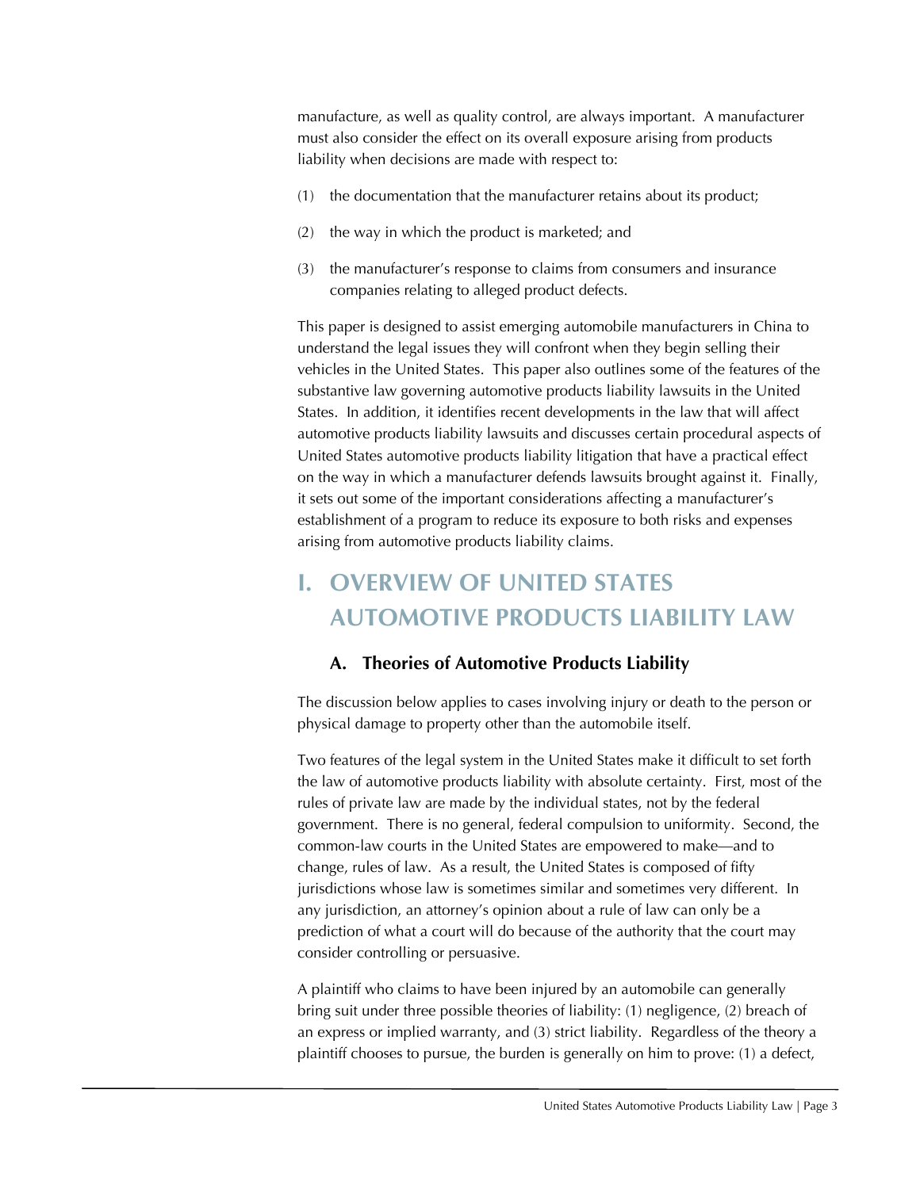manufacture, as well as quality control, are always important. A manufacturer must also consider the effect on its overall exposure arising from products liability when decisions are made with respect to:

(1) the documentation that the manufacturer retains about its product;

(2) the way in which the product is marketed; and

(3) the manufacturer's response to claims from consumers and insurance companies relating to alleged product defects.

This paper is designed to assist emerging automobile manufacturers in China to understand the legal issues they will confront when they begin selling their vehicles in the United States. This paper also outlines some of the features of the substantive law governing automotive products liability lawsuits in the United States. In addition, it identifies recent developments in the law that will affect automotive products liability lawsuits and discusses certain procedural aspects of United States automotive products liability litigation that have a practical effect on the way in which a manufacturer defends lawsuits brought against it. Finally, it sets out some of the important considerations affecting a manufacturer's establishment of a program to reduce its exposure to both risks and expenses arising from automotive products liability claims.

# I. OVERVIEW OF UNITED STATES AUTOMOTIVE PRODUCTS LIABILITY LAW

## A. Theories of Automotive Products Liability

The discussion below applies to cases involving injury or death to the person or physical damage to property other than the automobile itself.

Two features of the legal system in the United States make it difficult to set forth the law of automotive products liability with absolute certainty. First, most of the rules of private law are made by the individual states, not by the federal government. There is no general, federal compulsion to uniformity. Second, the common-law courts in the United States are empowered to make—and to change, rules of law. As a result, the United States is composed of fifty jurisdictions whose law is sometimes similar and sometimes very different. In any jurisdiction, an attorney's opinion about a rule of law can only be a prediction of what a court will do because of the authority that the court may consider controlling or persuasive.

A plaintiff who claims to have been injured by an automobile can generally bring suit under three possible theories of liability: (1) negligence, (2) breach of an express or implied warranty, and (3) strict liability. Regardless of the theory a plaintiff chooses to pursue, the burden is generally on him to prove: (1) a defect,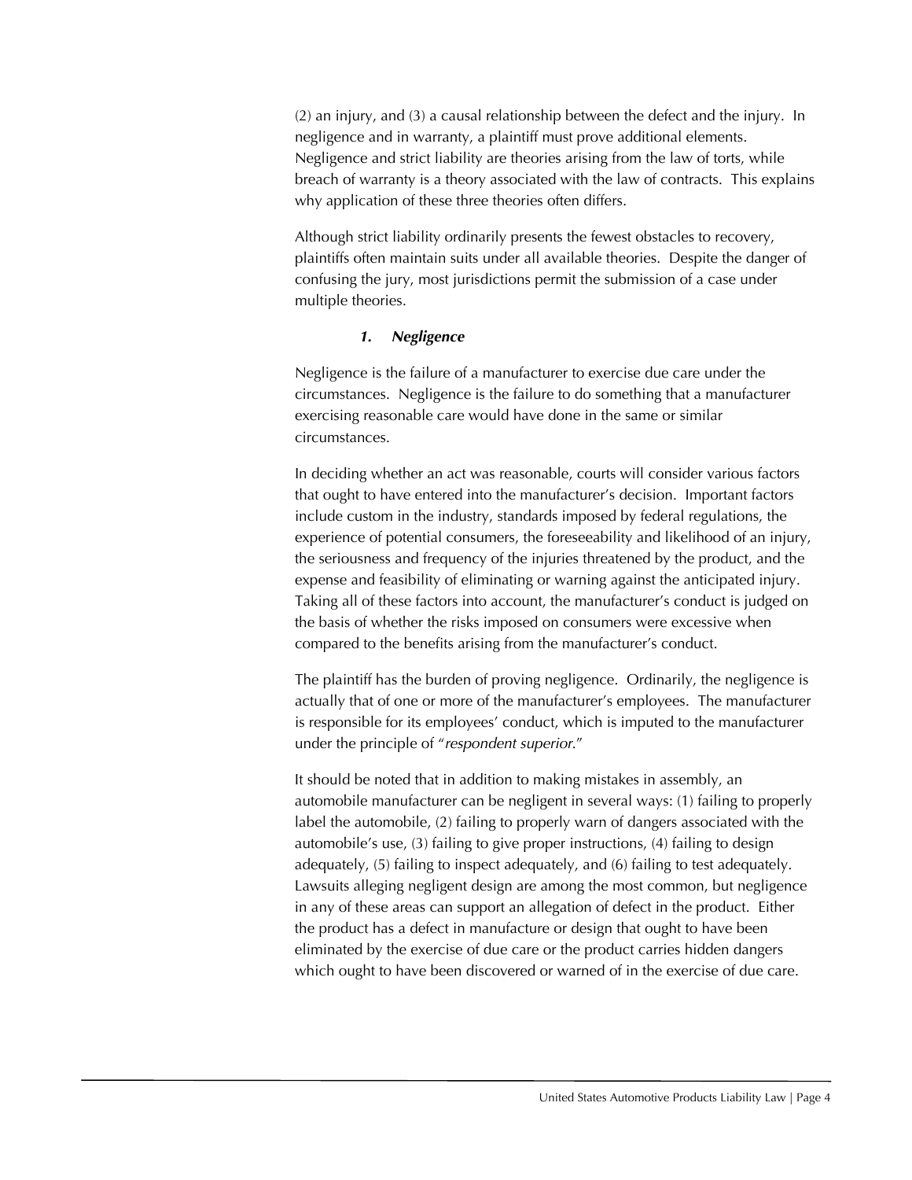(2) an injury, and (3) a causal relationship between the defect and the injury. In negligence and in warranty, a plaintiff must prove additional elements. Negligence and strict liability are theories arising from the law of torts, while breach of warranty is a theory associated with the law of contracts. This explains why application of these three theories often differs.

Although strict liability ordinarily presents the fewest obstacles to recovery, plaintiffs often maintain suits under all available theories. Despite the danger of confusing the jury, most jurisdictions permit the submission of a case under multiple theories.

### *1. Negligence*

Negligence is the failure of a manufacturer to exercise due care under the circumstances. Negligence is the failure to do something that a manufacturer exercising reasonable care would have done in the same or similar circumstances.

In deciding whether an act was reasonable, courts will consider various factors that ought to have entered into the manufacturer's decision. Important factors include custom in the industry, standards imposed by federal regulations, the experience of potential consumers, the foreseeability and likelihood of an injury, the seriousness and frequency of the injuries threatened by the product, and the expense and feasibility of eliminating or warning against the anticipated injury. Taking all of these factors into account, the manufacturer's conduct is judged on the basis of whether the risks imposed on consumers were excessive when compared to the benefits arising from the manufacturer's conduct.

The plaintiff has the burden of proving negligence. Ordinarily, the negligence is actually that of one or more of the manufacturer's employees. The manufacturer is responsible for its employees' conduct, which is imputed to the manufacturer under the principle of "*respondent superior*."

It should be noted that in addition to making mistakes in assembly, an automobile manufacturer can be negligent in several ways: (1) failing to properly label the automobile, (2) failing to properly warn of dangers associated with the automobile's use, (3) failing to give proper instructions, (4) failing to design adequately, (5) failing to inspect adequately, and (6) failing to test adequately. Lawsuits alleging negligent design are among the most common, but negligence in any of these areas can support an allegation of defect in the product. Either the product has a defect in manufacture or design that ought to have been eliminated by the exercise of due care or the product carries hidden dangers which ought to have been discovered or warned of in the exercise of due care.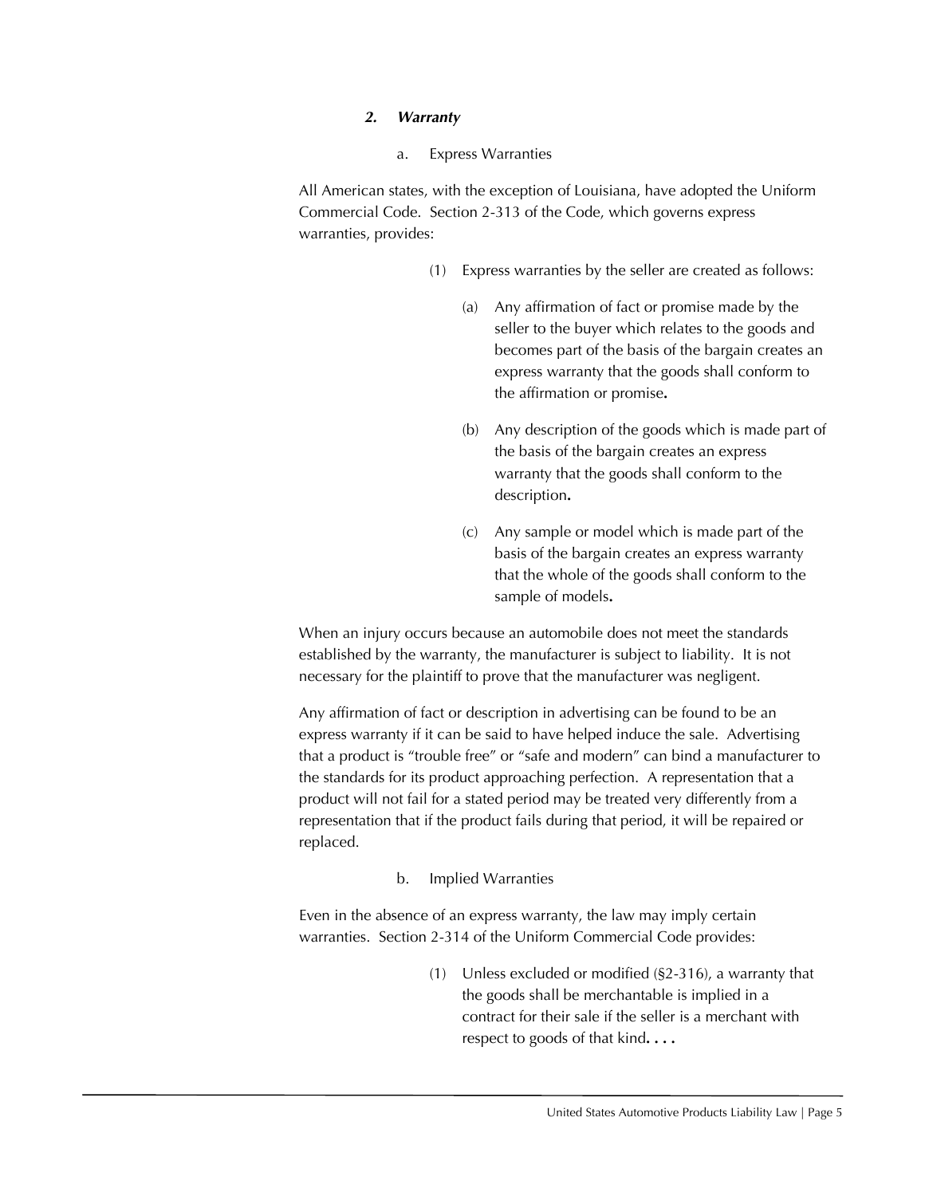### *2. Warranty*

#### a. Express Warranties

All American states, with the exception of Louisiana, have adopted the Uniform Commercial Code. Section 2-313 of the Code, which governs express warranties, provides:

> (1) Express warranties by the seller are created as follows:
>
> > (a) Any affirmation of fact or promise made by the seller to the buyer which relates to the goods and becomes part of the basis of the bargain creates an express warranty that the goods shall conform to the affirmation or promise.
> >
> > (b) Any description of the goods which is made part of the basis of the bargain creates an express warranty that the goods shall conform to the description.
> >
> > (c) Any sample or model which is made part of the basis of the bargain creates an express warranty that the whole of the goods shall conform to the sample of models.

When an injury occurs because an automobile does not meet the standards established by the warranty, the manufacturer is subject to liability. It is not necessary for the plaintiff to prove that the manufacturer was negligent.

Any affirmation of fact or description in advertising can be found to be an express warranty if it can be said to have helped induce the sale. Advertising that a product is "trouble free" or "safe and modern" can bind a manufacturer to the standards for its product approaching perfection. A representation that a product will not fail for a stated period may be treated very differently from a representation that if the product fails during that period, it will be repaired or replaced.

#### b. Implied Warranties

Even in the absence of an express warranty, the law may imply certain warranties. Section 2-314 of the Uniform Commercial Code provides:

> (1) Unless excluded or modified (§2-316), a warranty that the goods shall be merchantable is implied in a contract for their sale if the seller is a merchant with respect to goods of that kind. . . .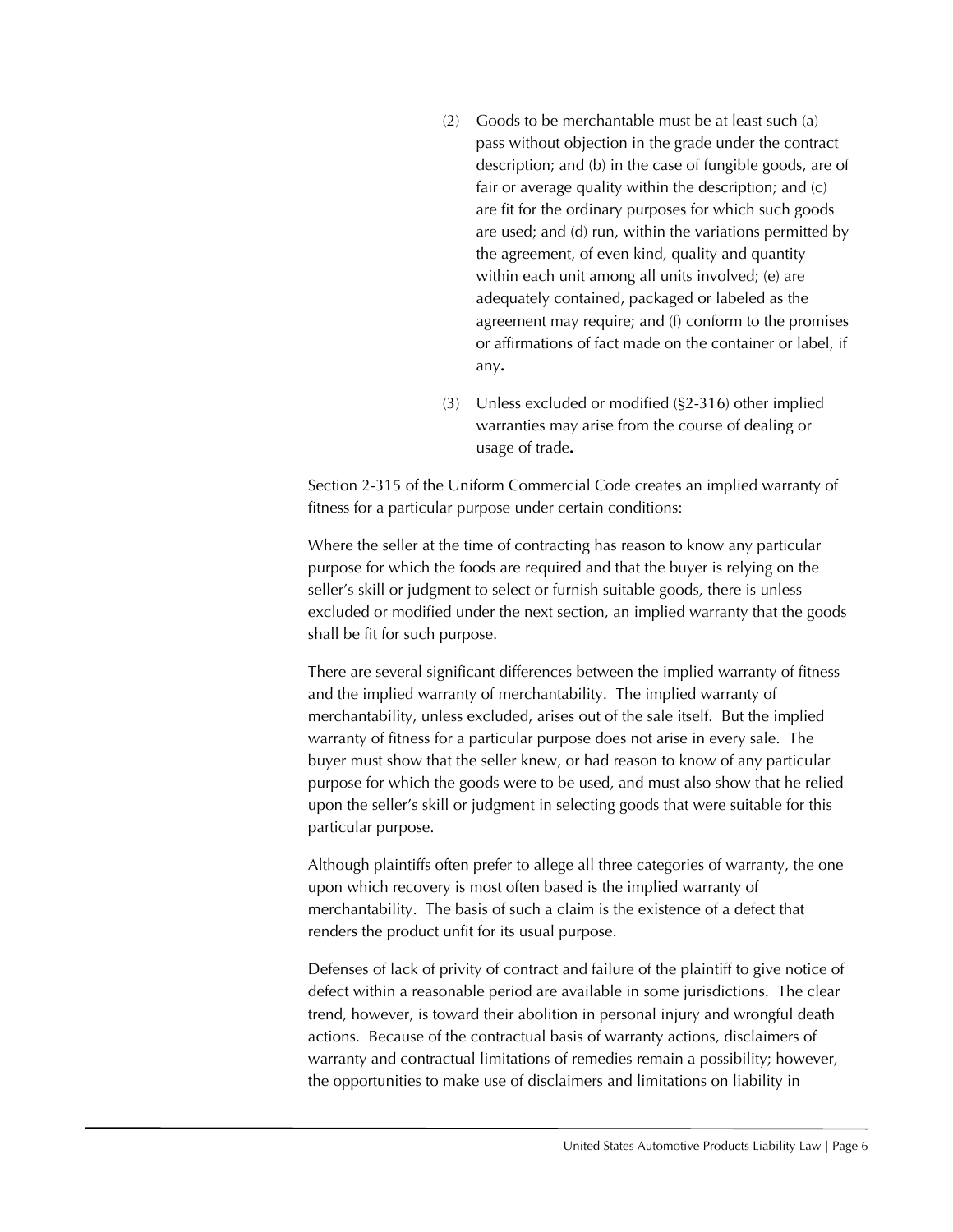(2) Goods to be merchantable must be at least such (a) pass without objection in the grade under the contract description; and (b) in the case of fungible goods, are of fair or average quality within the description; and (c) are fit for the ordinary purposes for which such goods are used; and (d) run, within the variations permitted by the agreement, of even kind, quality and quantity within each unit among all units involved; (e) are adequately contained, packaged or labeled as the agreement may require; and (f) conform to the promises or affirmations of fact made on the container or label, if any**.**

(3) Unless excluded or modified (§2-316) other implied warranties may arise from the course of dealing or usage of trade**.**

Section 2-315 of the Uniform Commercial Code creates an implied warranty of fitness for a particular purpose under certain conditions:

Where the seller at the time of contracting has reason to know any particular purpose for which the foods are required and that the buyer is relying on the seller's skill or judgment to select or furnish suitable goods, there is unless excluded or modified under the next section, an implied warranty that the goods shall be fit for such purpose.

There are several significant differences between the implied warranty of fitness and the implied warranty of merchantability. The implied warranty of merchantability, unless excluded, arises out of the sale itself. But the implied warranty of fitness for a particular purpose does not arise in every sale. The buyer must show that the seller knew, or had reason to know of any particular purpose for which the goods were to be used, and must also show that he relied upon the seller's skill or judgment in selecting goods that were suitable for this particular purpose.

Although plaintiffs often prefer to allege all three categories of warranty, the one upon which recovery is most often based is the implied warranty of merchantability. The basis of such a claim is the existence of a defect that renders the product unfit for its usual purpose.

Defenses of lack of privity of contract and failure of the plaintiff to give notice of defect within a reasonable period are available in some jurisdictions. The clear trend, however, is toward their abolition in personal injury and wrongful death actions. Because of the contractual basis of warranty actions, disclaimers of warranty and contractual limitations of remedies remain a possibility; however, the opportunities to make use of disclaimers and limitations on liability in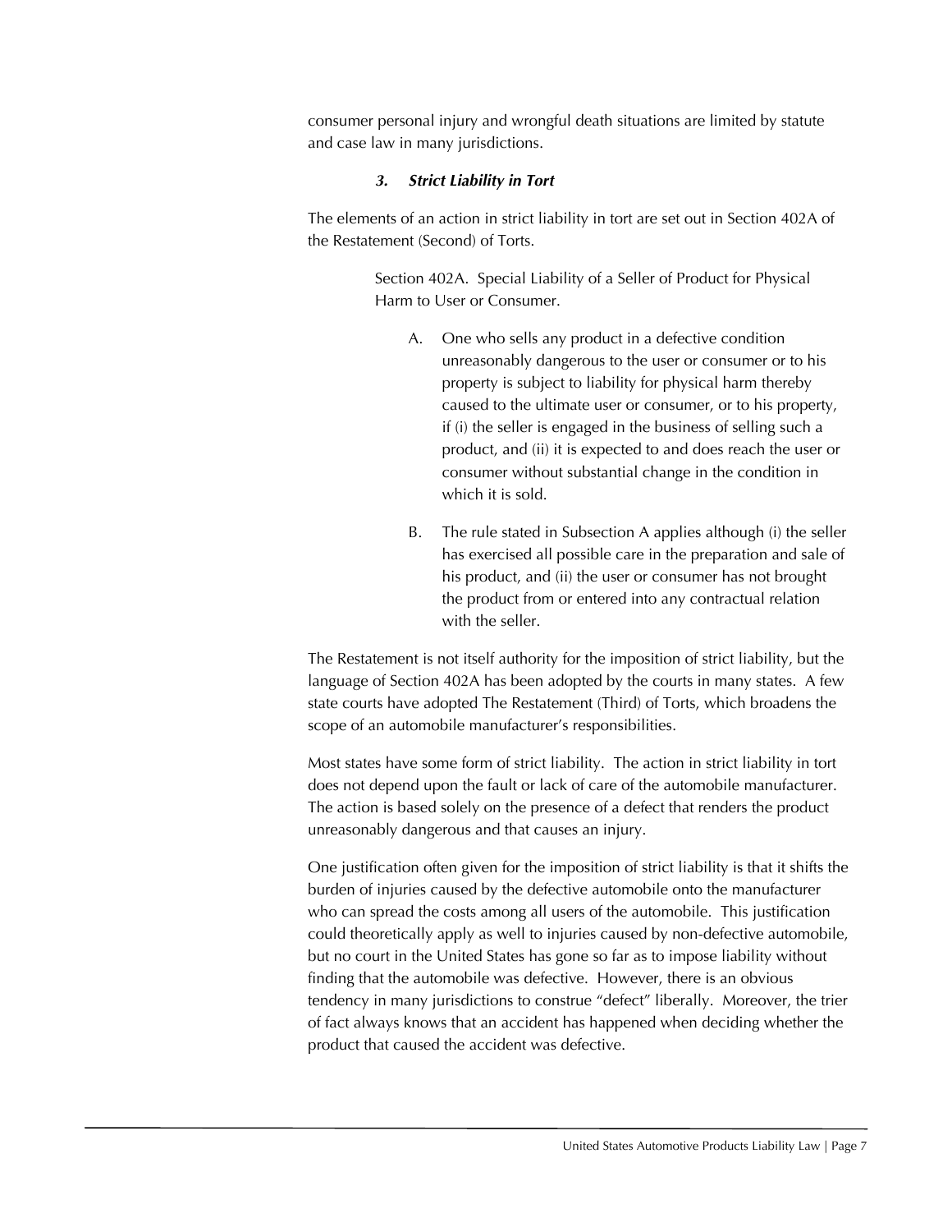consumer personal injury and wrongful death situations are limited by statute and case law in many jurisdictions.

### *3. Strict Liability in Tort*

The elements of an action in strict liability in tort are set out in Section 402A of the Restatement (Second) of Torts.

> Section 402A. Special Liability of a Seller of Product for Physical Harm to User or Consumer.
>
> A. One who sells any product in a defective condition unreasonably dangerous to the user or consumer or to his property is subject to liability for physical harm thereby caused to the ultimate user or consumer, or to his property, if (i) the seller is engaged in the business of selling such a product, and (ii) it is expected to and does reach the user or consumer without substantial change in the condition in which it is sold.
>
> B. The rule stated in Subsection A applies although (i) the seller has exercised all possible care in the preparation and sale of his product, and (ii) the user or consumer has not brought the product from or entered into any contractual relation with the seller.

The Restatement is not itself authority for the imposition of strict liability, but the language of Section 402A has been adopted by the courts in many states. A few state courts have adopted The Restatement (Third) of Torts, which broadens the scope of an automobile manufacturer's responsibilities.

Most states have some form of strict liability. The action in strict liability in tort does not depend upon the fault or lack of care of the automobile manufacturer. The action is based solely on the presence of a defect that renders the product unreasonably dangerous and that causes an injury.

One justification often given for the imposition of strict liability is that it shifts the burden of injuries caused by the defective automobile onto the manufacturer who can spread the costs among all users of the automobile. This justification could theoretically apply as well to injuries caused by non-defective automobile, but no court in the United States has gone so far as to impose liability without finding that the automobile was defective. However, there is an obvious tendency in many jurisdictions to construe "defect" liberally. Moreover, the trier of fact always knows that an accident has happened when deciding whether the product that caused the accident was defective.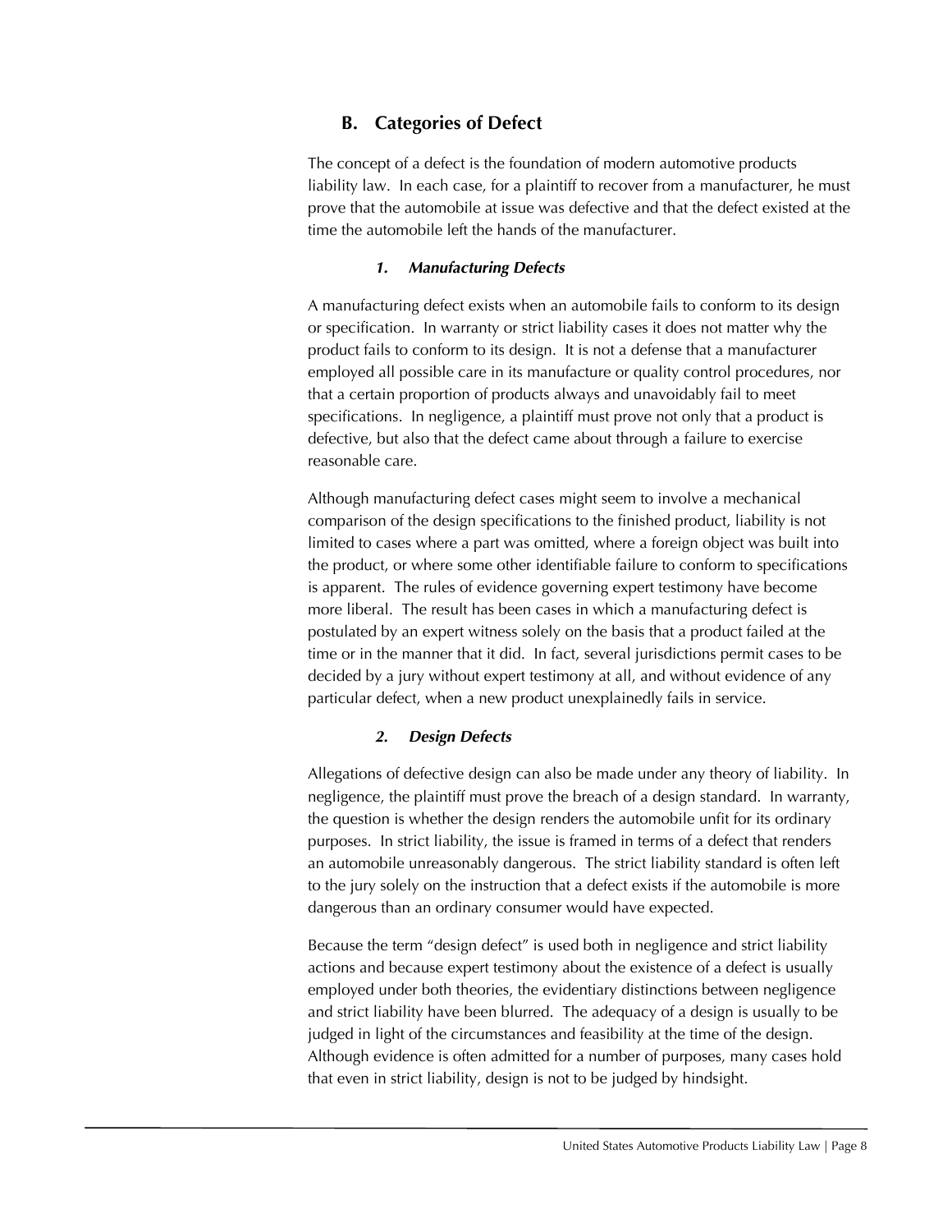## B. Categories of Defect

The concept of a defect is the foundation of modern automotive products liability law. In each case, for a plaintiff to recover from a manufacturer, he must prove that the automobile at issue was defective and that the defect existed at the time the automobile left the hands of the manufacturer.

### *1. Manufacturing Defects*

A manufacturing defect exists when an automobile fails to conform to its design or specification. In warranty or strict liability cases it does not matter why the product fails to conform to its design. It is not a defense that a manufacturer employed all possible care in its manufacture or quality control procedures, nor that a certain proportion of products always and unavoidably fail to meet specifications. In negligence, a plaintiff must prove not only that a product is defective, but also that the defect came about through a failure to exercise reasonable care.

Although manufacturing defect cases might seem to involve a mechanical comparison of the design specifications to the finished product, liability is not limited to cases where a part was omitted, where a foreign object was built into the product, or where some other identifiable failure to conform to specifications is apparent. The rules of evidence governing expert testimony have become more liberal. The result has been cases in which a manufacturing defect is postulated by an expert witness solely on the basis that a product failed at the time or in the manner that it did. In fact, several jurisdictions permit cases to be decided by a jury without expert testimony at all, and without evidence of any particular defect, when a new product unexplainedly fails in service.

### *2. Design Defects*

Allegations of defective design can also be made under any theory of liability. In negligence, the plaintiff must prove the breach of a design standard. In warranty, the question is whether the design renders the automobile unfit for its ordinary purposes. In strict liability, the issue is framed in terms of a defect that renders an automobile unreasonably dangerous. The strict liability standard is often left to the jury solely on the instruction that a defect exists if the automobile is more dangerous than an ordinary consumer would have expected.

Because the term "design defect" is used both in negligence and strict liability actions and because expert testimony about the existence of a defect is usually employed under both theories, the evidentiary distinctions between negligence and strict liability have been blurred. The adequacy of a design is usually to be judged in light of the circumstances and feasibility at the time of the design. Although evidence is often admitted for a number of purposes, many cases hold that even in strict liability, design is not to be judged by hindsight.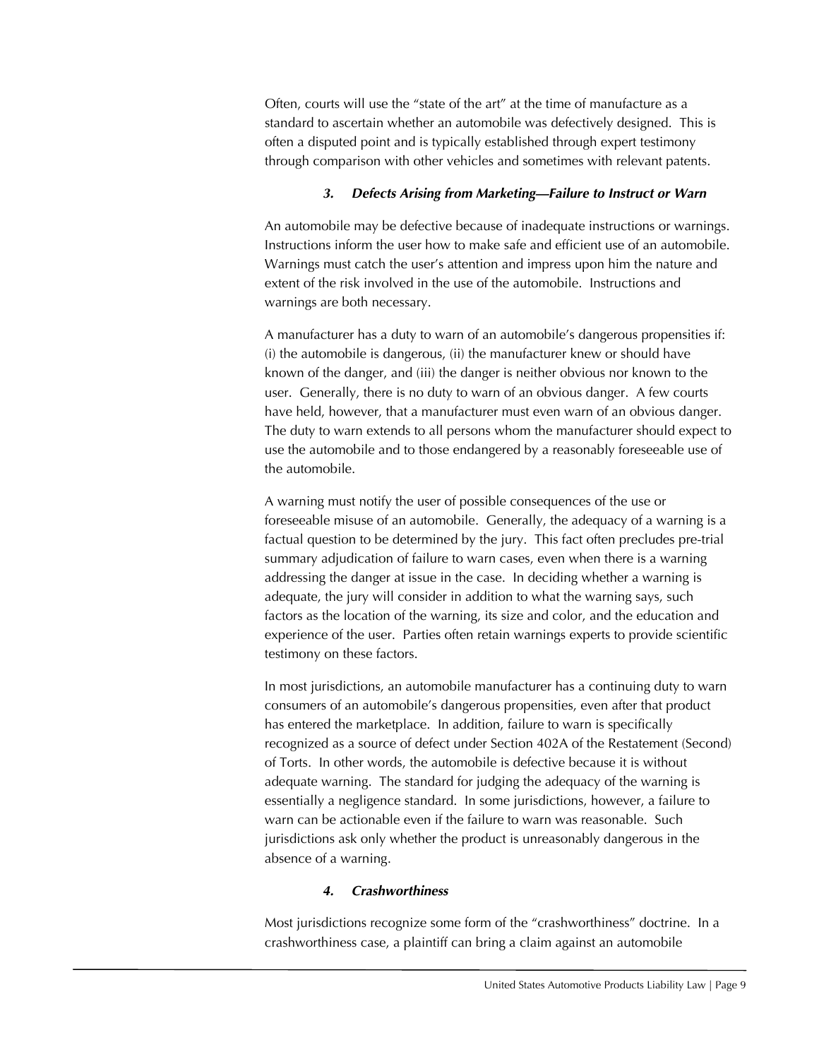Often, courts will use the "state of the art" at the time of manufacture as a standard to ascertain whether an automobile was defectively designed. This is often a disputed point and is typically established through expert testimony through comparison with other vehicles and sometimes with relevant patents.

### ***3. Defects Arising from Marketing—Failure to Instruct or Warn***

An automobile may be defective because of inadequate instructions or warnings. Instructions inform the user how to make safe and efficient use of an automobile. Warnings must catch the user's attention and impress upon him the nature and extent of the risk involved in the use of the automobile. Instructions and warnings are both necessary.

A manufacturer has a duty to warn of an automobile's dangerous propensities if: (i) the automobile is dangerous, (ii) the manufacturer knew or should have known of the danger, and (iii) the danger is neither obvious nor known to the user. Generally, there is no duty to warn of an obvious danger. A few courts have held, however, that a manufacturer must even warn of an obvious danger. The duty to warn extends to all persons whom the manufacturer should expect to use the automobile and to those endangered by a reasonably foreseeable use of the automobile.

A warning must notify the user of possible consequences of the use or foreseeable misuse of an automobile. Generally, the adequacy of a warning is a factual question to be determined by the jury. This fact often precludes pre-trial summary adjudication of failure to warn cases, even when there is a warning addressing the danger at issue in the case. In deciding whether a warning is adequate, the jury will consider in addition to what the warning says, such factors as the location of the warning, its size and color, and the education and experience of the user. Parties often retain warnings experts to provide scientific testimony on these factors.

In most jurisdictions, an automobile manufacturer has a continuing duty to warn consumers of an automobile's dangerous propensities, even after that product has entered the marketplace. In addition, failure to warn is specifically recognized as a source of defect under Section 402A of the Restatement (Second) of Torts. In other words, the automobile is defective because it is without adequate warning. The standard for judging the adequacy of the warning is essentially a negligence standard. In some jurisdictions, however, a failure to warn can be actionable even if the failure to warn was reasonable. Such jurisdictions ask only whether the product is unreasonably dangerous in the absence of a warning.

### ***4. Crashworthiness***

Most jurisdictions recognize some form of the "crashworthiness" doctrine. In a crashworthiness case, a plaintiff can bring a claim against an automobile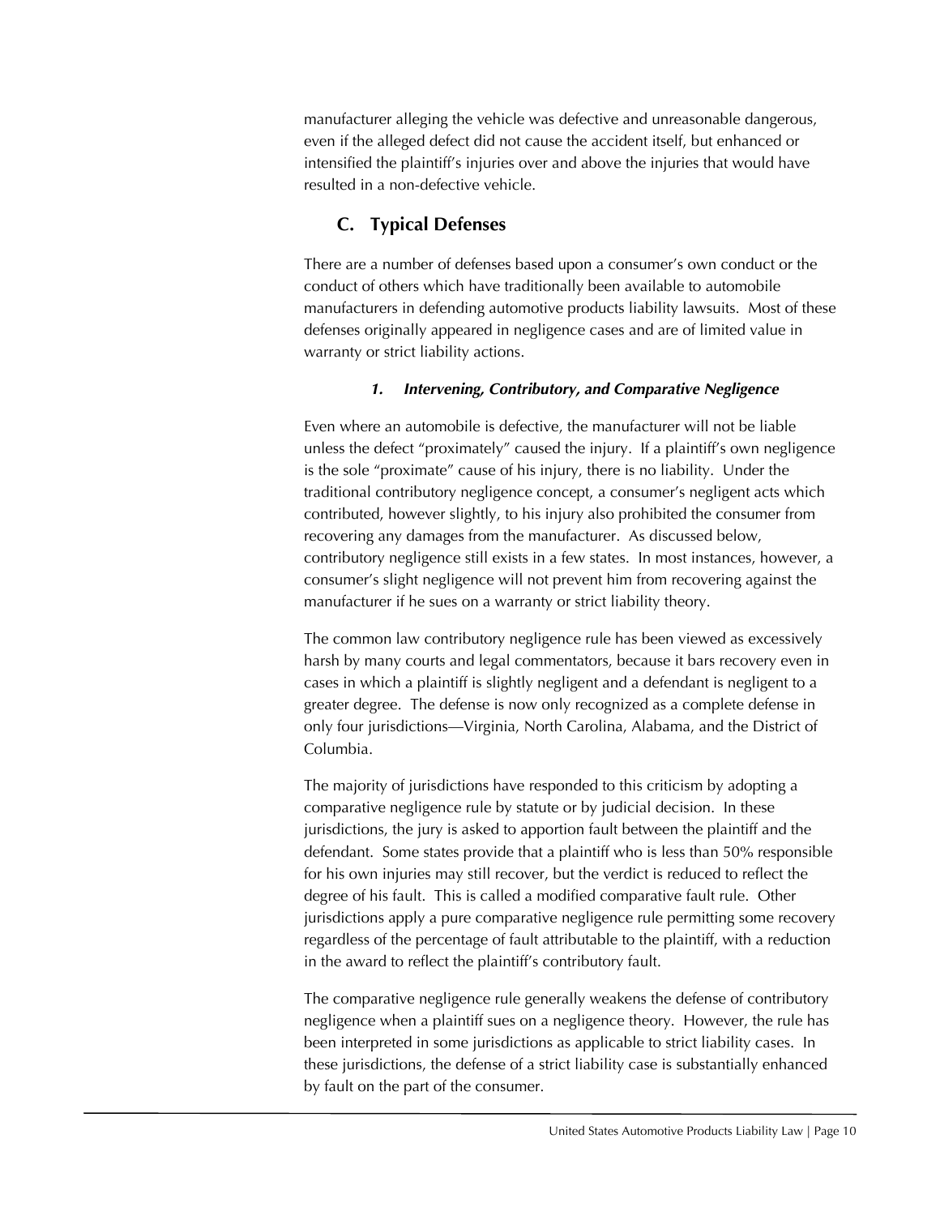manufacturer alleging the vehicle was defective and unreasonable dangerous, even if the alleged defect did not cause the accident itself, but enhanced or intensified the plaintiff's injuries over and above the injuries that would have resulted in a non-defective vehicle.

## C. Typical Defenses

There are a number of defenses based upon a consumer's own conduct or the conduct of others which have traditionally been available to automobile manufacturers in defending automotive products liability lawsuits. Most of these defenses originally appeared in negligence cases and are of limited value in warranty or strict liability actions.

### *1. Intervening, Contributory, and Comparative Negligence*

Even where an automobile is defective, the manufacturer will not be liable unless the defect "proximately" caused the injury. If a plaintiff's own negligence is the sole "proximate" cause of his injury, there is no liability. Under the traditional contributory negligence concept, a consumer's negligent acts which contributed, however slightly, to his injury also prohibited the consumer from recovering any damages from the manufacturer. As discussed below, contributory negligence still exists in a few states. In most instances, however, a consumer's slight negligence will not prevent him from recovering against the manufacturer if he sues on a warranty or strict liability theory.

The common law contributory negligence rule has been viewed as excessively harsh by many courts and legal commentators, because it bars recovery even in cases in which a plaintiff is slightly negligent and a defendant is negligent to a greater degree. The defense is now only recognized as a complete defense in only four jurisdictions—Virginia, North Carolina, Alabama, and the District of Columbia.

The majority of jurisdictions have responded to this criticism by adopting a comparative negligence rule by statute or by judicial decision. In these jurisdictions, the jury is asked to apportion fault between the plaintiff and the defendant. Some states provide that a plaintiff who is less than 50% responsible for his own injuries may still recover, but the verdict is reduced to reflect the degree of his fault. This is called a modified comparative fault rule. Other jurisdictions apply a pure comparative negligence rule permitting some recovery regardless of the percentage of fault attributable to the plaintiff, with a reduction in the award to reflect the plaintiff's contributory fault.

The comparative negligence rule generally weakens the defense of contributory negligence when a plaintiff sues on a negligence theory. However, the rule has been interpreted in some jurisdictions as applicable to strict liability cases. In these jurisdictions, the defense of a strict liability case is substantially enhanced by fault on the part of the consumer.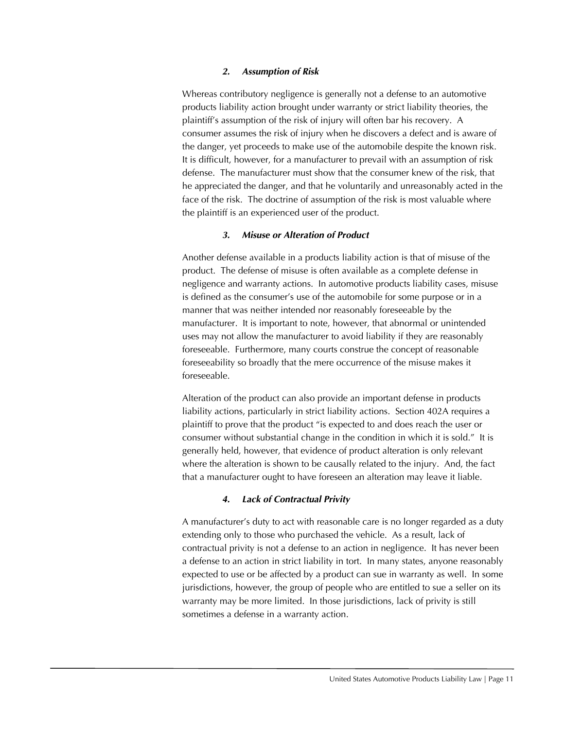### *2. Assumption of Risk*

Whereas contributory negligence is generally not a defense to an automotive products liability action brought under warranty or strict liability theories, the plaintiff's assumption of the risk of injury will often bar his recovery. A consumer assumes the risk of injury when he discovers a defect and is aware of the danger, yet proceeds to make use of the automobile despite the known risk. It is difficult, however, for a manufacturer to prevail with an assumption of risk defense. The manufacturer must show that the consumer knew of the risk, that he appreciated the danger, and that he voluntarily and unreasonably acted in the face of the risk. The doctrine of assumption of the risk is most valuable where the plaintiff is an experienced user of the product.

### *3. Misuse or Alteration of Product*

Another defense available in a products liability action is that of misuse of the product. The defense of misuse is often available as a complete defense in negligence and warranty actions. In automotive products liability cases, misuse is defined as the consumer's use of the automobile for some purpose or in a manner that was neither intended nor reasonably foreseeable by the manufacturer. It is important to note, however, that abnormal or unintended uses may not allow the manufacturer to avoid liability if they are reasonably foreseeable. Furthermore, many courts construe the concept of reasonable foreseeability so broadly that the mere occurrence of the misuse makes it foreseeable.

Alteration of the product can also provide an important defense in products liability actions, particularly in strict liability actions. Section 402A requires a plaintiff to prove that the product "is expected to and does reach the user or consumer without substantial change in the condition in which it is sold." It is generally held, however, that evidence of product alteration is only relevant where the alteration is shown to be causally related to the injury. And, the fact that a manufacturer ought to have foreseen an alteration may leave it liable.

### *4. Lack of Contractual Privity*

A manufacturer's duty to act with reasonable care is no longer regarded as a duty extending only to those who purchased the vehicle. As a result, lack of contractual privity is not a defense to an action in negligence. It has never been a defense to an action in strict liability in tort. In many states, anyone reasonably expected to use or be affected by a product can sue in warranty as well. In some jurisdictions, however, the group of people who are entitled to sue a seller on its warranty may be more limited. In those jurisdictions, lack of privity is still sometimes a defense in a warranty action.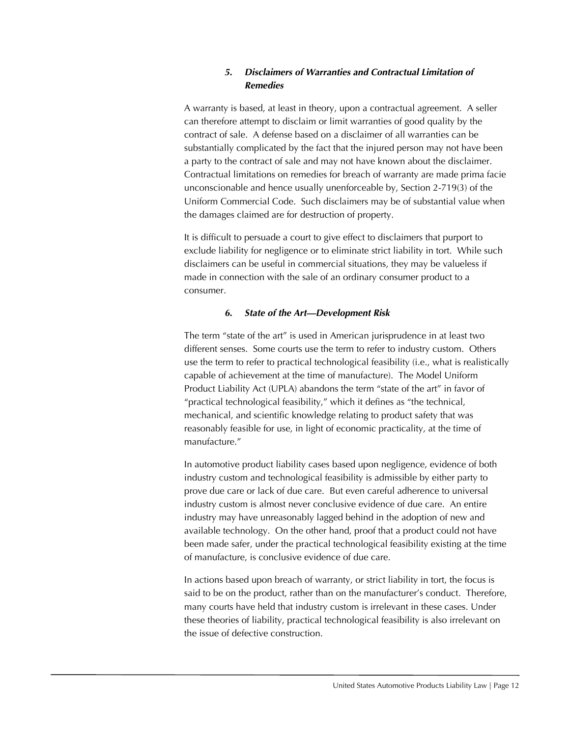### *5. Disclaimers of Warranties and Contractual Limitation of Remedies*

A warranty is based, at least in theory, upon a contractual agreement. A seller can therefore attempt to disclaim or limit warranties of good quality by the contract of sale. A defense based on a disclaimer of all warranties can be substantially complicated by the fact that the injured person may not have been a party to the contract of sale and may not have known about the disclaimer. Contractual limitations on remedies for breach of warranty are made prima facie unconscionable and hence usually unenforceable by, Section 2-719(3) of the Uniform Commercial Code. Such disclaimers may be of substantial value when the damages claimed are for destruction of property.

It is difficult to persuade a court to give effect to disclaimers that purport to exclude liability for negligence or to eliminate strict liability in tort. While such disclaimers can be useful in commercial situations, they may be valueless if made in connection with the sale of an ordinary consumer product to a consumer.

### *6. State of the Art—Development Risk*

The term "state of the art" is used in American jurisprudence in at least two different senses. Some courts use the term to refer to industry custom. Others use the term to refer to practical technological feasibility (i.e., what is realistically capable of achievement at the time of manufacture). The Model Uniform Product Liability Act (UPLA) abandons the term "state of the art" in favor of "practical technological feasibility," which it defines as "the technical, mechanical, and scientific knowledge relating to product safety that was reasonably feasible for use, in light of economic practicality, at the time of manufacture."

In automotive product liability cases based upon negligence, evidence of both industry custom and technological feasibility is admissible by either party to prove due care or lack of due care. But even careful adherence to universal industry custom is almost never conclusive evidence of due care. An entire industry may have unreasonably lagged behind in the adoption of new and available technology. On the other hand, proof that a product could not have been made safer, under the practical technological feasibility existing at the time of manufacture, is conclusive evidence of due care.

In actions based upon breach of warranty, or strict liability in tort, the focus is said to be on the product, rather than on the manufacturer's conduct. Therefore, many courts have held that industry custom is irrelevant in these cases. Under these theories of liability, practical technological feasibility is also irrelevant on the issue of defective construction.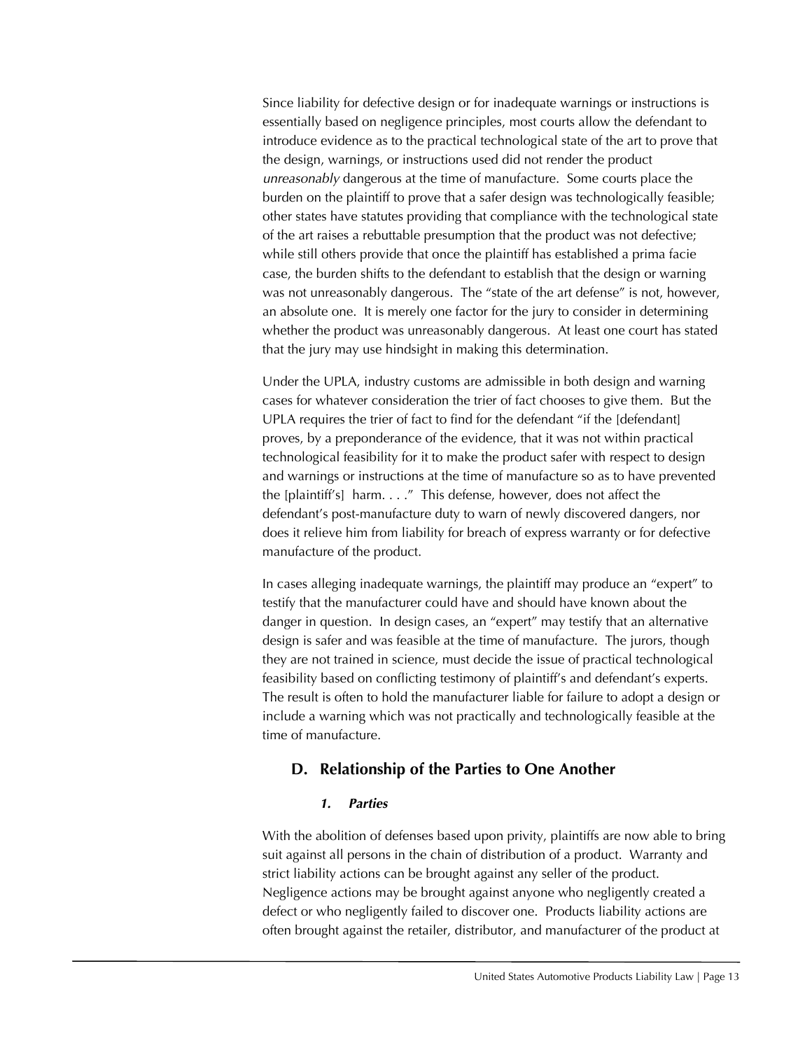Since liability for defective design or for inadequate warnings or instructions is essentially based on negligence principles, most courts allow the defendant to introduce evidence as to the practical technological state of the art to prove that the design, warnings, or instructions used did not render the product *unreasonably* dangerous at the time of manufacture. Some courts place the burden on the plaintiff to prove that a safer design was technologically feasible; other states have statutes providing that compliance with the technological state of the art raises a rebuttable presumption that the product was not defective; while still others provide that once the plaintiff has established a prima facie case, the burden shifts to the defendant to establish that the design or warning was not unreasonably dangerous. The "state of the art defense" is not, however, an absolute one. It is merely one factor for the jury to consider in determining whether the product was unreasonably dangerous. At least one court has stated that the jury may use hindsight in making this determination.

Under the UPLA, industry customs are admissible in both design and warning cases for whatever consideration the trier of fact chooses to give them. But the UPLA requires the trier of fact to find for the defendant "if the [defendant] proves, by a preponderance of the evidence, that it was not within practical technological feasibility for it to make the product safer with respect to design and warnings or instructions at the time of manufacture so as to have prevented the [plaintiff's] harm. . . ." This defense, however, does not affect the defendant's post-manufacture duty to warn of newly discovered dangers, nor does it relieve him from liability for breach of express warranty or for defective manufacture of the product.

In cases alleging inadequate warnings, the plaintiff may produce an "expert" to testify that the manufacturer could have and should have known about the danger in question. In design cases, an "expert" may testify that an alternative design is safer and was feasible at the time of manufacture. The jurors, though they are not trained in science, must decide the issue of practical technological feasibility based on conflicting testimony of plaintiff's and defendant's experts. The result is often to hold the manufacturer liable for failure to adopt a design or include a warning which was not practically and technologically feasible at the time of manufacture.

## D. Relationship of the Parties to One Another

### *1. Parties*

With the abolition of defenses based upon privity, plaintiffs are now able to bring suit against all persons in the chain of distribution of a product. Warranty and strict liability actions can be brought against any seller of the product. Negligence actions may be brought against anyone who negligently created a defect or who negligently failed to discover one. Products liability actions are often brought against the retailer, distributor, and manufacturer of the product at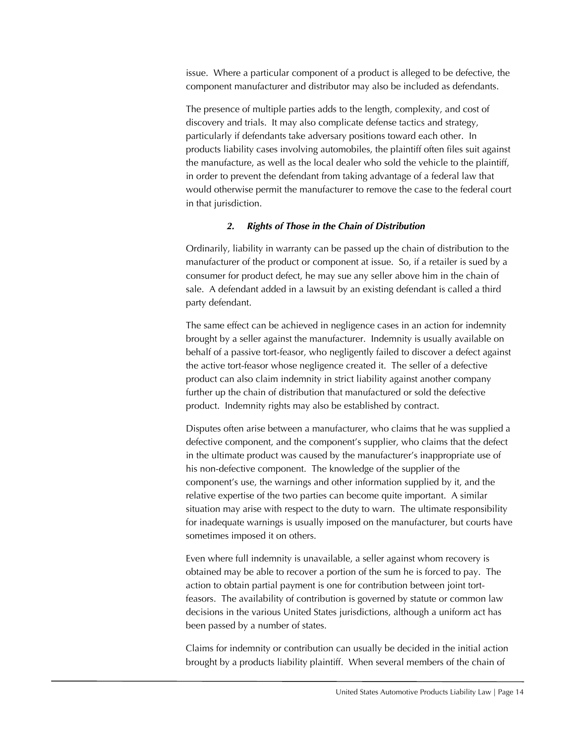issue. Where a particular component of a product is alleged to be defective, the component manufacturer and distributor may also be included as defendants.

The presence of multiple parties adds to the length, complexity, and cost of discovery and trials. It may also complicate defense tactics and strategy, particularly if defendants take adversary positions toward each other. In products liability cases involving automobiles, the plaintiff often files suit against the manufacture, as well as the local dealer who sold the vehicle to the plaintiff, in order to prevent the defendant from taking advantage of a federal law that would otherwise permit the manufacturer to remove the case to the federal court in that jurisdiction.

### *2. Rights of Those in the Chain of Distribution*

Ordinarily, liability in warranty can be passed up the chain of distribution to the manufacturer of the product or component at issue. So, if a retailer is sued by a consumer for product defect, he may sue any seller above him in the chain of sale. A defendant added in a lawsuit by an existing defendant is called a third party defendant.

The same effect can be achieved in negligence cases in an action for indemnity brought by a seller against the manufacturer. Indemnity is usually available on behalf of a passive tort-feasor, who negligently failed to discover a defect against the active tort-feasor whose negligence created it. The seller of a defective product can also claim indemnity in strict liability against another company further up the chain of distribution that manufactured or sold the defective product. Indemnity rights may also be established by contract.

Disputes often arise between a manufacturer, who claims that he was supplied a defective component, and the component's supplier, who claims that the defect in the ultimate product was caused by the manufacturer's inappropriate use of his non-defective component. The knowledge of the supplier of the component's use, the warnings and other information supplied by it, and the relative expertise of the two parties can become quite important. A similar situation may arise with respect to the duty to warn. The ultimate responsibility for inadequate warnings is usually imposed on the manufacturer, but courts have sometimes imposed it on others.

Even where full indemnity is unavailable, a seller against whom recovery is obtained may be able to recover a portion of the sum he is forced to pay. The action to obtain partial payment is one for contribution between joint tort-feasors. The availability of contribution is governed by statute or common law decisions in the various United States jurisdictions, although a uniform act has been passed by a number of states.

Claims for indemnity or contribution can usually be decided in the initial action brought by a products liability plaintiff. When several members of the chain of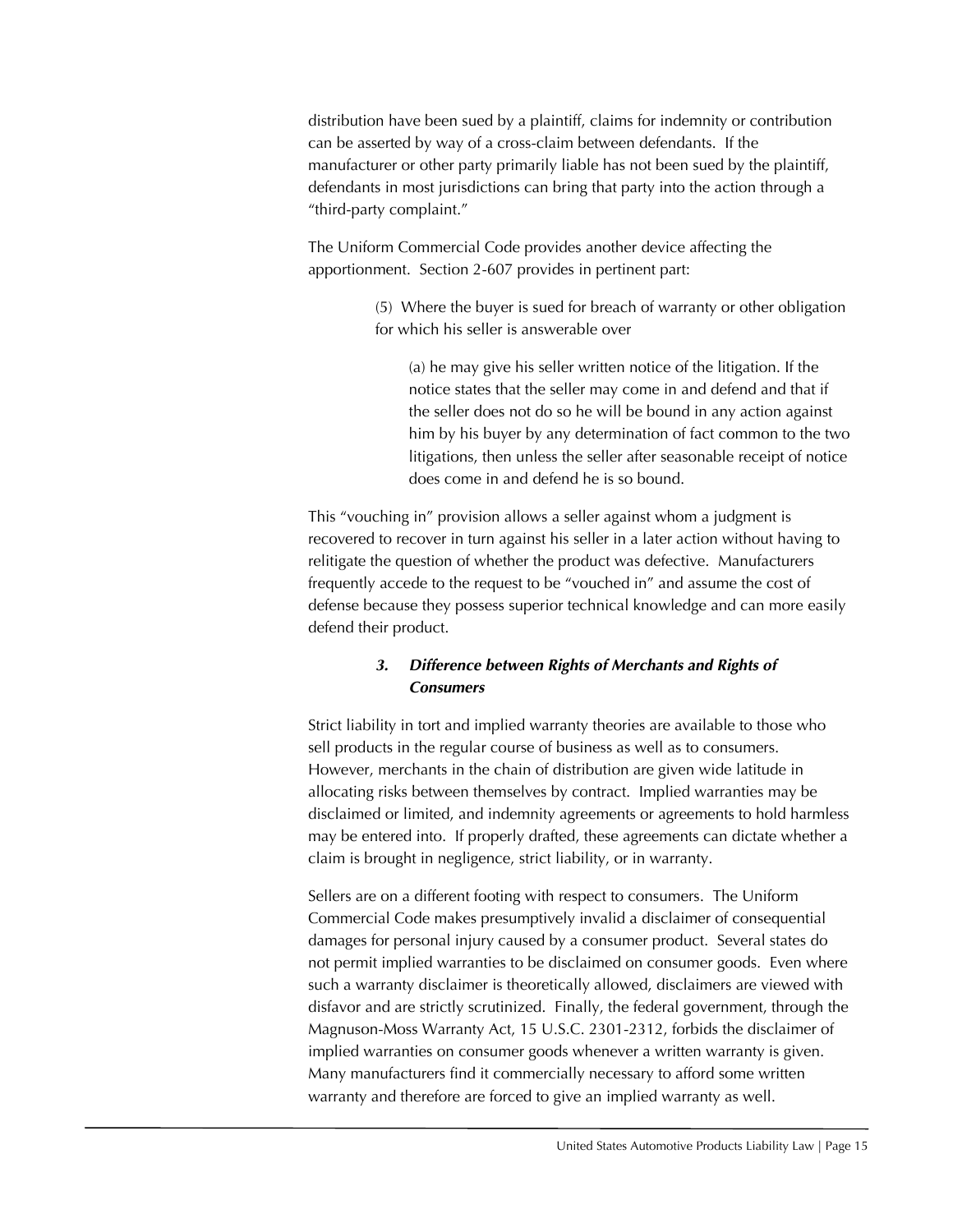distribution have been sued by a plaintiff, claims for indemnity or contribution can be asserted by way of a cross-claim between defendants. If the manufacturer or other party primarily liable has not been sued by the plaintiff, defendants in most jurisdictions can bring that party into the action through a "third-party complaint."

The Uniform Commercial Code provides another device affecting the apportionment. Section 2-607 provides in pertinent part:

> (5) Where the buyer is sued for breach of warranty or other obligation for which his seller is answerable over
>
> > (a) he may give his seller written notice of the litigation. If the notice states that the seller may come in and defend and that if the seller does not do so he will be bound in any action against him by his buyer by any determination of fact common to the two litigations, then unless the seller after seasonable receipt of notice does come in and defend he is so bound.

This "vouching in" provision allows a seller against whom a judgment is recovered to recover in turn against his seller in a later action without having to relitigate the question of whether the product was defective. Manufacturers frequently accede to the request to be "vouched in" and assume the cost of defense because they possess superior technical knowledge and can more easily defend their product.

### *3. Difference between Rights of Merchants and Rights of Consumers*

Strict liability in tort and implied warranty theories are available to those who sell products in the regular course of business as well as to consumers. However, merchants in the chain of distribution are given wide latitude in allocating risks between themselves by contract. Implied warranties may be disclaimed or limited, and indemnity agreements or agreements to hold harmless may be entered into. If properly drafted, these agreements can dictate whether a claim is brought in negligence, strict liability, or in warranty.

Sellers are on a different footing with respect to consumers. The Uniform Commercial Code makes presumptively invalid a disclaimer of consequential damages for personal injury caused by a consumer product. Several states do not permit implied warranties to be disclaimed on consumer goods. Even where such a warranty disclaimer is theoretically allowed, disclaimers are viewed with disfavor and are strictly scrutinized. Finally, the federal government, through the Magnuson-Moss Warranty Act, 15 U.S.C. 2301-2312, forbids the disclaimer of implied warranties on consumer goods whenever a written warranty is given. Many manufacturers find it commercially necessary to afford some written warranty and therefore are forced to give an implied warranty as well.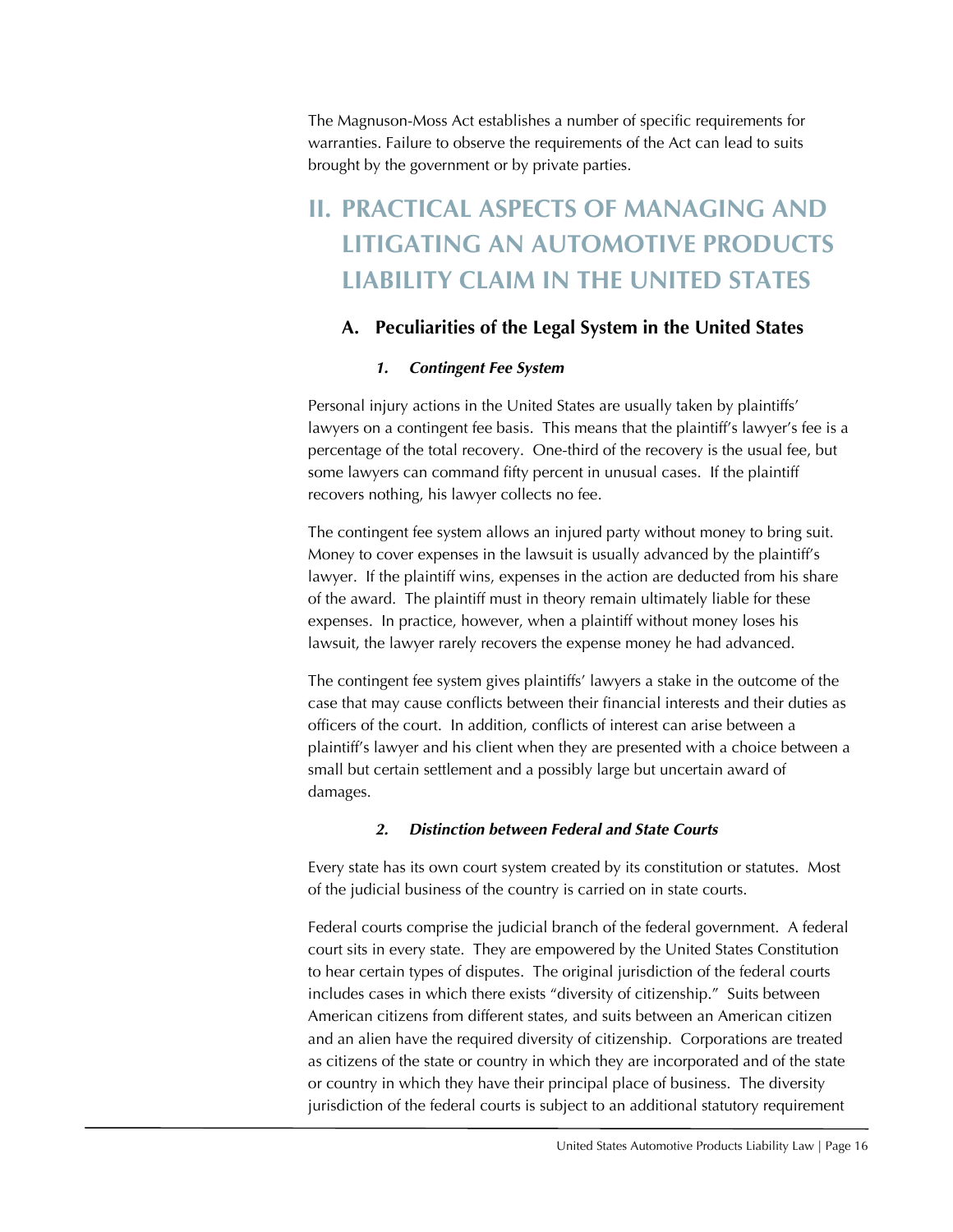The Magnuson-Moss Act establishes a number of specific requirements for warranties. Failure to observe the requirements of the Act can lead to suits brought by the government or by private parties.

# II. PRACTICAL ASPECTS OF MANAGING AND LITIGATING AN AUTOMOTIVE PRODUCTS LIABILITY CLAIM IN THE UNITED STATES

## A. Peculiarities of the Legal System in the United States

### *1. Contingent Fee System*

Personal injury actions in the United States are usually taken by plaintiffs' lawyers on a contingent fee basis. This means that the plaintiff's lawyer's fee is a percentage of the total recovery. One-third of the recovery is the usual fee, but some lawyers can command fifty percent in unusual cases. If the plaintiff recovers nothing, his lawyer collects no fee.

The contingent fee system allows an injured party without money to bring suit. Money to cover expenses in the lawsuit is usually advanced by the plaintiff's lawyer. If the plaintiff wins, expenses in the action are deducted from his share of the award. The plaintiff must in theory remain ultimately liable for these expenses. In practice, however, when a plaintiff without money loses his lawsuit, the lawyer rarely recovers the expense money he had advanced.

The contingent fee system gives plaintiffs' lawyers a stake in the outcome of the case that may cause conflicts between their financial interests and their duties as officers of the court. In addition, conflicts of interest can arise between a plaintiff's lawyer and his client when they are presented with a choice between a small but certain settlement and a possibly large but uncertain award of damages.

### *2. Distinction between Federal and State Courts*

Every state has its own court system created by its constitution or statutes. Most of the judicial business of the country is carried on in state courts.

Federal courts comprise the judicial branch of the federal government. A federal court sits in every state. They are empowered by the United States Constitution to hear certain types of disputes. The original jurisdiction of the federal courts includes cases in which there exists "diversity of citizenship." Suits between American citizens from different states, and suits between an American citizen and an alien have the required diversity of citizenship. Corporations are treated as citizens of the state or country in which they are incorporated and of the state or country in which they have their principal place of business. The diversity jurisdiction of the federal courts is subject to an additional statutory requirement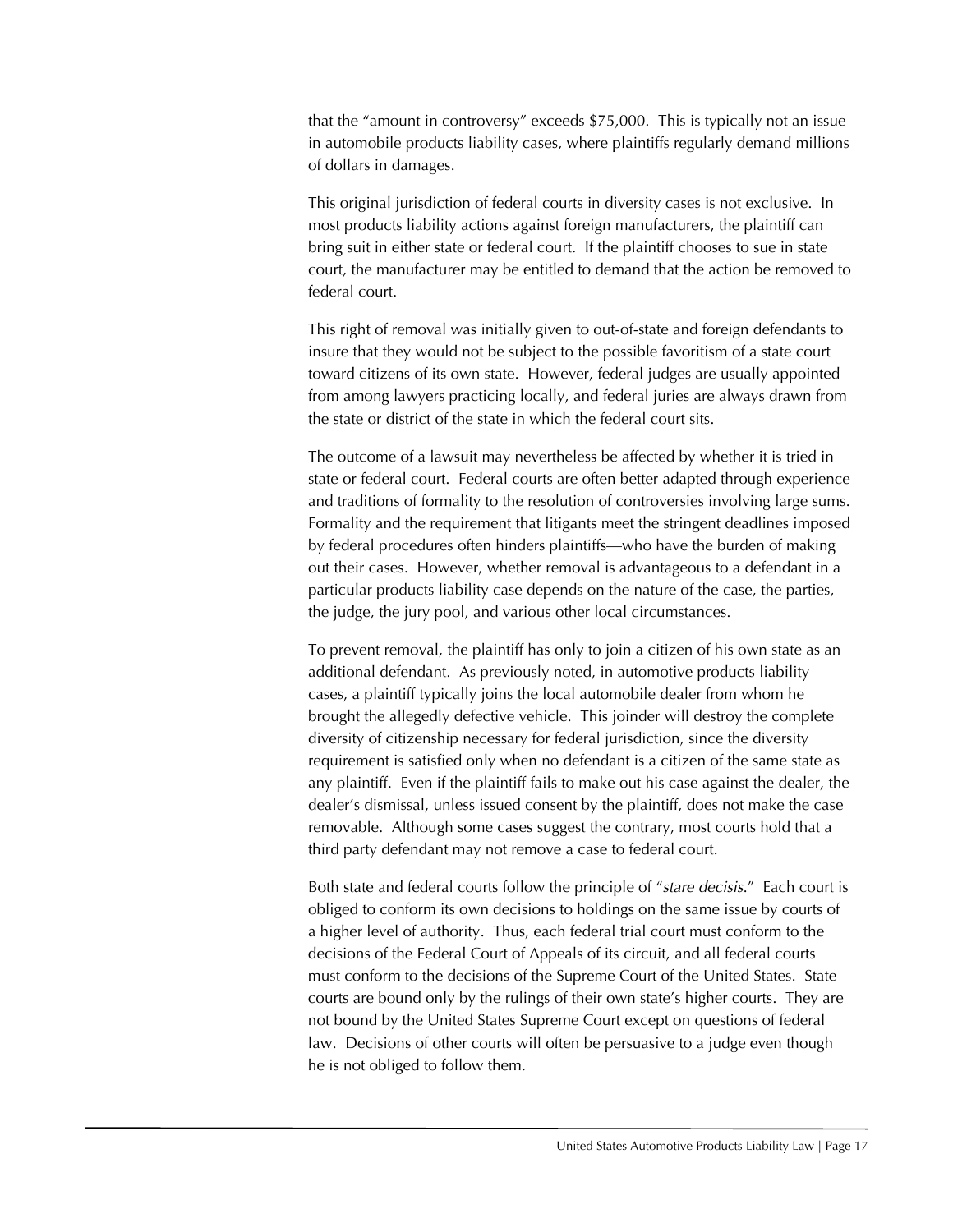that the "amount in controversy" exceeds $75,000. This is typically not an issue in automobile products liability cases, where plaintiffs regularly demand millions of dollars in damages.

This original jurisdiction of federal courts in diversity cases is not exclusive. In most products liability actions against foreign manufacturers, the plaintiff can bring suit in either state or federal court. If the plaintiff chooses to sue in state court, the manufacturer may be entitled to demand that the action be removed to federal court.

This right of removal was initially given to out-of-state and foreign defendants to insure that they would not be subject to the possible favoritism of a state court toward citizens of its own state. However, federal judges are usually appointed from among lawyers practicing locally, and federal juries are always drawn from the state or district of the state in which the federal court sits.

The outcome of a lawsuit may nevertheless be affected by whether it is tried in state or federal court. Federal courts are often better adapted through experience and traditions of formality to the resolution of controversies involving large sums. Formality and the requirement that litigants meet the stringent deadlines imposed by federal procedures often hinders plaintiffs—who have the burden of making out their cases. However, whether removal is advantageous to a defendant in a particular products liability case depends on the nature of the case, the parties, the judge, the jury pool, and various other local circumstances.

To prevent removal, the plaintiff has only to join a citizen of his own state as an additional defendant. As previously noted, in automotive products liability cases, a plaintiff typically joins the local automobile dealer from whom he brought the allegedly defective vehicle. This joinder will destroy the complete diversity of citizenship necessary for federal jurisdiction, since the diversity requirement is satisfied only when no defendant is a citizen of the same state as any plaintiff. Even if the plaintiff fails to make out his case against the dealer, the dealer's dismissal, unless issued consent by the plaintiff, does not make the case removable. Although some cases suggest the contrary, most courts hold that a third party defendant may not remove a case to federal court.

Both state and federal courts follow the principle of "*stare decisis*." Each court is obliged to conform its own decisions to holdings on the same issue by courts of a higher level of authority. Thus, each federal trial court must conform to the decisions of the Federal Court of Appeals of its circuit, and all federal courts must conform to the decisions of the Supreme Court of the United States. State courts are bound only by the rulings of their own state's higher courts. They are not bound by the United States Supreme Court except on questions of federal law. Decisions of other courts will often be persuasive to a judge even though he is not obliged to follow them.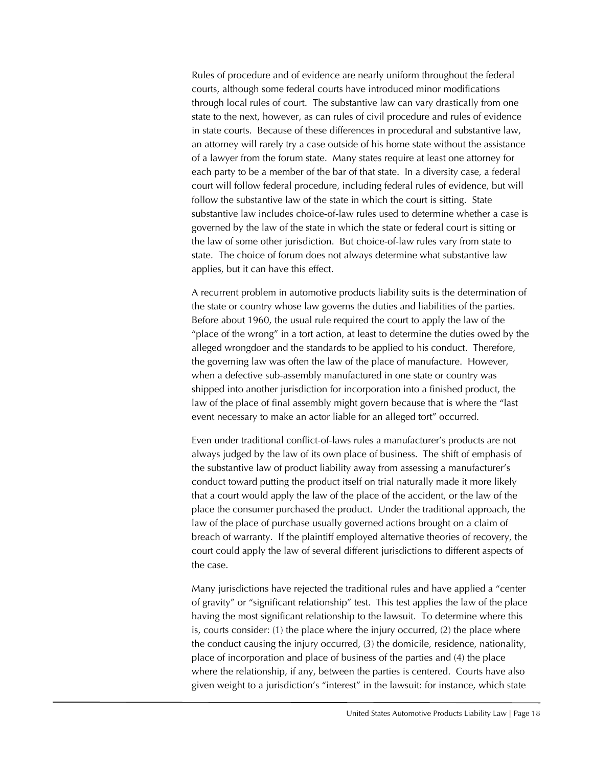Rules of procedure and of evidence are nearly uniform throughout the federal courts, although some federal courts have introduced minor modifications through local rules of court. The substantive law can vary drastically from one state to the next, however, as can rules of civil procedure and rules of evidence in state courts. Because of these differences in procedural and substantive law, an attorney will rarely try a case outside of his home state without the assistance of a lawyer from the forum state. Many states require at least one attorney for each party to be a member of the bar of that state. In a diversity case, a federal court will follow federal procedure, including federal rules of evidence, but will follow the substantive law of the state in which the court is sitting. State substantive law includes choice-of-law rules used to determine whether a case is governed by the law of the state in which the state or federal court is sitting or the law of some other jurisdiction. But choice-of-law rules vary from state to state. The choice of forum does not always determine what substantive law applies, but it can have this effect.

A recurrent problem in automotive products liability suits is the determination of the state or country whose law governs the duties and liabilities of the parties. Before about 1960, the usual rule required the court to apply the law of the "place of the wrong" in a tort action, at least to determine the duties owed by the alleged wrongdoer and the standards to be applied to his conduct. Therefore, the governing law was often the law of the place of manufacture. However, when a defective sub-assembly manufactured in one state or country was shipped into another jurisdiction for incorporation into a finished product, the law of the place of final assembly might govern because that is where the "last event necessary to make an actor liable for an alleged tort" occurred.

Even under traditional conflict-of-laws rules a manufacturer's products are not always judged by the law of its own place of business. The shift of emphasis of the substantive law of product liability away from assessing a manufacturer's conduct toward putting the product itself on trial naturally made it more likely that a court would apply the law of the place of the accident, or the law of the place the consumer purchased the product. Under the traditional approach, the law of the place of purchase usually governed actions brought on a claim of breach of warranty. If the plaintiff employed alternative theories of recovery, the court could apply the law of several different jurisdictions to different aspects of the case.

Many jurisdictions have rejected the traditional rules and have applied a "center of gravity" or "significant relationship" test. This test applies the law of the place having the most significant relationship to the lawsuit. To determine where this is, courts consider: (1) the place where the injury occurred, (2) the place where the conduct causing the injury occurred, (3) the domicile, residence, nationality, place of incorporation and place of business of the parties and (4) the place where the relationship, if any, between the parties is centered. Courts have also given weight to a jurisdiction's "interest" in the lawsuit: for instance, which state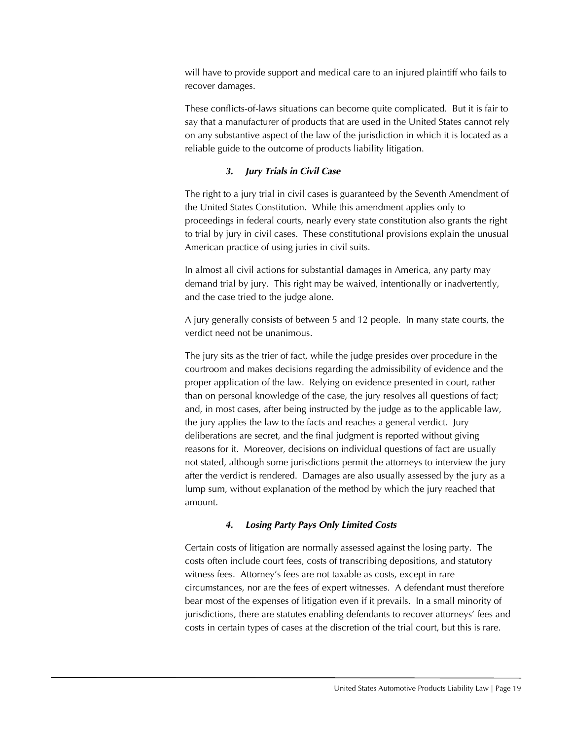will have to provide support and medical care to an injured plaintiff who fails to recover damages.

These conflicts-of-laws situations can become quite complicated. But it is fair to say that a manufacturer of products that are used in the United States cannot rely on any substantive aspect of the law of the jurisdiction in which it is located as a reliable guide to the outcome of products liability litigation.

### *3. Jury Trials in Civil Case*

The right to a jury trial in civil cases is guaranteed by the Seventh Amendment of the United States Constitution. While this amendment applies only to proceedings in federal courts, nearly every state constitution also grants the right to trial by jury in civil cases. These constitutional provisions explain the unusual American practice of using juries in civil suits.

In almost all civil actions for substantial damages in America, any party may demand trial by jury. This right may be waived, intentionally or inadvertently, and the case tried to the judge alone.

A jury generally consists of between 5 and 12 people. In many state courts, the verdict need not be unanimous.

The jury sits as the trier of fact, while the judge presides over procedure in the courtroom and makes decisions regarding the admissibility of evidence and the proper application of the law. Relying on evidence presented in court, rather than on personal knowledge of the case, the jury resolves all questions of fact; and, in most cases, after being instructed by the judge as to the applicable law, the jury applies the law to the facts and reaches a general verdict. Jury deliberations are secret, and the final judgment is reported without giving reasons for it. Moreover, decisions on individual questions of fact are usually not stated, although some jurisdictions permit the attorneys to interview the jury after the verdict is rendered. Damages are also usually assessed by the jury as a lump sum, without explanation of the method by which the jury reached that amount.

### *4. Losing Party Pays Only Limited Costs*

Certain costs of litigation are normally assessed against the losing party. The costs often include court fees, costs of transcribing depositions, and statutory witness fees. Attorney's fees are not taxable as costs, except in rare circumstances, nor are the fees of expert witnesses. A defendant must therefore bear most of the expenses of litigation even if it prevails. In a small minority of jurisdictions, there are statutes enabling defendants to recover attorneys' fees and costs in certain types of cases at the discretion of the trial court, but this is rare.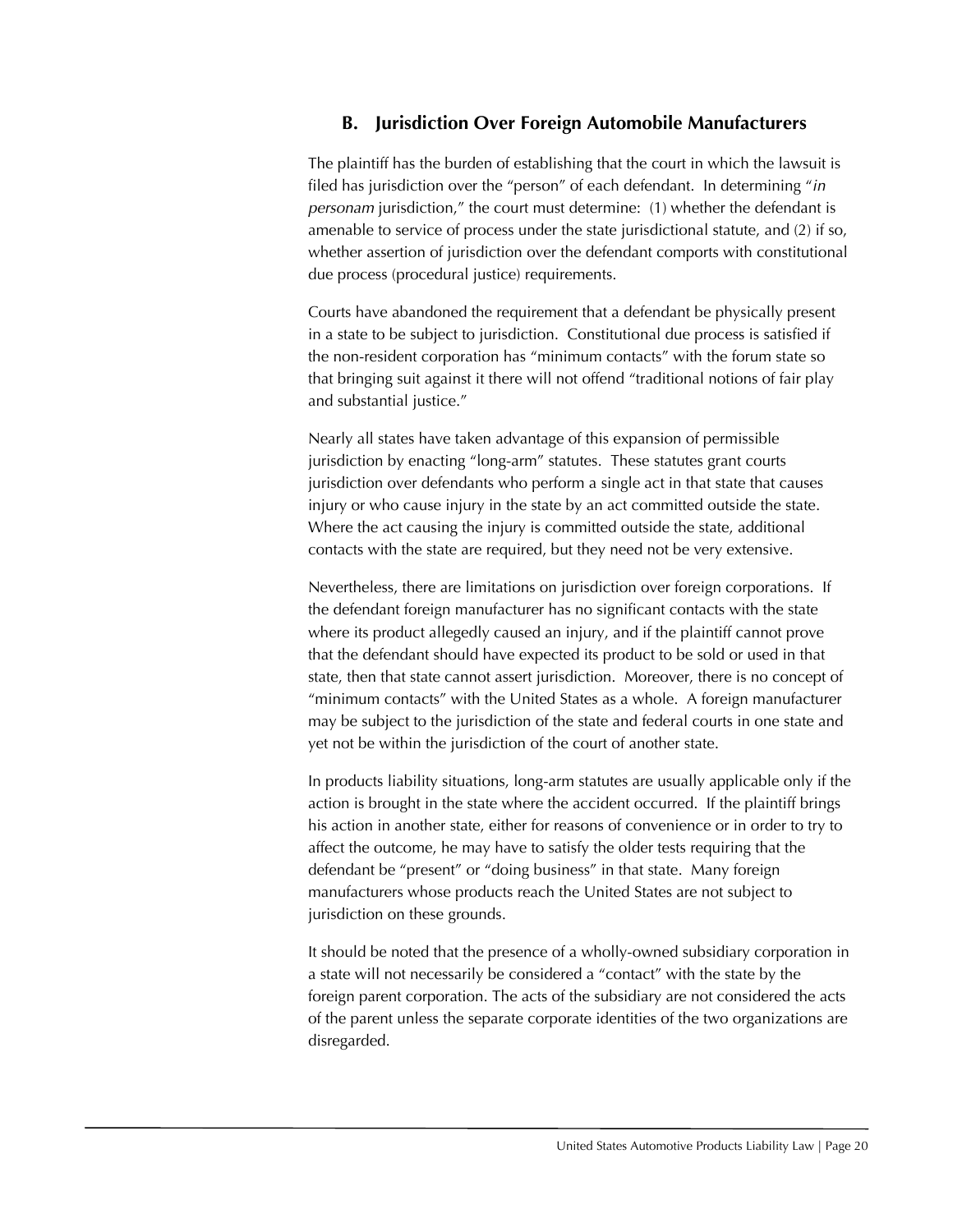## B. Jurisdiction Over Foreign Automobile Manufacturers

The plaintiff has the burden of establishing that the court in which the lawsuit is filed has jurisdiction over the "person" of each defendant. In determining "*in personam* jurisdiction," the court must determine: (1) whether the defendant is amenable to service of process under the state jurisdictional statute, and (2) if so, whether assertion of jurisdiction over the defendant comports with constitutional due process (procedural justice) requirements.

Courts have abandoned the requirement that a defendant be physically present in a state to be subject to jurisdiction. Constitutional due process is satisfied if the non-resident corporation has "minimum contacts" with the forum state so that bringing suit against it there will not offend "traditional notions of fair play and substantial justice."

Nearly all states have taken advantage of this expansion of permissible jurisdiction by enacting "long-arm" statutes. These statutes grant courts jurisdiction over defendants who perform a single act in that state that causes injury or who cause injury in the state by an act committed outside the state. Where the act causing the injury is committed outside the state, additional contacts with the state are required, but they need not be very extensive.

Nevertheless, there are limitations on jurisdiction over foreign corporations. If the defendant foreign manufacturer has no significant contacts with the state where its product allegedly caused an injury, and if the plaintiff cannot prove that the defendant should have expected its product to be sold or used in that state, then that state cannot assert jurisdiction. Moreover, there is no concept of "minimum contacts" with the United States as a whole. A foreign manufacturer may be subject to the jurisdiction of the state and federal courts in one state and yet not be within the jurisdiction of the court of another state.

In products liability situations, long-arm statutes are usually applicable only if the action is brought in the state where the accident occurred. If the plaintiff brings his action in another state, either for reasons of convenience or in order to try to affect the outcome, he may have to satisfy the older tests requiring that the defendant be "present" or "doing business" in that state. Many foreign manufacturers whose products reach the United States are not subject to jurisdiction on these grounds.

It should be noted that the presence of a wholly-owned subsidiary corporation in a state will not necessarily be considered a "contact" with the state by the foreign parent corporation. The acts of the subsidiary are not considered the acts of the parent unless the separate corporate identities of the two organizations are disregarded.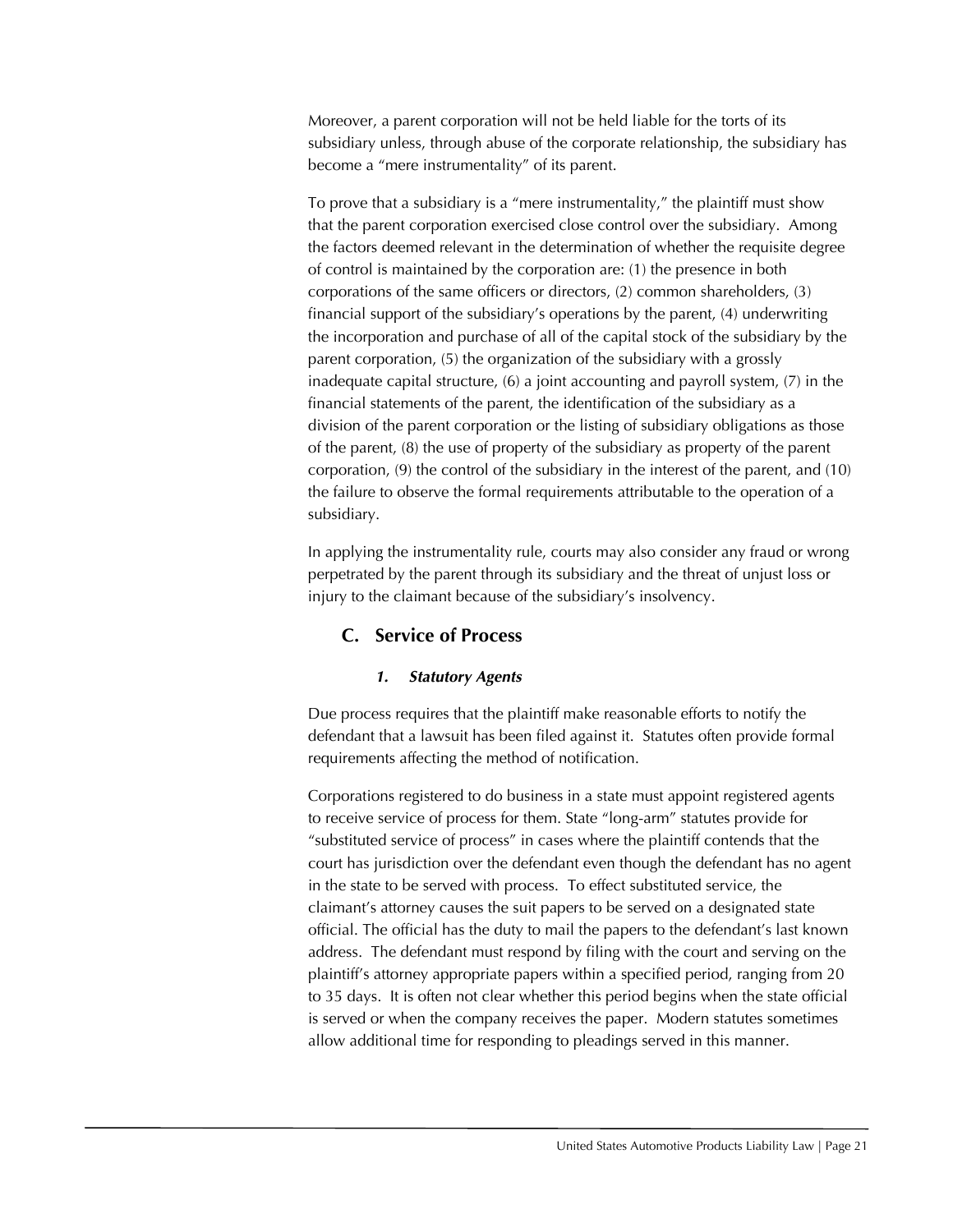Moreover, a parent corporation will not be held liable for the torts of its subsidiary unless, through abuse of the corporate relationship, the subsidiary has become a "mere instrumentality" of its parent.

To prove that a subsidiary is a "mere instrumentality," the plaintiff must show that the parent corporation exercised close control over the subsidiary. Among the factors deemed relevant in the determination of whether the requisite degree of control is maintained by the corporation are: (1) the presence in both corporations of the same officers or directors, (2) common shareholders, (3) financial support of the subsidiary's operations by the parent, (4) underwriting the incorporation and purchase of all of the capital stock of the subsidiary by the parent corporation, (5) the organization of the subsidiary with a grossly inadequate capital structure, (6) a joint accounting and payroll system, (7) in the financial statements of the parent, the identification of the subsidiary as a division of the parent corporation or the listing of subsidiary obligations as those of the parent, (8) the use of property of the subsidiary as property of the parent corporation, (9) the control of the subsidiary in the interest of the parent, and (10) the failure to observe the formal requirements attributable to the operation of a subsidiary.

In applying the instrumentality rule, courts may also consider any fraud or wrong perpetrated by the parent through its subsidiary and the threat of unjust loss or injury to the claimant because of the subsidiary's insolvency.

## C. Service of Process

### *1. Statutory Agents*

Due process requires that the plaintiff make reasonable efforts to notify the defendant that a lawsuit has been filed against it. Statutes often provide formal requirements affecting the method of notification.

Corporations registered to do business in a state must appoint registered agents to receive service of process for them. State "long-arm" statutes provide for "substituted service of process" in cases where the plaintiff contends that the court has jurisdiction over the defendant even though the defendant has no agent in the state to be served with process. To effect substituted service, the claimant's attorney causes the suit papers to be served on a designated state official. The official has the duty to mail the papers to the defendant's last known address. The defendant must respond by filing with the court and serving on the plaintiff's attorney appropriate papers within a specified period, ranging from 20 to 35 days. It is often not clear whether this period begins when the state official is served or when the company receives the paper. Modern statutes sometimes allow additional time for responding to pleadings served in this manner.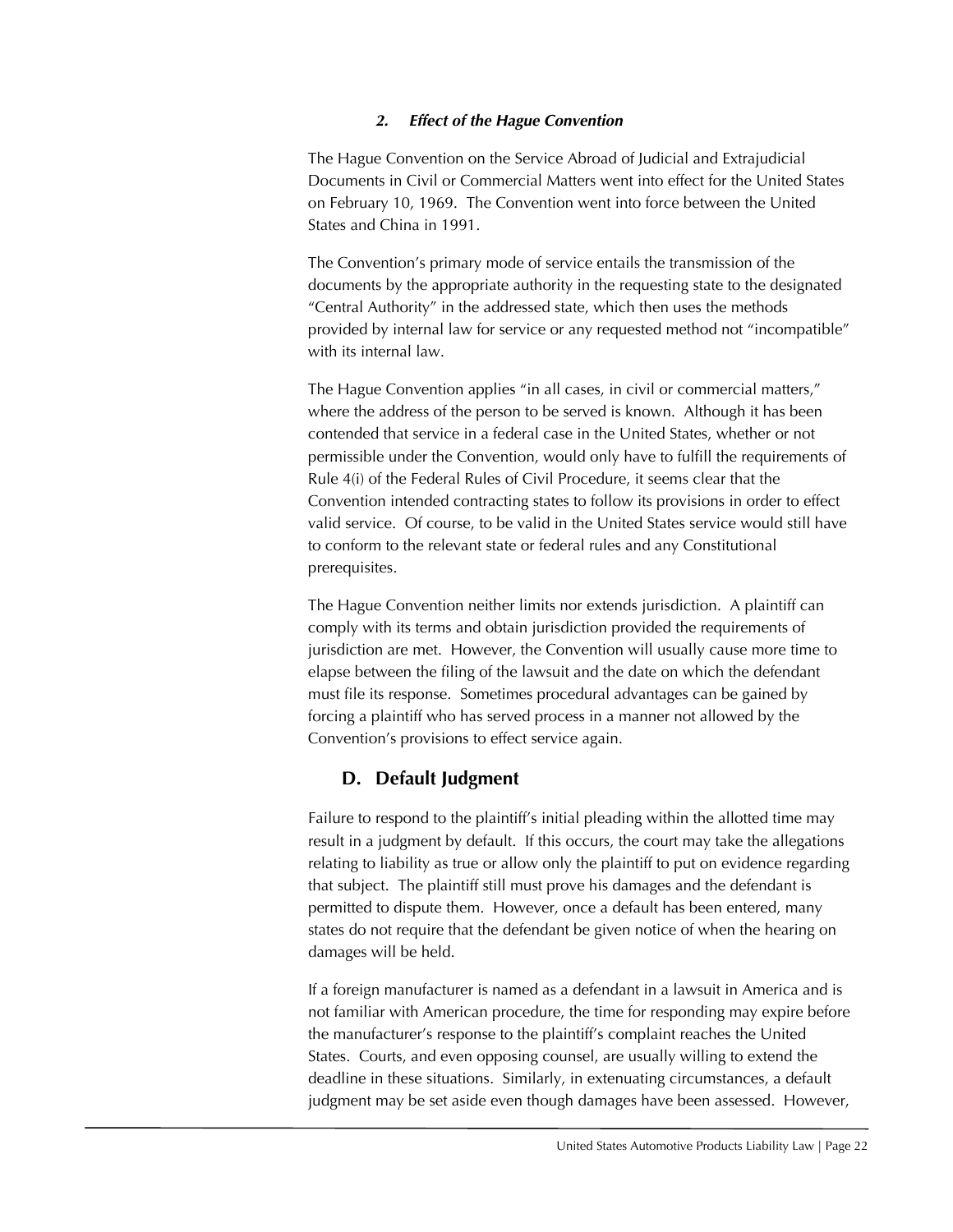#### *2. Effect of the Hague Convention*

The Hague Convention on the Service Abroad of Judicial and Extrajudicial Documents in Civil or Commercial Matters went into effect for the United States on February 10, 1969. The Convention went into force between the United States and China in 1991.

The Convention's primary mode of service entails the transmission of the documents by the appropriate authority in the requesting state to the designated "Central Authority" in the addressed state, which then uses the methods provided by internal law for service or any requested method not "incompatible" with its internal law.

The Hague Convention applies "in all cases, in civil or commercial matters," where the address of the person to be served is known. Although it has been contended that service in a federal case in the United States, whether or not permissible under the Convention, would only have to fulfill the requirements of Rule 4(i) of the Federal Rules of Civil Procedure, it seems clear that the Convention intended contracting states to follow its provisions in order to effect valid service. Of course, to be valid in the United States service would still have to conform to the relevant state or federal rules and any Constitutional prerequisites.

The Hague Convention neither limits nor extends jurisdiction. A plaintiff can comply with its terms and obtain jurisdiction provided the requirements of jurisdiction are met. However, the Convention will usually cause more time to elapse between the filing of the lawsuit and the date on which the defendant must file its response. Sometimes procedural advantages can be gained by forcing a plaintiff who has served process in a manner not allowed by the Convention's provisions to effect service again.

### D. Default Judgment

Failure to respond to the plaintiff's initial pleading within the allotted time may result in a judgment by default. If this occurs, the court may take the allegations relating to liability as true or allow only the plaintiff to put on evidence regarding that subject. The plaintiff still must prove his damages and the defendant is permitted to dispute them. However, once a default has been entered, many states do not require that the defendant be given notice of when the hearing on damages will be held.

If a foreign manufacturer is named as a defendant in a lawsuit in America and is not familiar with American procedure, the time for responding may expire before the manufacturer's response to the plaintiff's complaint reaches the United States. Courts, and even opposing counsel, are usually willing to extend the deadline in these situations. Similarly, in extenuating circumstances, a default judgment may be set aside even though damages have been assessed. However,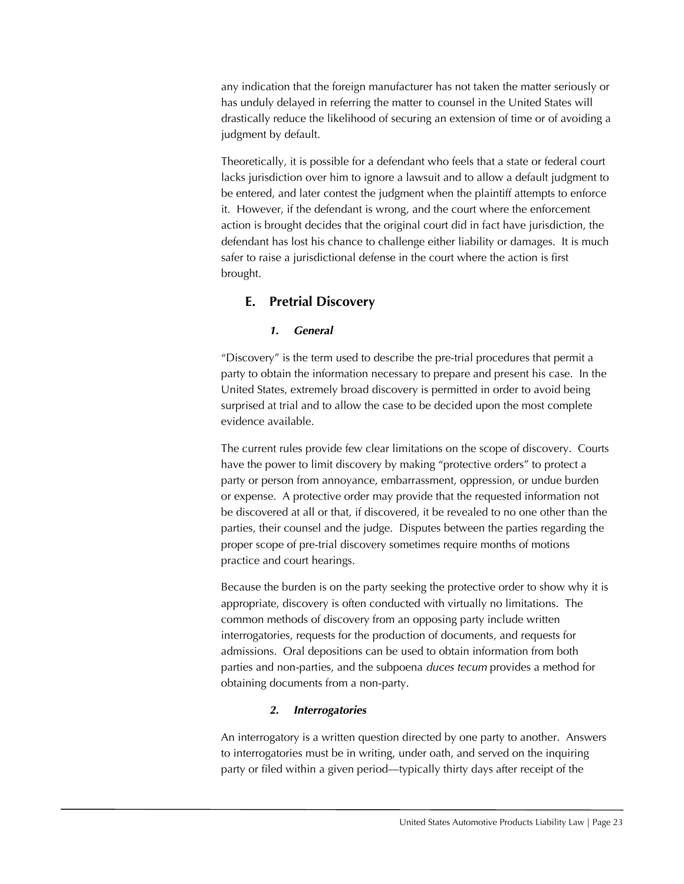any indication that the foreign manufacturer has not taken the matter seriously or has unduly delayed in referring the matter to counsel in the United States will drastically reduce the likelihood of securing an extension of time or of avoiding a judgment by default.

Theoretically, it is possible for a defendant who feels that a state or federal court lacks jurisdiction over him to ignore a lawsuit and to allow a default judgment to be entered, and later contest the judgment when the plaintiff attempts to enforce it. However, if the defendant is wrong, and the court where the enforcement action is brought decides that the original court did in fact have jurisdiction, the defendant has lost his chance to challenge either liability or damages. It is much safer to raise a jurisdictional defense in the court where the action is first brought.

## E. Pretrial Discovery

### *1. General*

"Discovery" is the term used to describe the pre-trial procedures that permit a party to obtain the information necessary to prepare and present his case. In the United States, extremely broad discovery is permitted in order to avoid being surprised at trial and to allow the case to be decided upon the most complete evidence available.

The current rules provide few clear limitations on the scope of discovery. Courts have the power to limit discovery by making "protective orders" to protect a party or person from annoyance, embarrassment, oppression, or undue burden or expense. A protective order may provide that the requested information not be discovered at all or that, if discovered, it be revealed to no one other than the parties, their counsel and the judge. Disputes between the parties regarding the proper scope of pre-trial discovery sometimes require months of motions practice and court hearings.

Because the burden is on the party seeking the protective order to show why it is appropriate, discovery is often conducted with virtually no limitations. The common methods of discovery from an opposing party include written interrogatories, requests for the production of documents, and requests for admissions. Oral depositions can be used to obtain information from both parties and non-parties, and the subpoena *duces tecum* provides a method for obtaining documents from a non-party.

### *2. Interrogatories*

An interrogatory is a written question directed by one party to another. Answers to interrogatories must be in writing, under oath, and served on the inquiring party or filed within a given period—typically thirty days after receipt of the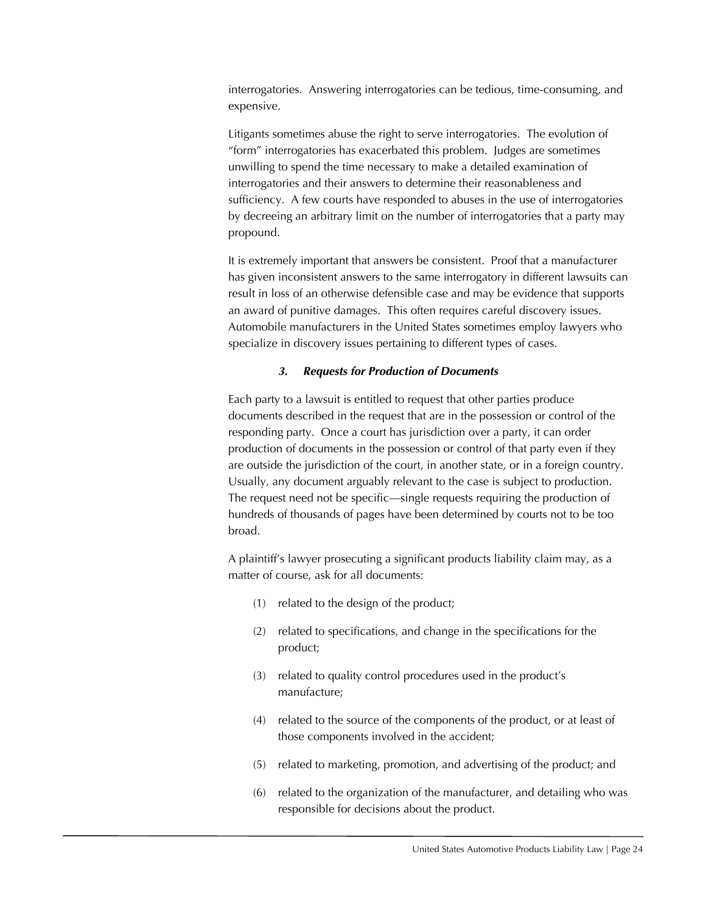interrogatories. Answering interrogatories can be tedious, time-consuming, and expensive.

Litigants sometimes abuse the right to serve interrogatories. The evolution of "form" interrogatories has exacerbated this problem. Judges are sometimes unwilling to spend the time necessary to make a detailed examination of interrogatories and their answers to determine their reasonableness and sufficiency. A few courts have responded to abuses in the use of interrogatories by decreeing an arbitrary limit on the number of interrogatories that a party may propound.

It is extremely important that answers be consistent. Proof that a manufacturer has given inconsistent answers to the same interrogatory in different lawsuits can result in loss of an otherwise defensible case and may be evidence that supports an award of punitive damages. This often requires careful discovery issues. Automobile manufacturers in the United States sometimes employ lawyers who specialize in discovery issues pertaining to different types of cases.

### *3. Requests for Production of Documents*

Each party to a lawsuit is entitled to request that other parties produce documents described in the request that are in the possession or control of the responding party. Once a court has jurisdiction over a party, it can order production of documents in the possession or control of that party even if they are outside the jurisdiction of the court, in another state, or in a foreign country. Usually, any document arguably relevant to the case is subject to production. The request need not be specific—single requests requiring the production of hundreds of thousands of pages have been determined by courts not to be too broad.

A plaintiff's lawyer prosecuting a significant products liability claim may, as a matter of course, ask for all documents:

(1) related to the design of the product;

(2) related to specifications, and change in the specifications for the product;

(3) related to quality control procedures used in the product's manufacture;

(4) related to the source of the components of the product, or at least of those components involved in the accident;

(5) related to marketing, promotion, and advertising of the product; and

(6) related to the organization of the manufacturer, and detailing who was responsible for decisions about the product.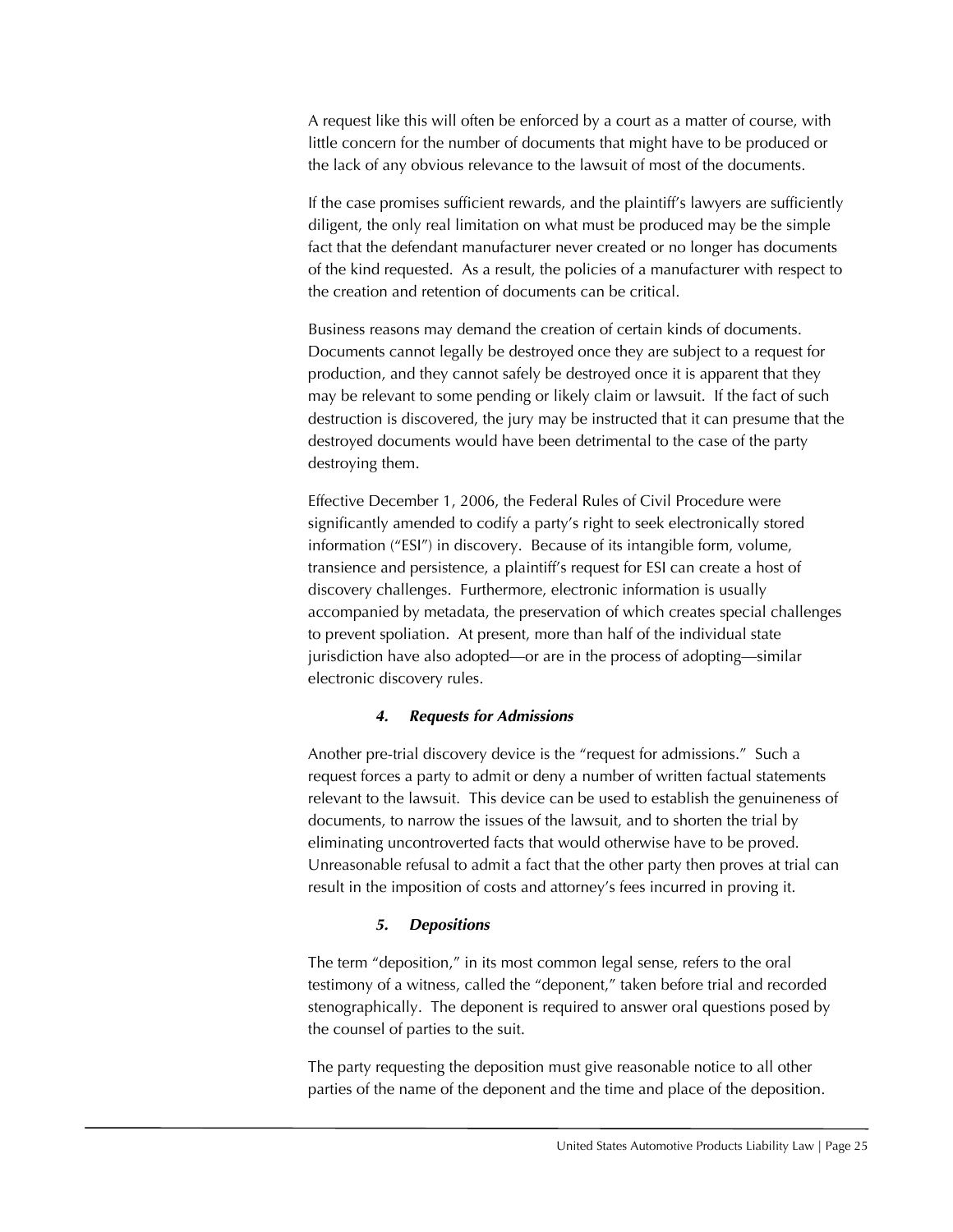A request like this will often be enforced by a court as a matter of course, with little concern for the number of documents that might have to be produced or the lack of any obvious relevance to the lawsuit of most of the documents.

If the case promises sufficient rewards, and the plaintiff's lawyers are sufficiently diligent, the only real limitation on what must be produced may be the simple fact that the defendant manufacturer never created or no longer has documents of the kind requested. As a result, the policies of a manufacturer with respect to the creation and retention of documents can be critical.

Business reasons may demand the creation of certain kinds of documents. Documents cannot legally be destroyed once they are subject to a request for production, and they cannot safely be destroyed once it is apparent that they may be relevant to some pending or likely claim or lawsuit. If the fact of such destruction is discovered, the jury may be instructed that it can presume that the destroyed documents would have been detrimental to the case of the party destroying them.

Effective December 1, 2006, the Federal Rules of Civil Procedure were significantly amended to codify a party's right to seek electronically stored information ("ESI") in discovery. Because of its intangible form, volume, transience and persistence, a plaintiff's request for ESI can create a host of discovery challenges. Furthermore, electronic information is usually accompanied by metadata, the preservation of which creates special challenges to prevent spoliation. At present, more than half of the individual state jurisdiction have also adopted—or are in the process of adopting—similar electronic discovery rules.

#### *4. Requests for Admissions*

Another pre-trial discovery device is the "request for admissions." Such a request forces a party to admit or deny a number of written factual statements relevant to the lawsuit. This device can be used to establish the genuineness of documents, to narrow the issues of the lawsuit, and to shorten the trial by eliminating uncontroverted facts that would otherwise have to be proved. Unreasonable refusal to admit a fact that the other party then proves at trial can result in the imposition of costs and attorney's fees incurred in proving it.

#### *5. Depositions*

The term "deposition," in its most common legal sense, refers to the oral testimony of a witness, called the "deponent," taken before trial and recorded stenographically. The deponent is required to answer oral questions posed by the counsel of parties to the suit.

The party requesting the deposition must give reasonable notice to all other parties of the name of the deponent and the time and place of the deposition.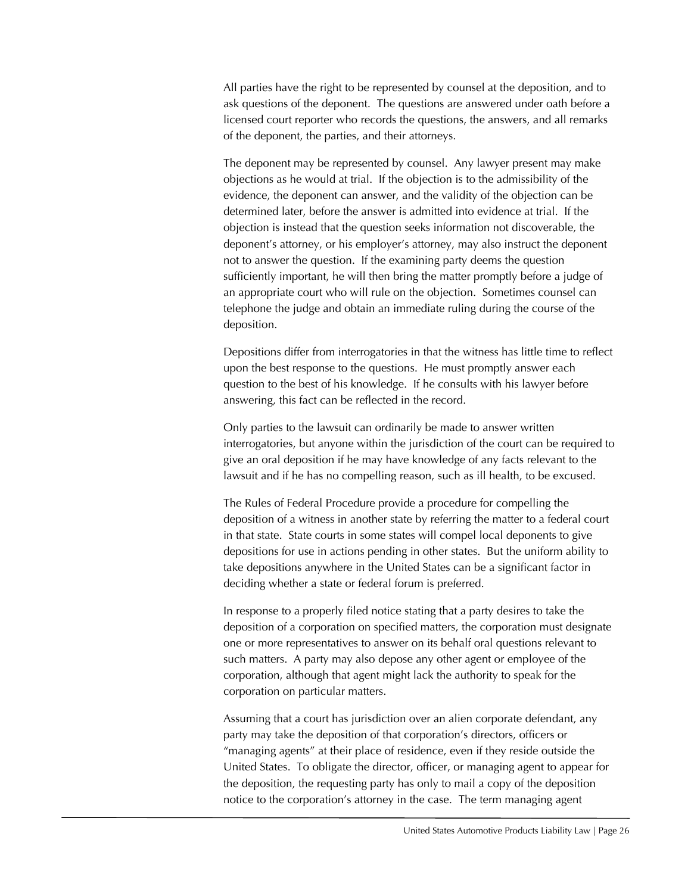All parties have the right to be represented by counsel at the deposition, and to ask questions of the deponent. The questions are answered under oath before a licensed court reporter who records the questions, the answers, and all remarks of the deponent, the parties, and their attorneys.

The deponent may be represented by counsel. Any lawyer present may make objections as he would at trial. If the objection is to the admissibility of the evidence, the deponent can answer, and the validity of the objection can be determined later, before the answer is admitted into evidence at trial. If the objection is instead that the question seeks information not discoverable, the deponent's attorney, or his employer's attorney, may also instruct the deponent not to answer the question. If the examining party deems the question sufficiently important, he will then bring the matter promptly before a judge of an appropriate court who will rule on the objection. Sometimes counsel can telephone the judge and obtain an immediate ruling during the course of the deposition.

Depositions differ from interrogatories in that the witness has little time to reflect upon the best response to the questions. He must promptly answer each question to the best of his knowledge. If he consults with his lawyer before answering, this fact can be reflected in the record.

Only parties to the lawsuit can ordinarily be made to answer written interrogatories, but anyone within the jurisdiction of the court can be required to give an oral deposition if he may have knowledge of any facts relevant to the lawsuit and if he has no compelling reason, such as ill health, to be excused.

The Rules of Federal Procedure provide a procedure for compelling the deposition of a witness in another state by referring the matter to a federal court in that state. State courts in some states will compel local deponents to give depositions for use in actions pending in other states. But the uniform ability to take depositions anywhere in the United States can be a significant factor in deciding whether a state or federal forum is preferred.

In response to a properly filed notice stating that a party desires to take the deposition of a corporation on specified matters, the corporation must designate one or more representatives to answer on its behalf oral questions relevant to such matters. A party may also depose any other agent or employee of the corporation, although that agent might lack the authority to speak for the corporation on particular matters.

Assuming that a court has jurisdiction over an alien corporate defendant, any party may take the deposition of that corporation's directors, officers or "managing agents" at their place of residence, even if they reside outside the United States. To obligate the director, officer, or managing agent to appear for the deposition, the requesting party has only to mail a copy of the deposition notice to the corporation's attorney in the case. The term managing agent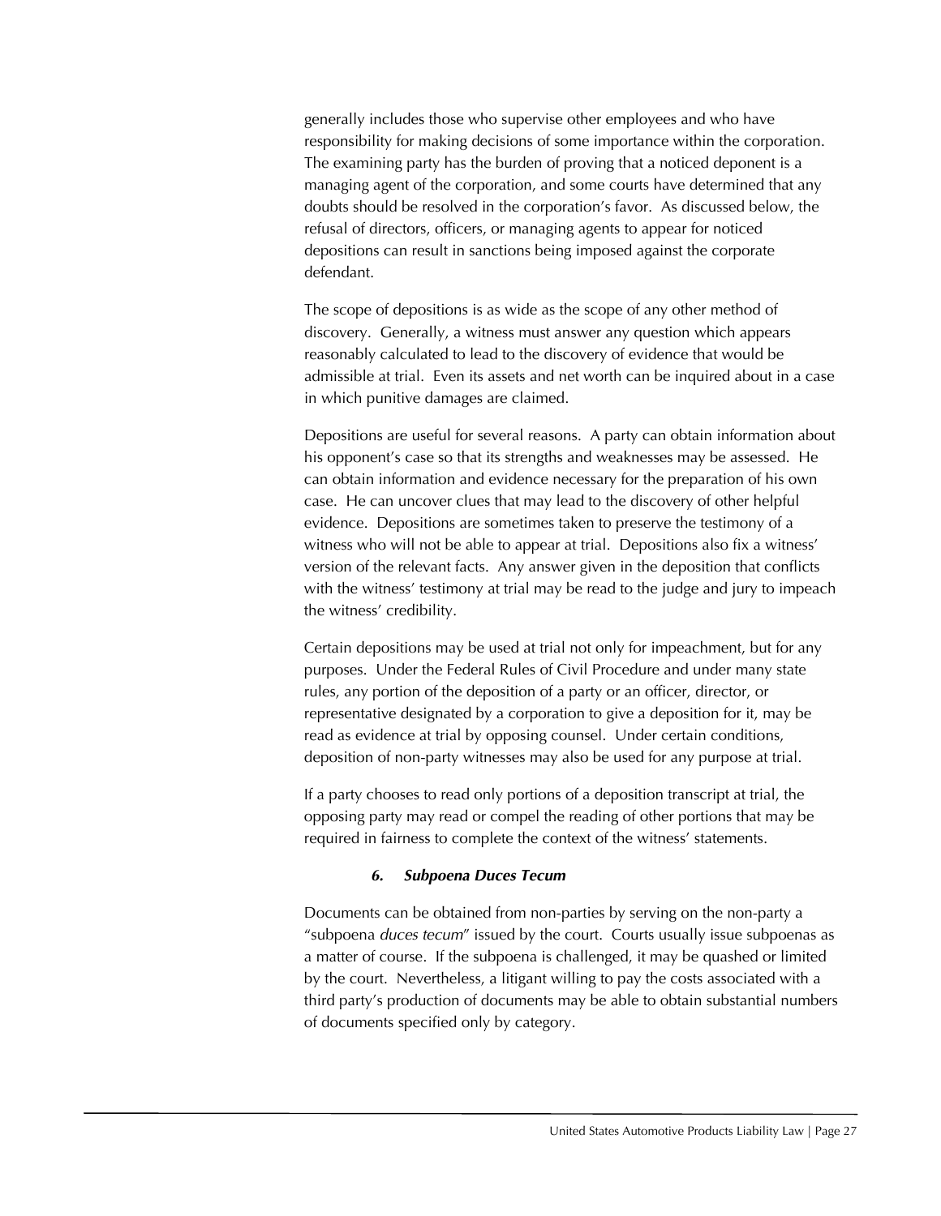generally includes those who supervise other employees and who have responsibility for making decisions of some importance within the corporation. The examining party has the burden of proving that a noticed deponent is a managing agent of the corporation, and some courts have determined that any doubts should be resolved in the corporation's favor. As discussed below, the refusal of directors, officers, or managing agents to appear for noticed depositions can result in sanctions being imposed against the corporate defendant.

The scope of depositions is as wide as the scope of any other method of discovery. Generally, a witness must answer any question which appears reasonably calculated to lead to the discovery of evidence that would be admissible at trial. Even its assets and net worth can be inquired about in a case in which punitive damages are claimed.

Depositions are useful for several reasons. A party can obtain information about his opponent's case so that its strengths and weaknesses may be assessed. He can obtain information and evidence necessary for the preparation of his own case. He can uncover clues that may lead to the discovery of other helpful evidence. Depositions are sometimes taken to preserve the testimony of a witness who will not be able to appear at trial. Depositions also fix a witness' version of the relevant facts. Any answer given in the deposition that conflicts with the witness' testimony at trial may be read to the judge and jury to impeach the witness' credibility.

Certain depositions may be used at trial not only for impeachment, but for any purposes. Under the Federal Rules of Civil Procedure and under many state rules, any portion of the deposition of a party or an officer, director, or representative designated by a corporation to give a deposition for it, may be read as evidence at trial by opposing counsel. Under certain conditions, deposition of non-party witnesses may also be used for any purpose at trial.

If a party chooses to read only portions of a deposition transcript at trial, the opposing party may read or compel the reading of other portions that may be required in fairness to complete the context of the witness' statements.

#### *6. Subpoena Duces Tecum*

Documents can be obtained from non-parties by serving on the non-party a "subpoena *duces tecum*" issued by the court. Courts usually issue subpoenas as a matter of course. If the subpoena is challenged, it may be quashed or limited by the court. Nevertheless, a litigant willing to pay the costs associated with a third party's production of documents may be able to obtain substantial numbers of documents specified only by category.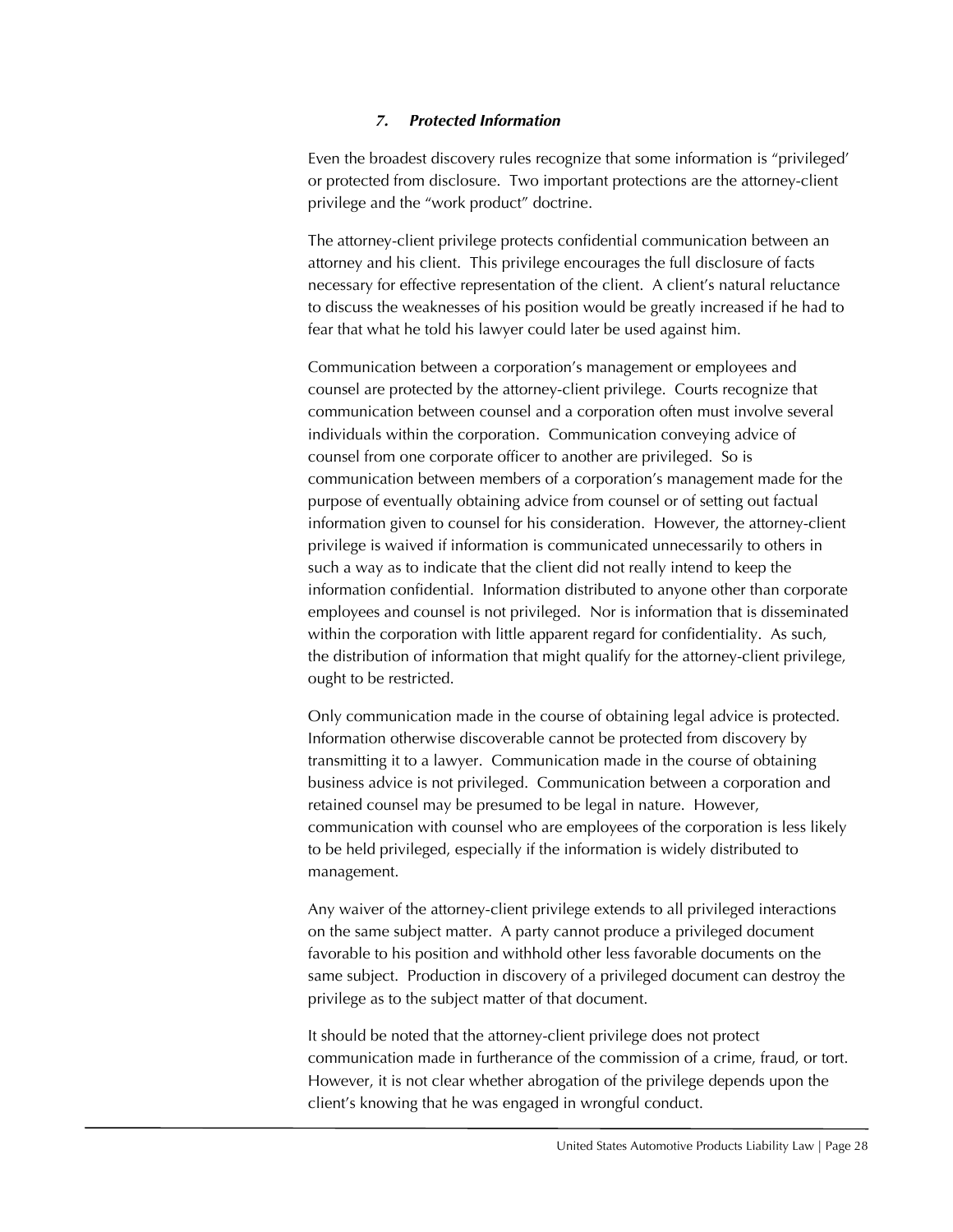#### *7. Protected Information*

Even the broadest discovery rules recognize that some information is "privileged' or protected from disclosure. Two important protections are the attorney-client privilege and the "work product" doctrine.

The attorney-client privilege protects confidential communication between an attorney and his client. This privilege encourages the full disclosure of facts necessary for effective representation of the client. A client's natural reluctance to discuss the weaknesses of his position would be greatly increased if he had to fear that what he told his lawyer could later be used against him.

Communication between a corporation's management or employees and counsel are protected by the attorney-client privilege. Courts recognize that communication between counsel and a corporation often must involve several individuals within the corporation. Communication conveying advice of counsel from one corporate officer to another are privileged. So is communication between members of a corporation's management made for the purpose of eventually obtaining advice from counsel or of setting out factual information given to counsel for his consideration. However, the attorney-client privilege is waived if information is communicated unnecessarily to others in such a way as to indicate that the client did not really intend to keep the information confidential. Information distributed to anyone other than corporate employees and counsel is not privileged. Nor is information that is disseminated within the corporation with little apparent regard for confidentiality. As such, the distribution of information that might qualify for the attorney-client privilege, ought to be restricted.

Only communication made in the course of obtaining legal advice is protected. Information otherwise discoverable cannot be protected from discovery by transmitting it to a lawyer. Communication made in the course of obtaining business advice is not privileged. Communication between a corporation and retained counsel may be presumed to be legal in nature. However, communication with counsel who are employees of the corporation is less likely to be held privileged, especially if the information is widely distributed to management.

Any waiver of the attorney-client privilege extends to all privileged interactions on the same subject matter. A party cannot produce a privileged document favorable to his position and withhold other less favorable documents on the same subject. Production in discovery of a privileged document can destroy the privilege as to the subject matter of that document.

It should be noted that the attorney-client privilege does not protect communication made in furtherance of the commission of a crime, fraud, or tort. However, it is not clear whether abrogation of the privilege depends upon the client's knowing that he was engaged in wrongful conduct.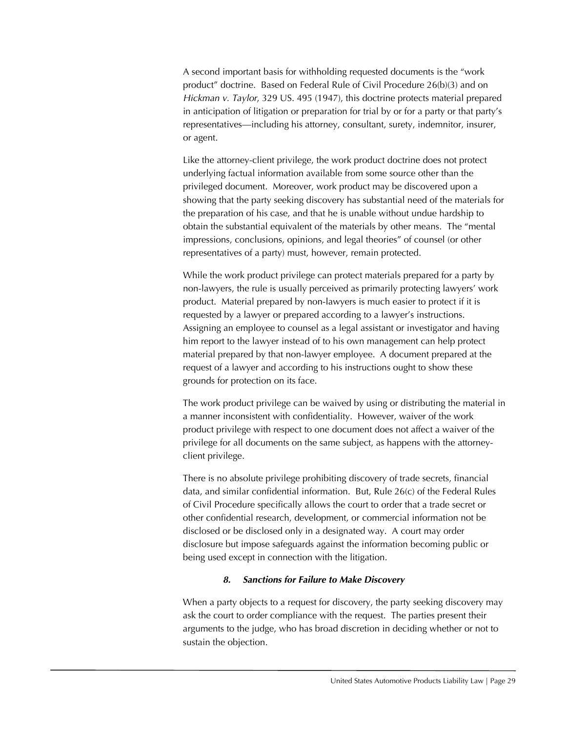A second important basis for withholding requested documents is the "work product" doctrine. Based on Federal Rule of Civil Procedure 26(b)(3) and on *Hickman v. Taylor*, 329 US. 495 (1947), this doctrine protects material prepared in anticipation of litigation or preparation for trial by or for a party or that party's representatives—including his attorney, consultant, surety, indemnitor, insurer, or agent.

Like the attorney-client privilege, the work product doctrine does not protect underlying factual information available from some source other than the privileged document. Moreover, work product may be discovered upon a showing that the party seeking discovery has substantial need of the materials for the preparation of his case, and that he is unable without undue hardship to obtain the substantial equivalent of the materials by other means. The "mental impressions, conclusions, opinions, and legal theories" of counsel (or other representatives of a party) must, however, remain protected.

While the work product privilege can protect materials prepared for a party by non-lawyers, the rule is usually perceived as primarily protecting lawyers' work product. Material prepared by non-lawyers is much easier to protect if it is requested by a lawyer or prepared according to a lawyer's instructions. Assigning an employee to counsel as a legal assistant or investigator and having him report to the lawyer instead of to his own management can help protect material prepared by that non-lawyer employee. A document prepared at the request of a lawyer and according to his instructions ought to show these grounds for protection on its face.

The work product privilege can be waived by using or distributing the material in a manner inconsistent with confidentiality. However, waiver of the work product privilege with respect to one document does not affect a waiver of the privilege for all documents on the same subject, as happens with the attorney-client privilege.

There is no absolute privilege prohibiting discovery of trade secrets, financial data, and similar confidential information. But, Rule 26(c) of the Federal Rules of Civil Procedure specifically allows the court to order that a trade secret or other confidential research, development, or commercial information not be disclosed or be disclosed only in a designated way. A court may order disclosure but impose safeguards against the information becoming public or being used except in connection with the litigation.

### *8. Sanctions for Failure to Make Discovery*

When a party objects to a request for discovery, the party seeking discovery may ask the court to order compliance with the request. The parties present their arguments to the judge, who has broad discretion in deciding whether or not to sustain the objection.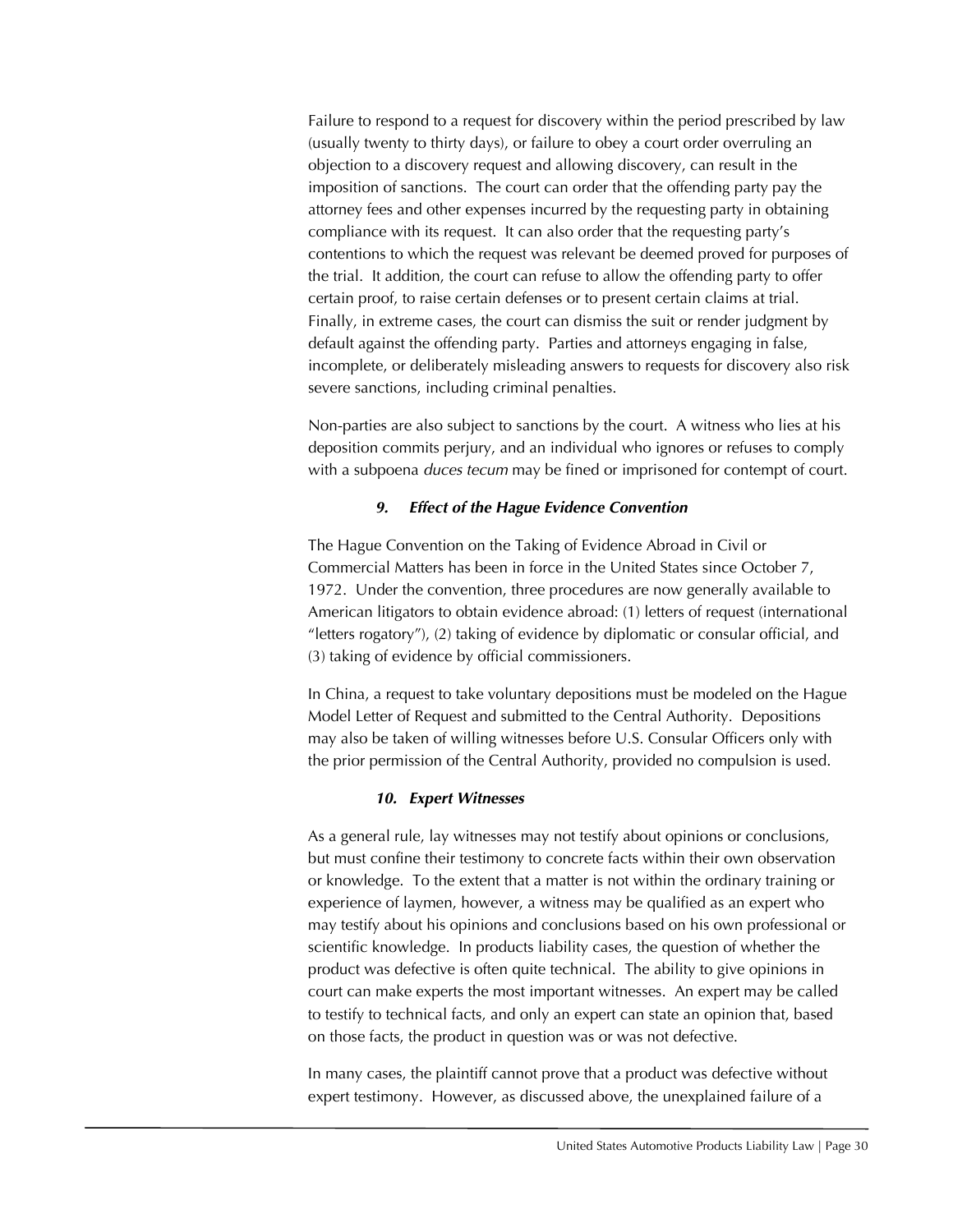Failure to respond to a request for discovery within the period prescribed by law (usually twenty to thirty days), or failure to obey a court order overruling an objection to a discovery request and allowing discovery, can result in the imposition of sanctions. The court can order that the offending party pay the attorney fees and other expenses incurred by the requesting party in obtaining compliance with its request. It can also order that the requesting party's contentions to which the request was relevant be deemed proved for purposes of the trial. It addition, the court can refuse to allow the offending party to offer certain proof, to raise certain defenses or to present certain claims at trial. Finally, in extreme cases, the court can dismiss the suit or render judgment by default against the offending party. Parties and attorneys engaging in false, incomplete, or deliberately misleading answers to requests for discovery also risk severe sanctions, including criminal penalties.

Non-parties are also subject to sanctions by the court. A witness who lies at his deposition commits perjury, and an individual who ignores or refuses to comply with a subpoena *duces tecum* may be fined or imprisoned for contempt of court.

#### *9. Effect of the Hague Evidence Convention*

The Hague Convention on the Taking of Evidence Abroad in Civil or Commercial Matters has been in force in the United States since October 7, 1972. Under the convention, three procedures are now generally available to American litigators to obtain evidence abroad: (1) letters of request (international "letters rogatory"), (2) taking of evidence by diplomatic or consular official, and (3) taking of evidence by official commissioners.

In China, a request to take voluntary depositions must be modeled on the Hague Model Letter of Request and submitted to the Central Authority. Depositions may also be taken of willing witnesses before U.S. Consular Officers only with the prior permission of the Central Authority, provided no compulsion is used.

#### *10. Expert Witnesses*

As a general rule, lay witnesses may not testify about opinions or conclusions, but must confine their testimony to concrete facts within their own observation or knowledge. To the extent that a matter is not within the ordinary training or experience of laymen, however, a witness may be qualified as an expert who may testify about his opinions and conclusions based on his own professional or scientific knowledge. In products liability cases, the question of whether the product was defective is often quite technical. The ability to give opinions in court can make experts the most important witnesses. An expert may be called to testify to technical facts, and only an expert can state an opinion that, based on those facts, the product in question was or was not defective.

In many cases, the plaintiff cannot prove that a product was defective without expert testimony. However, as discussed above, the unexplained failure of a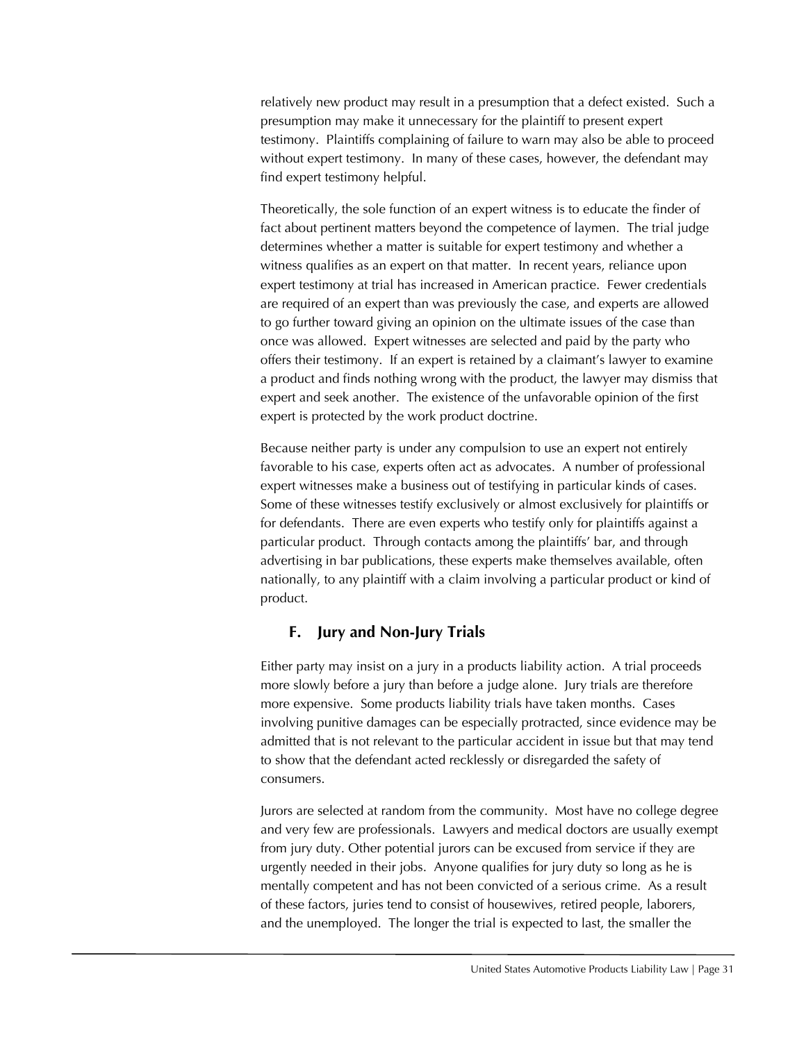relatively new product may result in a presumption that a defect existed. Such a presumption may make it unnecessary for the plaintiff to present expert testimony. Plaintiffs complaining of failure to warn may also be able to proceed without expert testimony. In many of these cases, however, the defendant may find expert testimony helpful.

Theoretically, the sole function of an expert witness is to educate the finder of fact about pertinent matters beyond the competence of laymen. The trial judge determines whether a matter is suitable for expert testimony and whether a witness qualifies as an expert on that matter. In recent years, reliance upon expert testimony at trial has increased in American practice. Fewer credentials are required of an expert than was previously the case, and experts are allowed to go further toward giving an opinion on the ultimate issues of the case than once was allowed. Expert witnesses are selected and paid by the party who offers their testimony. If an expert is retained by a claimant's lawyer to examine a product and finds nothing wrong with the product, the lawyer may dismiss that expert and seek another. The existence of the unfavorable opinion of the first expert is protected by the work product doctrine.

Because neither party is under any compulsion to use an expert not entirely favorable to his case, experts often act as advocates. A number of professional expert witnesses make a business out of testifying in particular kinds of cases. Some of these witnesses testify exclusively or almost exclusively for plaintiffs or for defendants. There are even experts who testify only for plaintiffs against a particular product. Through contacts among the plaintiffs' bar, and through advertising in bar publications, these experts make themselves available, often nationally, to any plaintiff with a claim involving a particular product or kind of product.

## F. Jury and Non-Jury Trials

Either party may insist on a jury in a products liability action. A trial proceeds more slowly before a jury than before a judge alone. Jury trials are therefore more expensive. Some products liability trials have taken months. Cases involving punitive damages can be especially protracted, since evidence may be admitted that is not relevant to the particular accident in issue but that may tend to show that the defendant acted recklessly or disregarded the safety of consumers.

Jurors are selected at random from the community. Most have no college degree and very few are professionals. Lawyers and medical doctors are usually exempt from jury duty. Other potential jurors can be excused from service if they are urgently needed in their jobs. Anyone qualifies for jury duty so long as he is mentally competent and has not been convicted of a serious crime. As a result of these factors, juries tend to consist of housewives, retired people, laborers, and the unemployed. The longer the trial is expected to last, the smaller the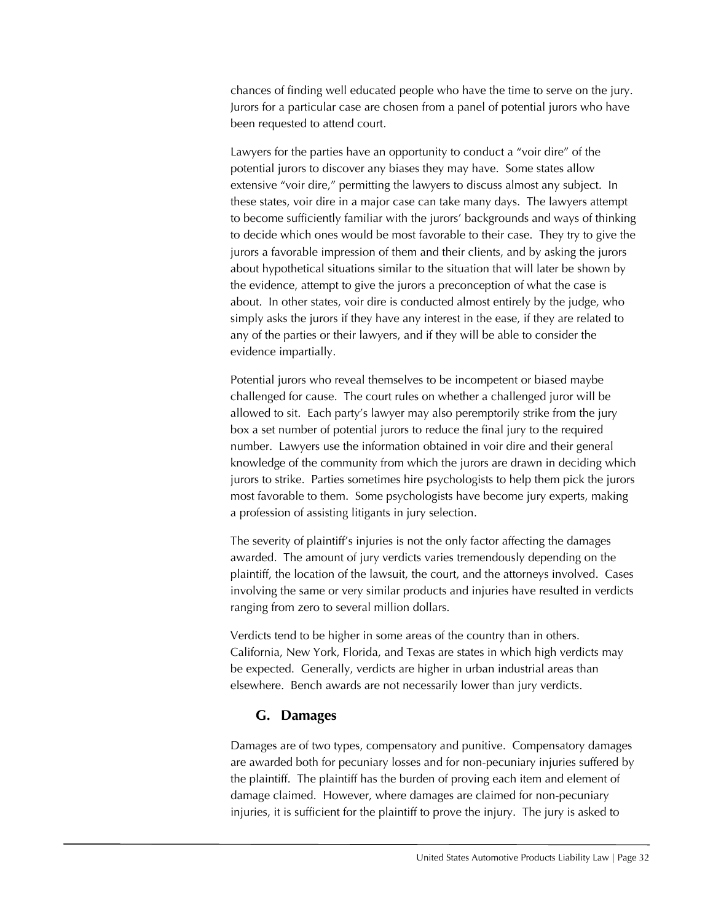chances of finding well educated people who have the time to serve on the jury. Jurors for a particular case are chosen from a panel of potential jurors who have been requested to attend court.

Lawyers for the parties have an opportunity to conduct a "voir dire" of the potential jurors to discover any biases they may have. Some states allow extensive "voir dire," permitting the lawyers to discuss almost any subject. In these states, voir dire in a major case can take many days. The lawyers attempt to become sufficiently familiar with the jurors' backgrounds and ways of thinking to decide which ones would be most favorable to their case. They try to give the jurors a favorable impression of them and their clients, and by asking the jurors about hypothetical situations similar to the situation that will later be shown by the evidence, attempt to give the jurors a preconception of what the case is about. In other states, voir dire is conducted almost entirely by the judge, who simply asks the jurors if they have any interest in the ease, if they are related to any of the parties or their lawyers, and if they will be able to consider the evidence impartially.

Potential jurors who reveal themselves to be incompetent or biased maybe challenged for cause. The court rules on whether a challenged juror will be allowed to sit. Each party's lawyer may also peremptorily strike from the jury box a set number of potential jurors to reduce the final jury to the required number. Lawyers use the information obtained in voir dire and their general knowledge of the community from which the jurors are drawn in deciding which jurors to strike. Parties sometimes hire psychologists to help them pick the jurors most favorable to them. Some psychologists have become jury experts, making a profession of assisting litigants in jury selection.

The severity of plaintiff's injuries is not the only factor affecting the damages awarded. The amount of jury verdicts varies tremendously depending on the plaintiff, the location of the lawsuit, the court, and the attorneys involved. Cases involving the same or very similar products and injuries have resulted in verdicts ranging from zero to several million dollars.

Verdicts tend to be higher in some areas of the country than in others. California, New York, Florida, and Texas are states in which high verdicts may be expected. Generally, verdicts are higher in urban industrial areas than elsewhere. Bench awards are not necessarily lower than jury verdicts.

## G. Damages

Damages are of two types, compensatory and punitive. Compensatory damages are awarded both for pecuniary losses and for non-pecuniary injuries suffered by the plaintiff. The plaintiff has the burden of proving each item and element of damage claimed. However, where damages are claimed for non-pecuniary injuries, it is sufficient for the plaintiff to prove the injury. The jury is asked to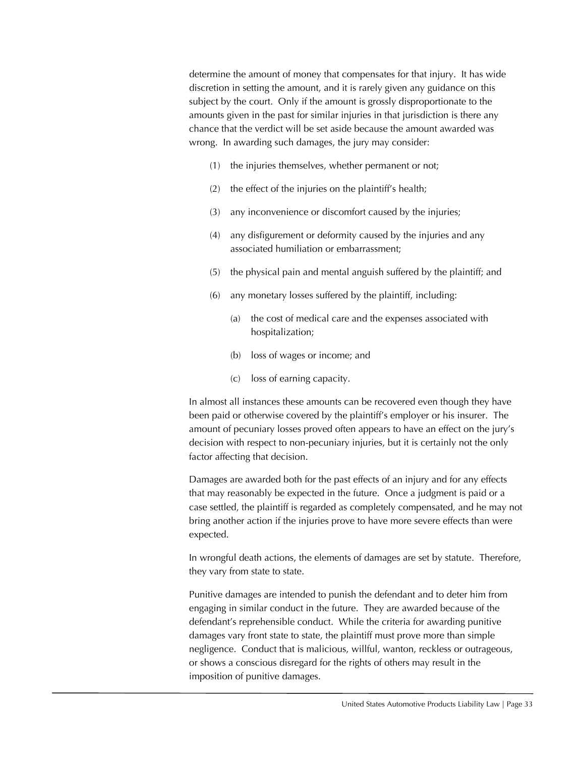determine the amount of money that compensates for that injury. It has wide discretion in setting the amount, and it is rarely given any guidance on this subject by the court. Only if the amount is grossly disproportionate to the amounts given in the past for similar injuries in that jurisdiction is there any chance that the verdict will be set aside because the amount awarded was wrong. In awarding such damages, the jury may consider:

(1) the injuries themselves, whether permanent or not;

(2) the effect of the injuries on the plaintiff's health;

(3) any inconvenience or discomfort caused by the injuries;

(4) any disfigurement or deformity caused by the injuries and any associated humiliation or embarrassment;

(5) the physical pain and mental anguish suffered by the plaintiff; and

(6) any monetary losses suffered by the plaintiff, including:

  (a) the cost of medical care and the expenses associated with hospitalization;

  (b) loss of wages or income; and

  (c) loss of earning capacity.

In almost all instances these amounts can be recovered even though they have been paid or otherwise covered by the plaintiff's employer or his insurer. The amount of pecuniary losses proved often appears to have an effect on the jury's decision with respect to non-pecuniary injuries, but it is certainly not the only factor affecting that decision.

Damages are awarded both for the past effects of an injury and for any effects that may reasonably be expected in the future. Once a judgment is paid or a case settled, the plaintiff is regarded as completely compensated, and he may not bring another action if the injuries prove to have more severe effects than were expected.

In wrongful death actions, the elements of damages are set by statute. Therefore, they vary from state to state.

Punitive damages are intended to punish the defendant and to deter him from engaging in similar conduct in the future. They are awarded because of the defendant's reprehensible conduct. While the criteria for awarding punitive damages vary front state to state, the plaintiff must prove more than simple negligence. Conduct that is malicious, willful, wanton, reckless or outrageous, or shows a conscious disregard for the rights of others may result in the imposition of punitive damages.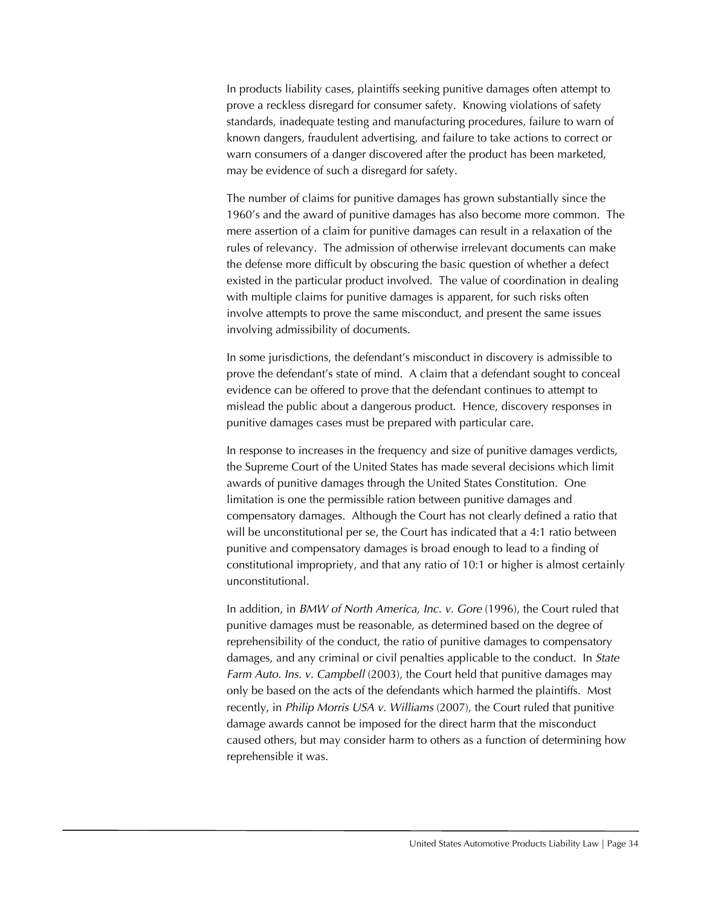In products liability cases, plaintiffs seeking punitive damages often attempt to prove a reckless disregard for consumer safety. Knowing violations of safety standards, inadequate testing and manufacturing procedures, failure to warn of known dangers, fraudulent advertising, and failure to take actions to correct or warn consumers of a danger discovered after the product has been marketed, may be evidence of such a disregard for safety.

The number of claims for punitive damages has grown substantially since the 1960's and the award of punitive damages has also become more common. The mere assertion of a claim for punitive damages can result in a relaxation of the rules of relevancy. The admission of otherwise irrelevant documents can make the defense more difficult by obscuring the basic question of whether a defect existed in the particular product involved. The value of coordination in dealing with multiple claims for punitive damages is apparent, for such risks often involve attempts to prove the same misconduct, and present the same issues involving admissibility of documents.

In some jurisdictions, the defendant's misconduct in discovery is admissible to prove the defendant's state of mind. A claim that a defendant sought to conceal evidence can be offered to prove that the defendant continues to attempt to mislead the public about a dangerous product. Hence, discovery responses in punitive damages cases must be prepared with particular care.

In response to increases in the frequency and size of punitive damages verdicts, the Supreme Court of the United States has made several decisions which limit awards of punitive damages through the United States Constitution. One limitation is one the permissible ration between punitive damages and compensatory damages. Although the Court has not clearly defined a ratio that will be unconstitutional per se, the Court has indicated that a 4:1 ratio between punitive and compensatory damages is broad enough to lead to a finding of constitutional impropriety, and that any ratio of 10:1 or higher is almost certainly unconstitutional.

In addition, in *BMW of North America, Inc. v. Gore* (1996), the Court ruled that punitive damages must be reasonable, as determined based on the degree of reprehensibility of the conduct, the ratio of punitive damages to compensatory damages, and any criminal or civil penalties applicable to the conduct. In *State Farm Auto. Ins. v. Campbell* (2003), the Court held that punitive damages may only be based on the acts of the defendants which harmed the plaintiffs. Most recently, in *Philip Morris USA v. Williams* (2007), the Court ruled that punitive damage awards cannot be imposed for the direct harm that the misconduct caused others, but may consider harm to others as a function of determining how reprehensible it was.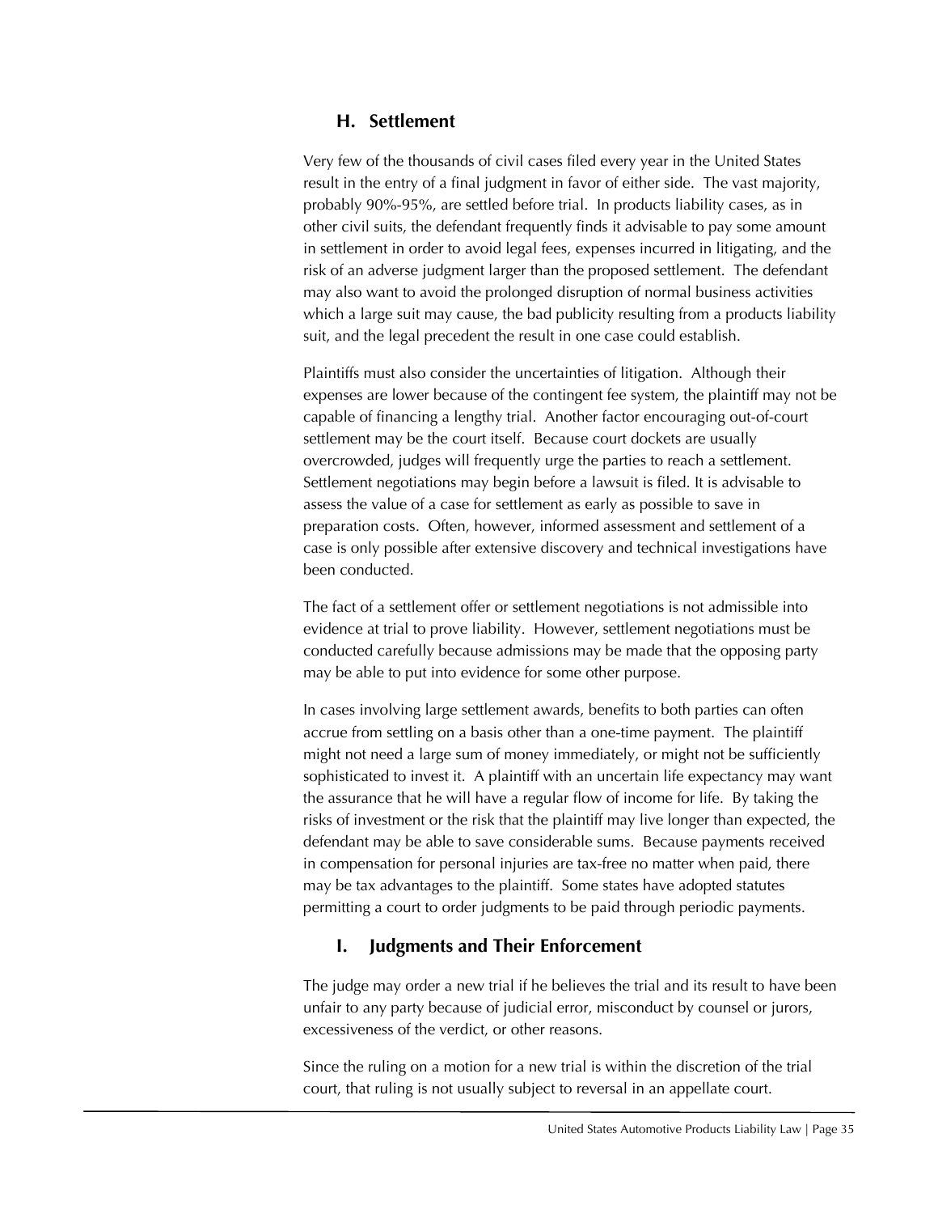## H. Settlement

Very few of the thousands of civil cases filed every year in the United States result in the entry of a final judgment in favor of either side. The vast majority, probably 90%-95%, are settled before trial. In products liability cases, as in other civil suits, the defendant frequently finds it advisable to pay some amount in settlement in order to avoid legal fees, expenses incurred in litigating, and the risk of an adverse judgment larger than the proposed settlement. The defendant may also want to avoid the prolonged disruption of normal business activities which a large suit may cause, the bad publicity resulting from a products liability suit, and the legal precedent the result in one case could establish.

Plaintiffs must also consider the uncertainties of litigation. Although their expenses are lower because of the contingent fee system, the plaintiff may not be capable of financing a lengthy trial. Another factor encouraging out-of-court settlement may be the court itself. Because court dockets are usually overcrowded, judges will frequently urge the parties to reach a settlement. Settlement negotiations may begin before a lawsuit is filed. It is advisable to assess the value of a case for settlement as early as possible to save in preparation costs. Often, however, informed assessment and settlement of a case is only possible after extensive discovery and technical investigations have been conducted.

The fact of a settlement offer or settlement negotiations is not admissible into evidence at trial to prove liability. However, settlement negotiations must be conducted carefully because admissions may be made that the opposing party may be able to put into evidence for some other purpose.

In cases involving large settlement awards, benefits to both parties can often accrue from settling on a basis other than a one-time payment. The plaintiff might not need a large sum of money immediately, or might not be sufficiently sophisticated to invest it. A plaintiff with an uncertain life expectancy may want the assurance that he will have a regular flow of income for life. By taking the risks of investment or the risk that the plaintiff may live longer than expected, the defendant may be able to save considerable sums. Because payments received in compensation for personal injuries are tax-free no matter when paid, there may be tax advantages to the plaintiff. Some states have adopted statutes permitting a court to order judgments to be paid through periodic payments.

## I. Judgments and Their Enforcement

The judge may order a new trial if he believes the trial and its result to have been unfair to any party because of judicial error, misconduct by counsel or jurors, excessiveness of the verdict, or other reasons.

Since the ruling on a motion for a new trial is within the discretion of the trial court, that ruling is not usually subject to reversal in an appellate court.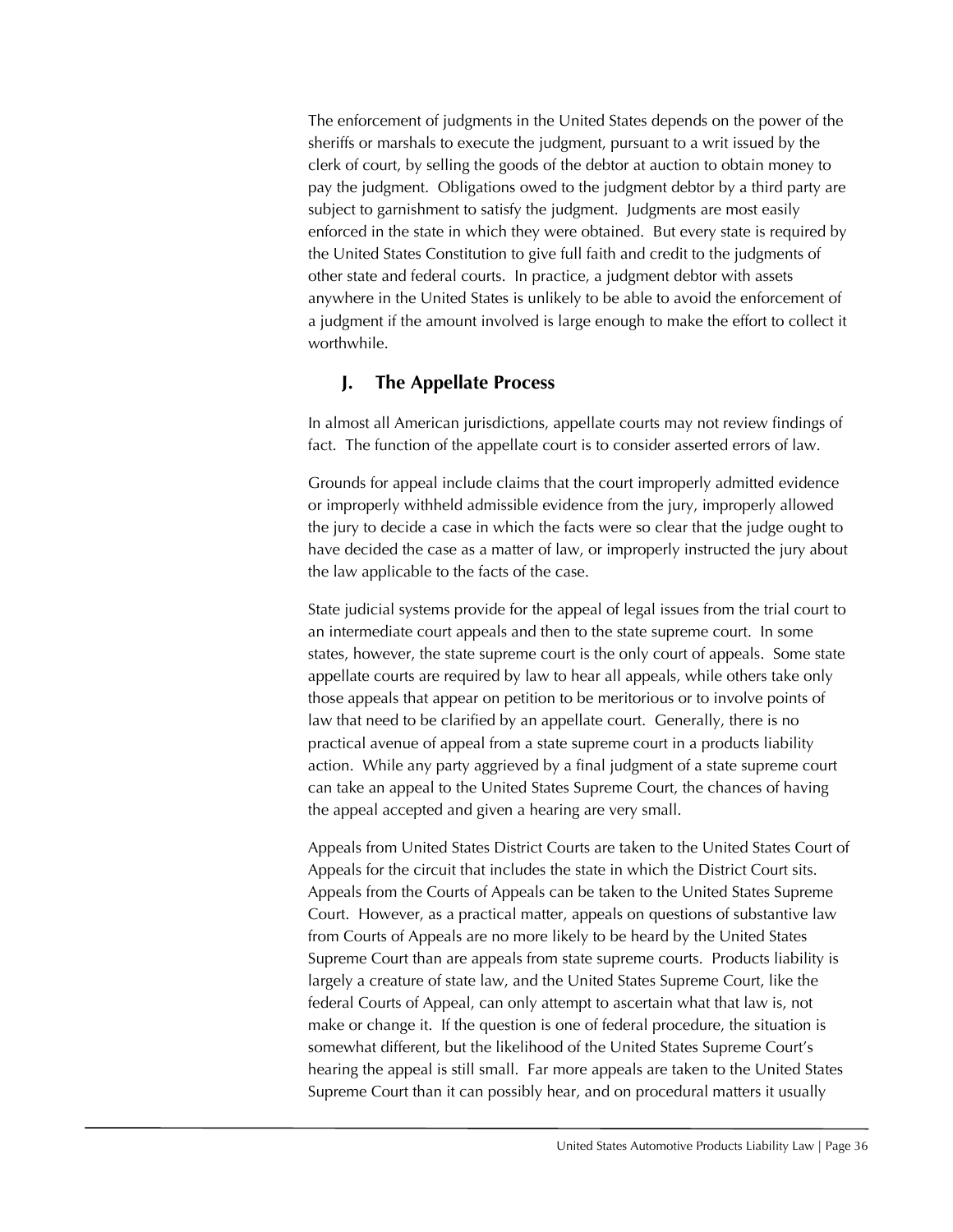The enforcement of judgments in the United States depends on the power of the sheriffs or marshals to execute the judgment, pursuant to a writ issued by the clerk of court, by selling the goods of the debtor at auction to obtain money to pay the judgment. Obligations owed to the judgment debtor by a third party are subject to garnishment to satisfy the judgment. Judgments are most easily enforced in the state in which they were obtained. But every state is required by the United States Constitution to give full faith and credit to the judgments of other state and federal courts. In practice, a judgment debtor with assets anywhere in the United States is unlikely to be able to avoid the enforcement of a judgment if the amount involved is large enough to make the effort to collect it worthwhile.

### J. The Appellate Process

In almost all American jurisdictions, appellate courts may not review findings of fact. The function of the appellate court is to consider asserted errors of law.

Grounds for appeal include claims that the court improperly admitted evidence or improperly withheld admissible evidence from the jury, improperly allowed the jury to decide a case in which the facts were so clear that the judge ought to have decided the case as a matter of law, or improperly instructed the jury about the law applicable to the facts of the case.

State judicial systems provide for the appeal of legal issues from the trial court to an intermediate court appeals and then to the state supreme court. In some states, however, the state supreme court is the only court of appeals. Some state appellate courts are required by law to hear all appeals, while others take only those appeals that appear on petition to be meritorious or to involve points of law that need to be clarified by an appellate court. Generally, there is no practical avenue of appeal from a state supreme court in a products liability action. While any party aggrieved by a final judgment of a state supreme court can take an appeal to the United States Supreme Court, the chances of having the appeal accepted and given a hearing are very small.

Appeals from United States District Courts are taken to the United States Court of Appeals for the circuit that includes the state in which the District Court sits. Appeals from the Courts of Appeals can be taken to the United States Supreme Court. However, as a practical matter, appeals on questions of substantive law from Courts of Appeals are no more likely to be heard by the United States Supreme Court than are appeals from state supreme courts. Products liability is largely a creature of state law, and the United States Supreme Court, like the federal Courts of Appeal, can only attempt to ascertain what that law is, not make or change it. If the question is one of federal procedure, the situation is somewhat different, but the likelihood of the United States Supreme Court's hearing the appeal is still small. Far more appeals are taken to the United States Supreme Court than it can possibly hear, and on procedural matters it usually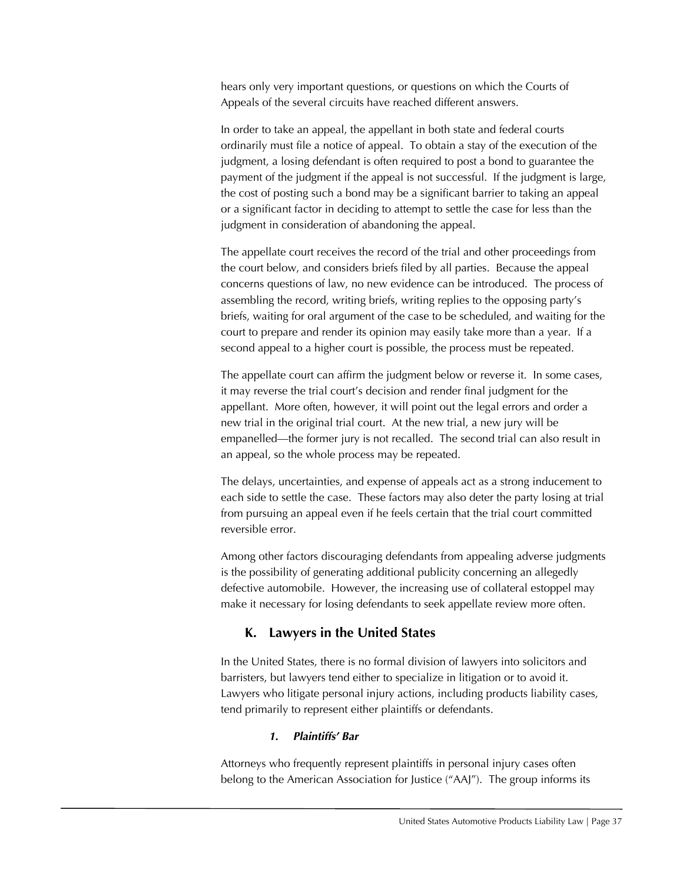hears only very important questions, or questions on which the Courts of Appeals of the several circuits have reached different answers.

In order to take an appeal, the appellant in both state and federal courts ordinarily must file a notice of appeal. To obtain a stay of the execution of the judgment, a losing defendant is often required to post a bond to guarantee the payment of the judgment if the appeal is not successful. If the judgment is large, the cost of posting such a bond may be a significant barrier to taking an appeal or a significant factor in deciding to attempt to settle the case for less than the judgment in consideration of abandoning the appeal.

The appellate court receives the record of the trial and other proceedings from the court below, and considers briefs filed by all parties. Because the appeal concerns questions of law, no new evidence can be introduced. The process of assembling the record, writing briefs, writing replies to the opposing party's briefs, waiting for oral argument of the case to be scheduled, and waiting for the court to prepare and render its opinion may easily take more than a year. If a second appeal to a higher court is possible, the process must be repeated.

The appellate court can affirm the judgment below or reverse it. In some cases, it may reverse the trial court's decision and render final judgment for the appellant. More often, however, it will point out the legal errors and order a new trial in the original trial court. At the new trial, a new jury will be empanelled—the former jury is not recalled. The second trial can also result in an appeal, so the whole process may be repeated.

The delays, uncertainties, and expense of appeals act as a strong inducement to each side to settle the case. These factors may also deter the party losing at trial from pursuing an appeal even if he feels certain that the trial court committed reversible error.

Among other factors discouraging defendants from appealing adverse judgments is the possibility of generating additional publicity concerning an allegedly defective automobile. However, the increasing use of collateral estoppel may make it necessary for losing defendants to seek appellate review more often.

## K. Lawyers in the United States

In the United States, there is no formal division of lawyers into solicitors and barristers, but lawyers tend either to specialize in litigation or to avoid it. Lawyers who litigate personal injury actions, including products liability cases, tend primarily to represent either plaintiffs or defendants.

### *1. Plaintiffs' Bar*

Attorneys who frequently represent plaintiffs in personal injury cases often belong to the American Association for Justice ("AAJ"). The group informs its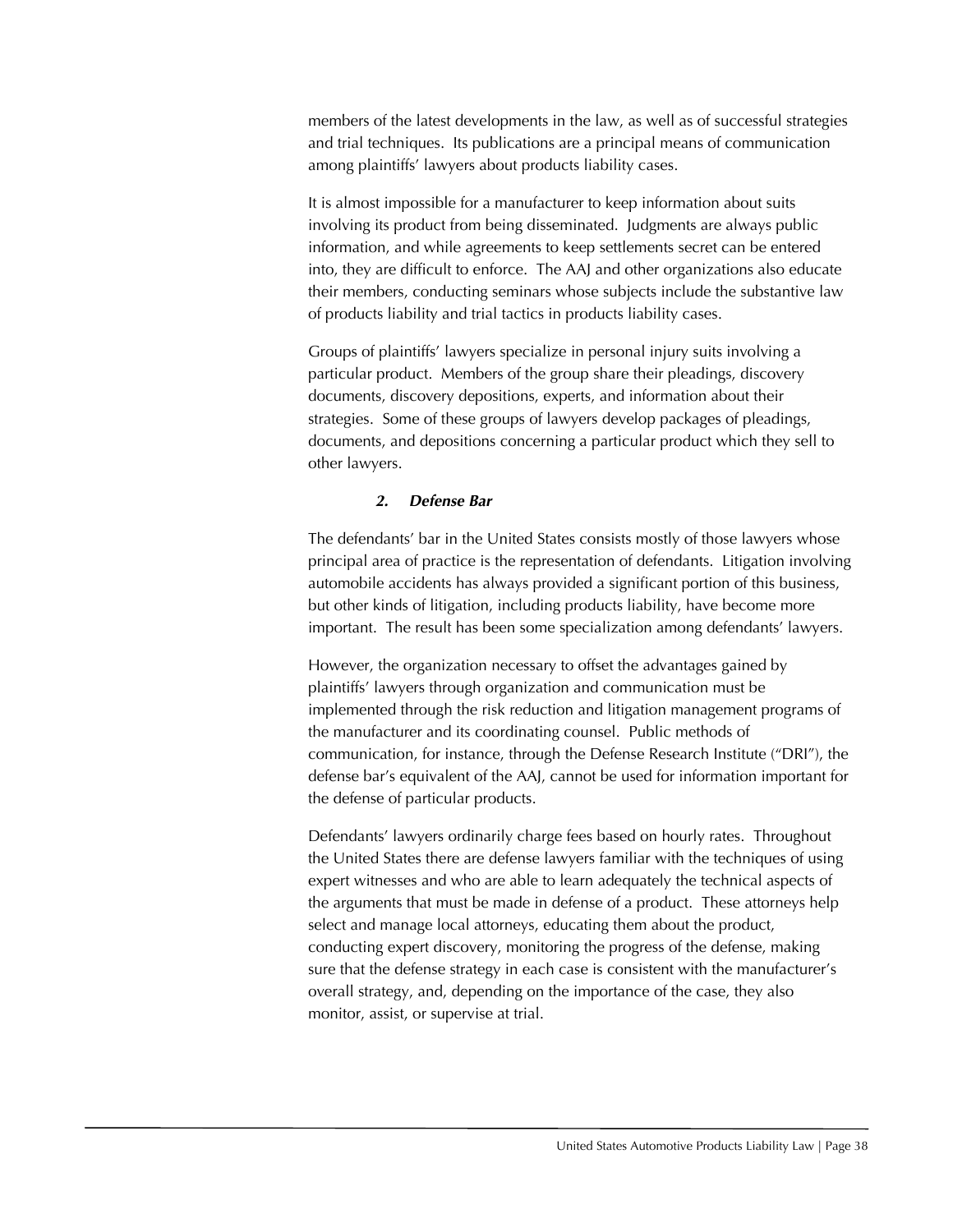members of the latest developments in the law, as well as of successful strategies and trial techniques. Its publications are a principal means of communication among plaintiffs' lawyers about products liability cases.

It is almost impossible for a manufacturer to keep information about suits involving its product from being disseminated. Judgments are always public information, and while agreements to keep settlements secret can be entered into, they are difficult to enforce. The AAJ and other organizations also educate their members, conducting seminars whose subjects include the substantive law of products liability and trial tactics in products liability cases.

Groups of plaintiffs' lawyers specialize in personal injury suits involving a particular product. Members of the group share their pleadings, discovery documents, discovery depositions, experts, and information about their strategies. Some of these groups of lawyers develop packages of pleadings, documents, and depositions concerning a particular product which they sell to other lawyers.

#### *2. Defense Bar*

The defendants' bar in the United States consists mostly of those lawyers whose principal area of practice is the representation of defendants. Litigation involving automobile accidents has always provided a significant portion of this business, but other kinds of litigation, including products liability, have become more important. The result has been some specialization among defendants' lawyers.

However, the organization necessary to offset the advantages gained by plaintiffs' lawyers through organization and communication must be implemented through the risk reduction and litigation management programs of the manufacturer and its coordinating counsel. Public methods of communication, for instance, through the Defense Research Institute ("DRI"), the defense bar's equivalent of the AAJ, cannot be used for information important for the defense of particular products.

Defendants' lawyers ordinarily charge fees based on hourly rates. Throughout the United States there are defense lawyers familiar with the techniques of using expert witnesses and who are able to learn adequately the technical aspects of the arguments that must be made in defense of a product. These attorneys help select and manage local attorneys, educating them about the product, conducting expert discovery, monitoring the progress of the defense, making sure that the defense strategy in each case is consistent with the manufacturer's overall strategy, and, depending on the importance of the case, they also monitor, assist, or supervise at trial.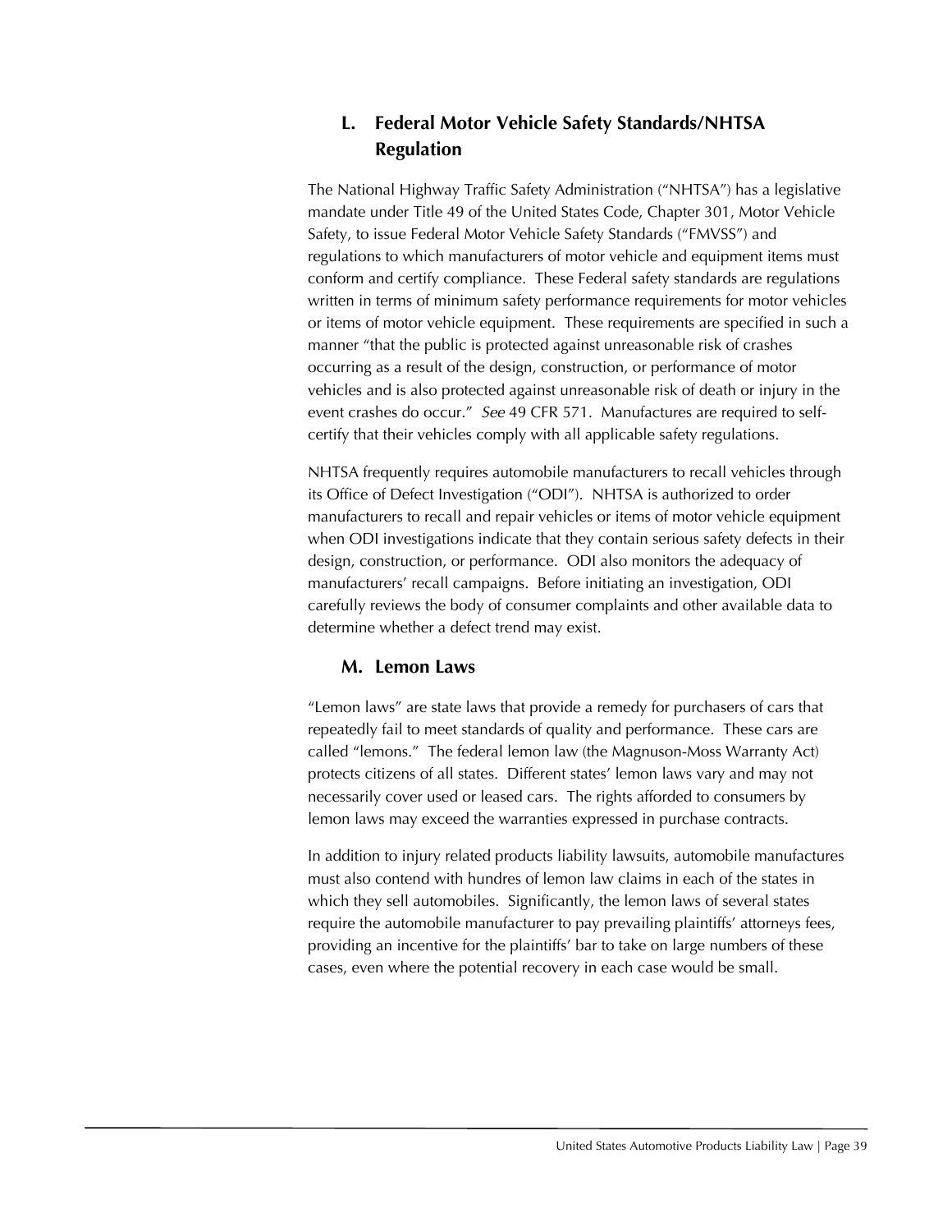## L. Federal Motor Vehicle Safety Standards/NHTSA Regulation

The National Highway Traffic Safety Administration ("NHTSA") has a legislative mandate under Title 49 of the United States Code, Chapter 301, Motor Vehicle Safety, to issue Federal Motor Vehicle Safety Standards ("FMVSS") and regulations to which manufacturers of motor vehicle and equipment items must conform and certify compliance. These Federal safety standards are regulations written in terms of minimum safety performance requirements for motor vehicles or items of motor vehicle equipment. These requirements are specified in such a manner "that the public is protected against unreasonable risk of crashes occurring as a result of the design, construction, or performance of motor vehicles and is also protected against unreasonable risk of death or injury in the event crashes do occur." *See* 49 CFR 571. Manufactures are required to self-certify that their vehicles comply with all applicable safety regulations.

NHTSA frequently requires automobile manufacturers to recall vehicles through its Office of Defect Investigation ("ODI"). NHTSA is authorized to order manufacturers to recall and repair vehicles or items of motor vehicle equipment when ODI investigations indicate that they contain serious safety defects in their design, construction, or performance. ODI also monitors the adequacy of manufacturers' recall campaigns. Before initiating an investigation, ODI carefully reviews the body of consumer complaints and other available data to determine whether a defect trend may exist.

## M. Lemon Laws

"Lemon laws" are state laws that provide a remedy for purchasers of cars that repeatedly fail to meet standards of quality and performance. These cars are called "lemons." The federal lemon law (the Magnuson-Moss Warranty Act) protects citizens of all states. Different states' lemon laws vary and may not necessarily cover used or leased cars. The rights afforded to consumers by lemon laws may exceed the warranties expressed in purchase contracts.

In addition to injury related products liability lawsuits, automobile manufactures must also contend with hundres of lemon law claims in each of the states in which they sell automobiles. Significantly, the lemon laws of several states require the automobile manufacturer to pay prevailing plaintiffs' attorneys fees, providing an incentive for the plaintiffs' bar to take on large numbers of these cases, even where the potential recovery in each case would be small.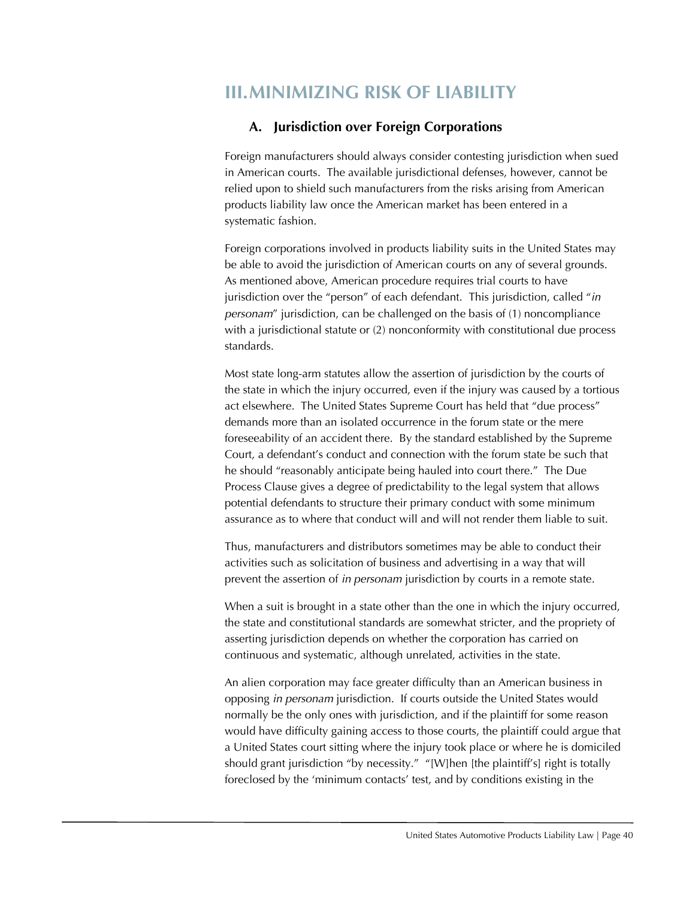# III. MINIMIZING RISK OF LIABILITY

## A. Jurisdiction over Foreign Corporations

Foreign manufacturers should always consider contesting jurisdiction when sued in American courts. The available jurisdictional defenses, however, cannot be relied upon to shield such manufacturers from the risks arising from American products liability law once the American market has been entered in a systematic fashion.

Foreign corporations involved in products liability suits in the United States may be able to avoid the jurisdiction of American courts on any of several grounds. As mentioned above, American procedure requires trial courts to have jurisdiction over the "person" of each defendant. This jurisdiction, called "*in personam*" jurisdiction, can be challenged on the basis of (1) noncompliance with a jurisdictional statute or (2) nonconformity with constitutional due process standards.

Most state long-arm statutes allow the assertion of jurisdiction by the courts of the state in which the injury occurred, even if the injury was caused by a tortious act elsewhere. The United States Supreme Court has held that "due process" demands more than an isolated occurrence in the forum state or the mere foreseeability of an accident there. By the standard established by the Supreme Court, a defendant's conduct and connection with the forum state be such that he should "reasonably anticipate being hauled into court there." The Due Process Clause gives a degree of predictability to the legal system that allows potential defendants to structure their primary conduct with some minimum assurance as to where that conduct will and will not render them liable to suit.

Thus, manufacturers and distributors sometimes may be able to conduct their activities such as solicitation of business and advertising in a way that will prevent the assertion of *in personam* jurisdiction by courts in a remote state.

When a suit is brought in a state other than the one in which the injury occurred, the state and constitutional standards are somewhat stricter, and the propriety of asserting jurisdiction depends on whether the corporation has carried on continuous and systematic, although unrelated, activities in the state.

An alien corporation may face greater difficulty than an American business in opposing *in personam* jurisdiction. If courts outside the United States would normally be the only ones with jurisdiction, and if the plaintiff for some reason would have difficulty gaining access to those courts, the plaintiff could argue that a United States court sitting where the injury took place or where he is domiciled should grant jurisdiction "by necessity." "[W]hen [the plaintiff's] right is totally foreclosed by the 'minimum contacts' test, and by conditions existing in the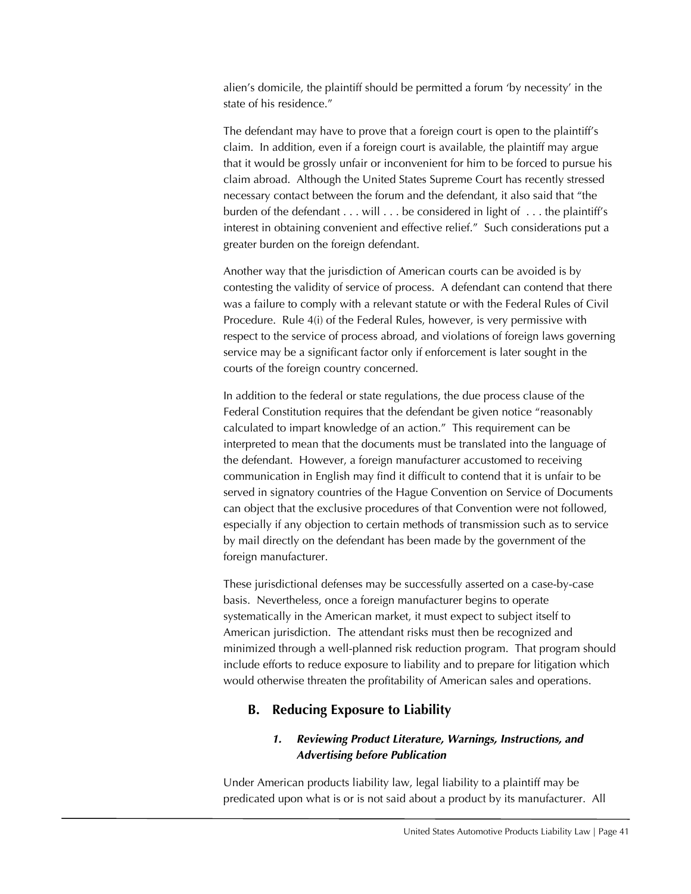alien's domicile, the plaintiff should be permitted a forum 'by necessity' in the state of his residence."

The defendant may have to prove that a foreign court is open to the plaintiff's claim. In addition, even if a foreign court is available, the plaintiff may argue that it would be grossly unfair or inconvenient for him to be forced to pursue his claim abroad. Although the United States Supreme Court has recently stressed necessary contact between the forum and the defendant, it also said that "the burden of the defendant . . . will . . . be considered in light of . . . the plaintiff's interest in obtaining convenient and effective relief." Such considerations put a greater burden on the foreign defendant.

Another way that the jurisdiction of American courts can be avoided is by contesting the validity of service of process. A defendant can contend that there was a failure to comply with a relevant statute or with the Federal Rules of Civil Procedure. Rule 4(i) of the Federal Rules, however, is very permissive with respect to the service of process abroad, and violations of foreign laws governing service may be a significant factor only if enforcement is later sought in the courts of the foreign country concerned.

In addition to the federal or state regulations, the due process clause of the Federal Constitution requires that the defendant be given notice "reasonably calculated to impart knowledge of an action." This requirement can be interpreted to mean that the documents must be translated into the language of the defendant. However, a foreign manufacturer accustomed to receiving communication in English may find it difficult to contend that it is unfair to be served in signatory countries of the Hague Convention on Service of Documents can object that the exclusive procedures of that Convention were not followed, especially if any objection to certain methods of transmission such as to service by mail directly on the defendant has been made by the government of the foreign manufacturer.

These jurisdictional defenses may be successfully asserted on a case-by-case basis. Nevertheless, once a foreign manufacturer begins to operate systematically in the American market, it must expect to subject itself to American jurisdiction. The attendant risks must then be recognized and minimized through a well-planned risk reduction program. That program should include efforts to reduce exposure to liability and to prepare for litigation which would otherwise threaten the profitability of American sales and operations.

## B. Reducing Exposure to Liability

### *1. Reviewing Product Literature, Warnings, Instructions, and Advertising before Publication*

Under American products liability law, legal liability to a plaintiff may be predicated upon what is or is not said about a product by its manufacturer. All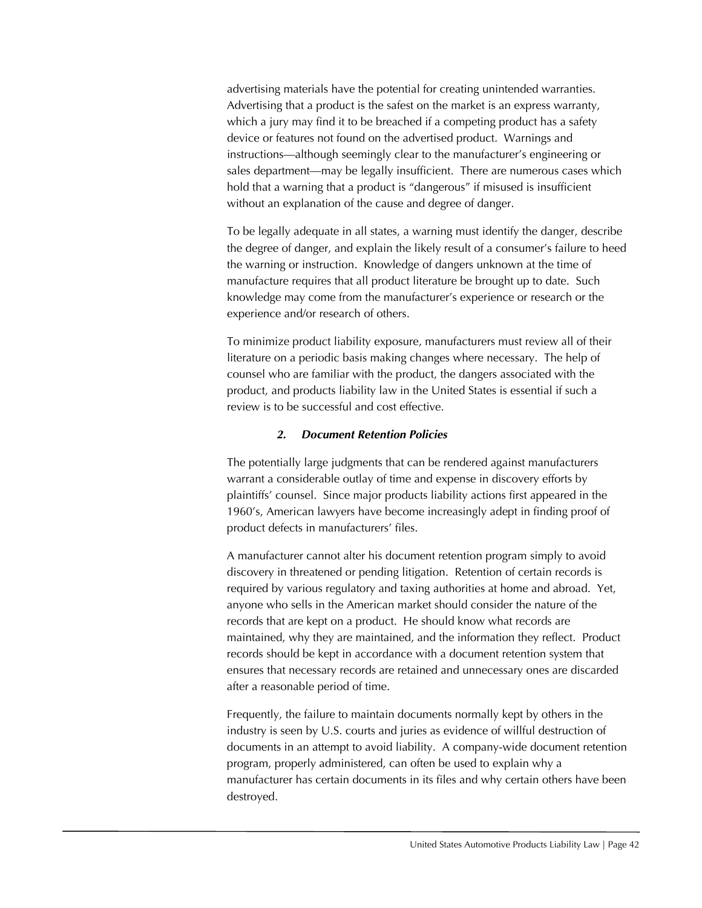advertising materials have the potential for creating unintended warranties. Advertising that a product is the safest on the market is an express warranty, which a jury may find it to be breached if a competing product has a safety device or features not found on the advertised product. Warnings and instructions—although seemingly clear to the manufacturer's engineering or sales department—may be legally insufficient. There are numerous cases which hold that a warning that a product is "dangerous" if misused is insufficient without an explanation of the cause and degree of danger.

To be legally adequate in all states, a warning must identify the danger, describe the degree of danger, and explain the likely result of a consumer's failure to heed the warning or instruction. Knowledge of dangers unknown at the time of manufacture requires that all product literature be brought up to date. Such knowledge may come from the manufacturer's experience or research or the experience and/or research of others.

To minimize product liability exposure, manufacturers must review all of their literature on a periodic basis making changes where necessary. The help of counsel who are familiar with the product, the dangers associated with the product, and products liability law in the United States is essential if such a review is to be successful and cost effective.

#### *2. Document Retention Policies*

The potentially large judgments that can be rendered against manufacturers warrant a considerable outlay of time and expense in discovery efforts by plaintiffs' counsel. Since major products liability actions first appeared in the 1960's, American lawyers have become increasingly adept in finding proof of product defects in manufacturers' files.

A manufacturer cannot alter his document retention program simply to avoid discovery in threatened or pending litigation. Retention of certain records is required by various regulatory and taxing authorities at home and abroad. Yet, anyone who sells in the American market should consider the nature of the records that are kept on a product. He should know what records are maintained, why they are maintained, and the information they reflect. Product records should be kept in accordance with a document retention system that ensures that necessary records are retained and unnecessary ones are discarded after a reasonable period of time.

Frequently, the failure to maintain documents normally kept by others in the industry is seen by U.S. courts and juries as evidence of willful destruction of documents in an attempt to avoid liability. A company-wide document retention program, properly administered, can often be used to explain why a manufacturer has certain documents in its files and why certain others have been destroyed.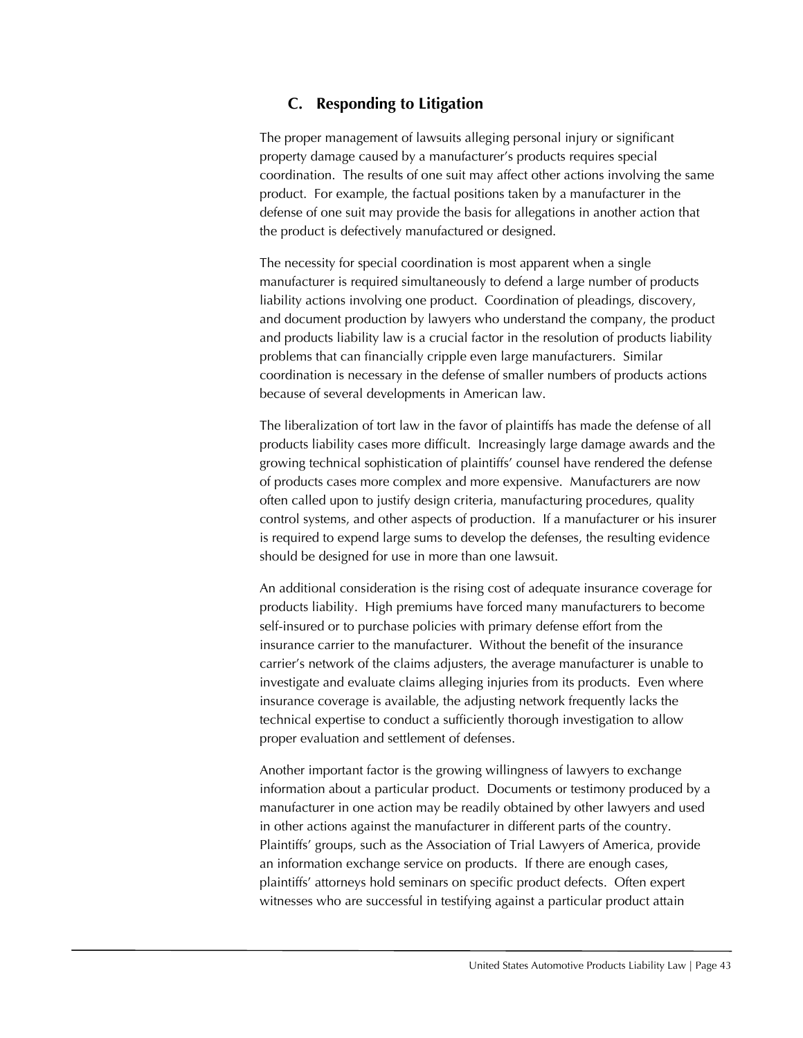## C. Responding to Litigation

The proper management of lawsuits alleging personal injury or significant property damage caused by a manufacturer's products requires special coordination. The results of one suit may affect other actions involving the same product. For example, the factual positions taken by a manufacturer in the defense of one suit may provide the basis for allegations in another action that the product is defectively manufactured or designed.

The necessity for special coordination is most apparent when a single manufacturer is required simultaneously to defend a large number of products liability actions involving one product. Coordination of pleadings, discovery, and document production by lawyers who understand the company, the product and products liability law is a crucial factor in the resolution of products liability problems that can financially cripple even large manufacturers. Similar coordination is necessary in the defense of smaller numbers of products actions because of several developments in American law.

The liberalization of tort law in the favor of plaintiffs has made the defense of all products liability cases more difficult. Increasingly large damage awards and the growing technical sophistication of plaintiffs' counsel have rendered the defense of products cases more complex and more expensive. Manufacturers are now often called upon to justify design criteria, manufacturing procedures, quality control systems, and other aspects of production. If a manufacturer or his insurer is required to expend large sums to develop the defenses, the resulting evidence should be designed for use in more than one lawsuit.

An additional consideration is the rising cost of adequate insurance coverage for products liability. High premiums have forced many manufacturers to become self-insured or to purchase policies with primary defense effort from the insurance carrier to the manufacturer. Without the benefit of the insurance carrier's network of the claims adjusters, the average manufacturer is unable to investigate and evaluate claims alleging injuries from its products. Even where insurance coverage is available, the adjusting network frequently lacks the technical expertise to conduct a sufficiently thorough investigation to allow proper evaluation and settlement of defenses.

Another important factor is the growing willingness of lawyers to exchange information about a particular product. Documents or testimony produced by a manufacturer in one action may be readily obtained by other lawyers and used in other actions against the manufacturer in different parts of the country. Plaintiffs' groups, such as the Association of Trial Lawyers of America, provide an information exchange service on products. If there are enough cases, plaintiffs' attorneys hold seminars on specific product defects. Often expert witnesses who are successful in testifying against a particular product attain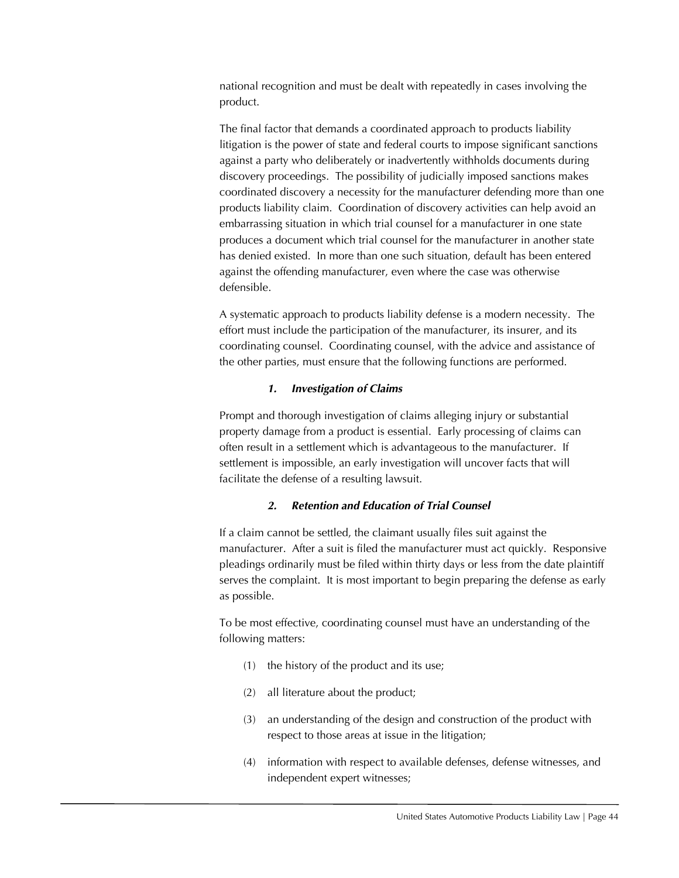national recognition and must be dealt with repeatedly in cases involving the product.

The final factor that demands a coordinated approach to products liability litigation is the power of state and federal courts to impose significant sanctions against a party who deliberately or inadvertently withholds documents during discovery proceedings. The possibility of judicially imposed sanctions makes coordinated discovery a necessity for the manufacturer defending more than one products liability claim. Coordination of discovery activities can help avoid an embarrassing situation in which trial counsel for a manufacturer in one state produces a document which trial counsel for the manufacturer in another state has denied existed. In more than one such situation, default has been entered against the offending manufacturer, even where the case was otherwise defensible.

A systematic approach to products liability defense is a modern necessity. The effort must include the participation of the manufacturer, its insurer, and its coordinating counsel. Coordinating counsel, with the advice and assistance of the other parties, must ensure that the following functions are performed.

***1. Investigation of Claims***

Prompt and thorough investigation of claims alleging injury or substantial property damage from a product is essential. Early processing of claims can often result in a settlement which is advantageous to the manufacturer. If settlement is impossible, an early investigation will uncover facts that will facilitate the defense of a resulting lawsuit.

***2. Retention and Education of Trial Counsel***

If a claim cannot be settled, the claimant usually files suit against the manufacturer. After a suit is filed the manufacturer must act quickly. Responsive pleadings ordinarily must be filed within thirty days or less from the date plaintiff serves the complaint. It is most important to begin preparing the defense as early as possible.

To be most effective, coordinating counsel must have an understanding of the following matters:

(1) the history of the product and its use;

(2) all literature about the product;

(3) an understanding of the design and construction of the product with respect to those areas at issue in the litigation;

(4) information with respect to available defenses, defense witnesses, and independent expert witnesses;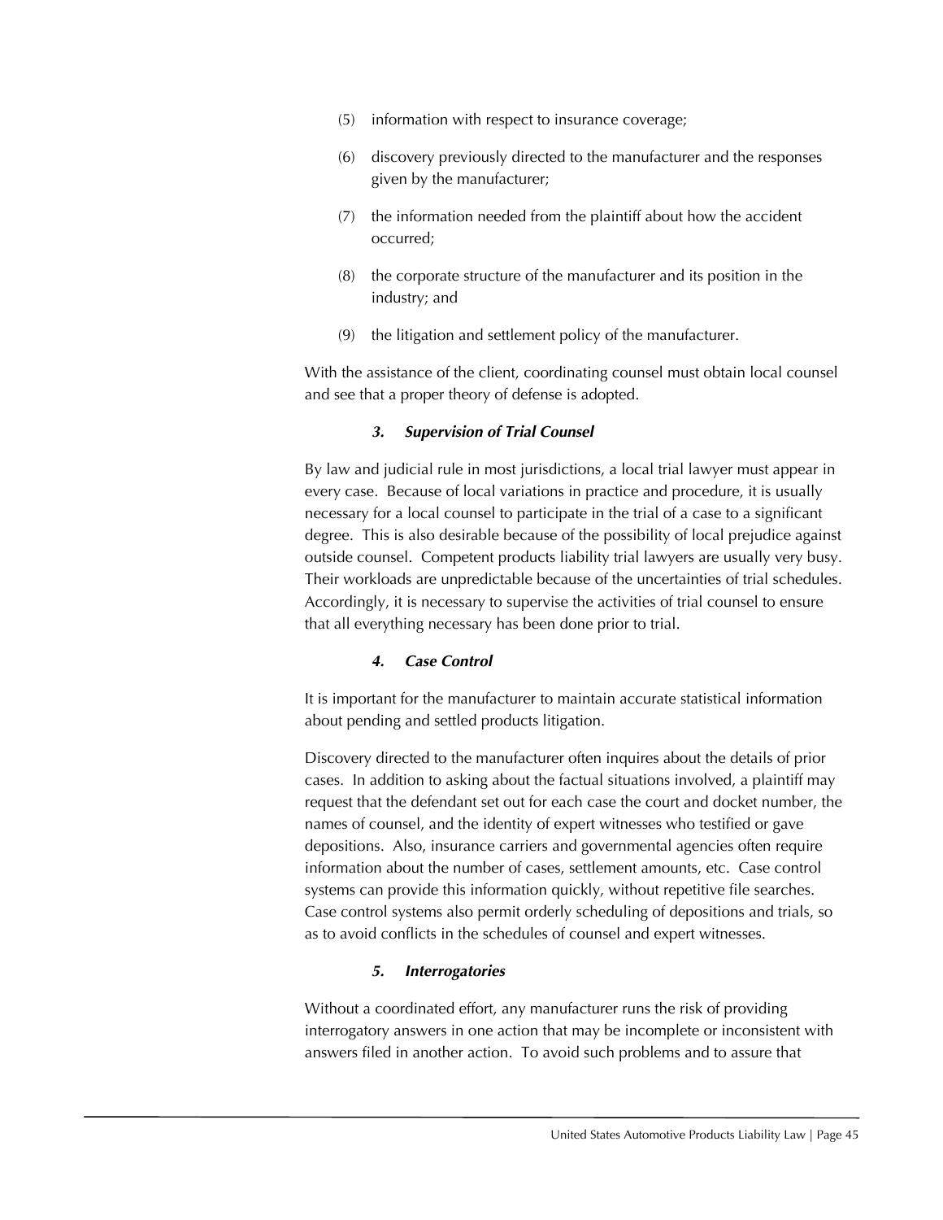(5) information with respect to insurance coverage;

(6) discovery previously directed to the manufacturer and the responses given by the manufacturer;

(7) the information needed from the plaintiff about how the accident occurred;

(8) the corporate structure of the manufacturer and its position in the industry; and

(9) the litigation and settlement policy of the manufacturer.

With the assistance of the client, coordinating counsel must obtain local counsel and see that a proper theory of defense is adopted.

#### *3. Supervision of Trial Counsel*

By law and judicial rule in most jurisdictions, a local trial lawyer must appear in every case. Because of local variations in practice and procedure, it is usually necessary for a local counsel to participate in the trial of a case to a significant degree. This is also desirable because of the possibility of local prejudice against outside counsel. Competent products liability trial lawyers are usually very busy. Their workloads are unpredictable because of the uncertainties of trial schedules. Accordingly, it is necessary to supervise the activities of trial counsel to ensure that all everything necessary has been done prior to trial.

#### *4. Case Control*

It is important for the manufacturer to maintain accurate statistical information about pending and settled products litigation.

Discovery directed to the manufacturer often inquires about the details of prior cases. In addition to asking about the factual situations involved, a plaintiff may request that the defendant set out for each case the court and docket number, the names of counsel, and the identity of expert witnesses who testified or gave depositions. Also, insurance carriers and governmental agencies often require information about the number of cases, settlement amounts, etc. Case control systems can provide this information quickly, without repetitive file searches. Case control systems also permit orderly scheduling of depositions and trials, so as to avoid conflicts in the schedules of counsel and expert witnesses.

#### *5. Interrogatories*

Without a coordinated effort, any manufacturer runs the risk of providing interrogatory answers in one action that may be incomplete or inconsistent with answers filed in another action. To avoid such problems and to assure that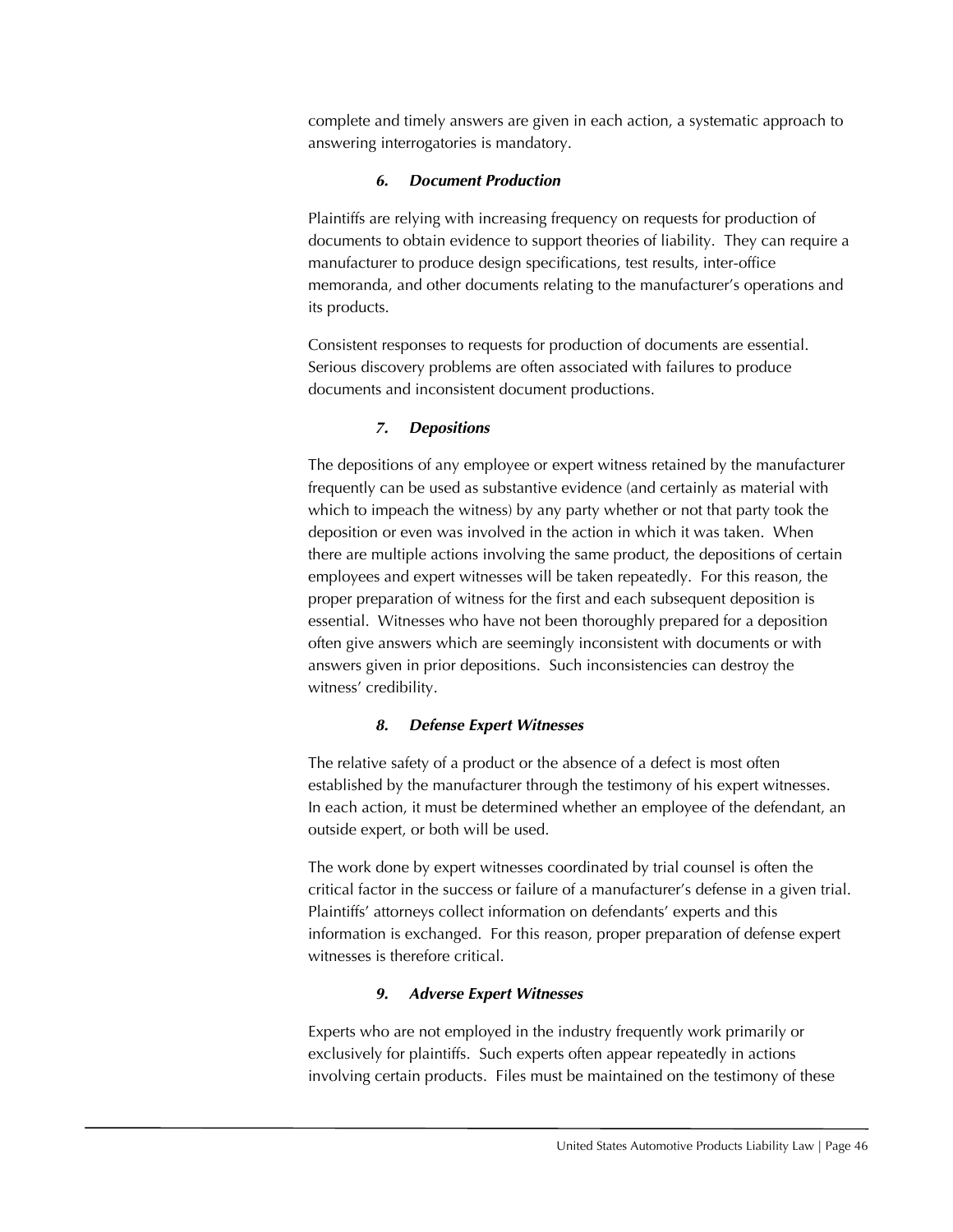complete and timely answers are given in each action, a systematic approach to answering interrogatories is mandatory.

#### *6. Document Production*

Plaintiffs are relying with increasing frequency on requests for production of documents to obtain evidence to support theories of liability. They can require a manufacturer to produce design specifications, test results, inter-office memoranda, and other documents relating to the manufacturer's operations and its products.

Consistent responses to requests for production of documents are essential. Serious discovery problems are often associated with failures to produce documents and inconsistent document productions.

#### *7. Depositions*

The depositions of any employee or expert witness retained by the manufacturer frequently can be used as substantive evidence (and certainly as material with which to impeach the witness) by any party whether or not that party took the deposition or even was involved in the action in which it was taken. When there are multiple actions involving the same product, the depositions of certain employees and expert witnesses will be taken repeatedly. For this reason, the proper preparation of witness for the first and each subsequent deposition is essential. Witnesses who have not been thoroughly prepared for a deposition often give answers which are seemingly inconsistent with documents or with answers given in prior depositions. Such inconsistencies can destroy the witness' credibility.

#### *8. Defense Expert Witnesses*

The relative safety of a product or the absence of a defect is most often established by the manufacturer through the testimony of his expert witnesses. In each action, it must be determined whether an employee of the defendant, an outside expert, or both will be used.

The work done by expert witnesses coordinated by trial counsel is often the critical factor in the success or failure of a manufacturer's defense in a given trial. Plaintiffs' attorneys collect information on defendants' experts and this information is exchanged. For this reason, proper preparation of defense expert witnesses is therefore critical.

#### *9. Adverse Expert Witnesses*

Experts who are not employed in the industry frequently work primarily or exclusively for plaintiffs. Such experts often appear repeatedly in actions involving certain products. Files must be maintained on the testimony of these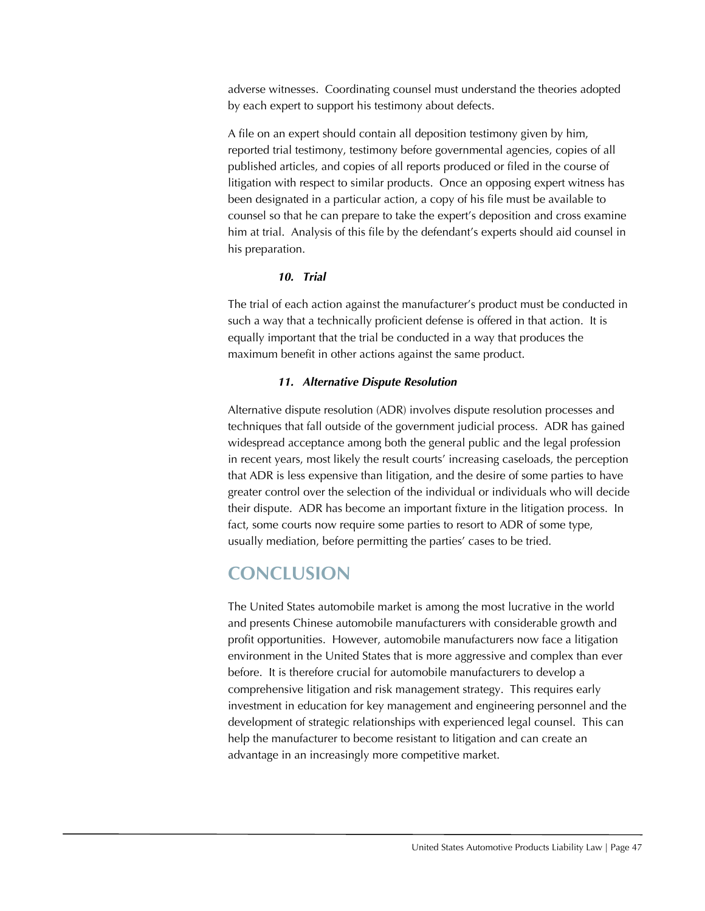adverse witnesses. Coordinating counsel must understand the theories adopted by each expert to support his testimony about defects.

A file on an expert should contain all deposition testimony given by him, reported trial testimony, testimony before governmental agencies, copies of all published articles, and copies of all reports produced or filed in the course of litigation with respect to similar products. Once an opposing expert witness has been designated in a particular action, a copy of his file must be available to counsel so that he can prepare to take the expert's deposition and cross examine him at trial. Analysis of this file by the defendant's experts should aid counsel in his preparation.

#### *10. Trial*

The trial of each action against the manufacturer's product must be conducted in such a way that a technically proficient defense is offered in that action. It is equally important that the trial be conducted in a way that produces the maximum benefit in other actions against the same product.

#### *11. Alternative Dispute Resolution*

Alternative dispute resolution (ADR) involves dispute resolution processes and techniques that fall outside of the government judicial process. ADR has gained widespread acceptance among both the general public and the legal profession in recent years, most likely the result courts' increasing caseloads, the perception that ADR is less expensive than litigation, and the desire of some parties to have greater control over the selection of the individual or individuals who will decide their dispute. ADR has become an important fixture in the litigation process. In fact, some courts now require some parties to resort to ADR of some type, usually mediation, before permitting the parties' cases to be tried.

# CONCLUSION

The United States automobile market is among the most lucrative in the world and presents Chinese automobile manufacturers with considerable growth and profit opportunities. However, automobile manufacturers now face a litigation environment in the United States that is more aggressive and complex than ever before. It is therefore crucial for automobile manufacturers to develop a comprehensive litigation and risk management strategy. This requires early investment in education for key management and engineering personnel and the development of strategic relationships with experienced legal counsel. This can help the manufacturer to become resistant to litigation and can create an advantage in an increasingly more competitive market.